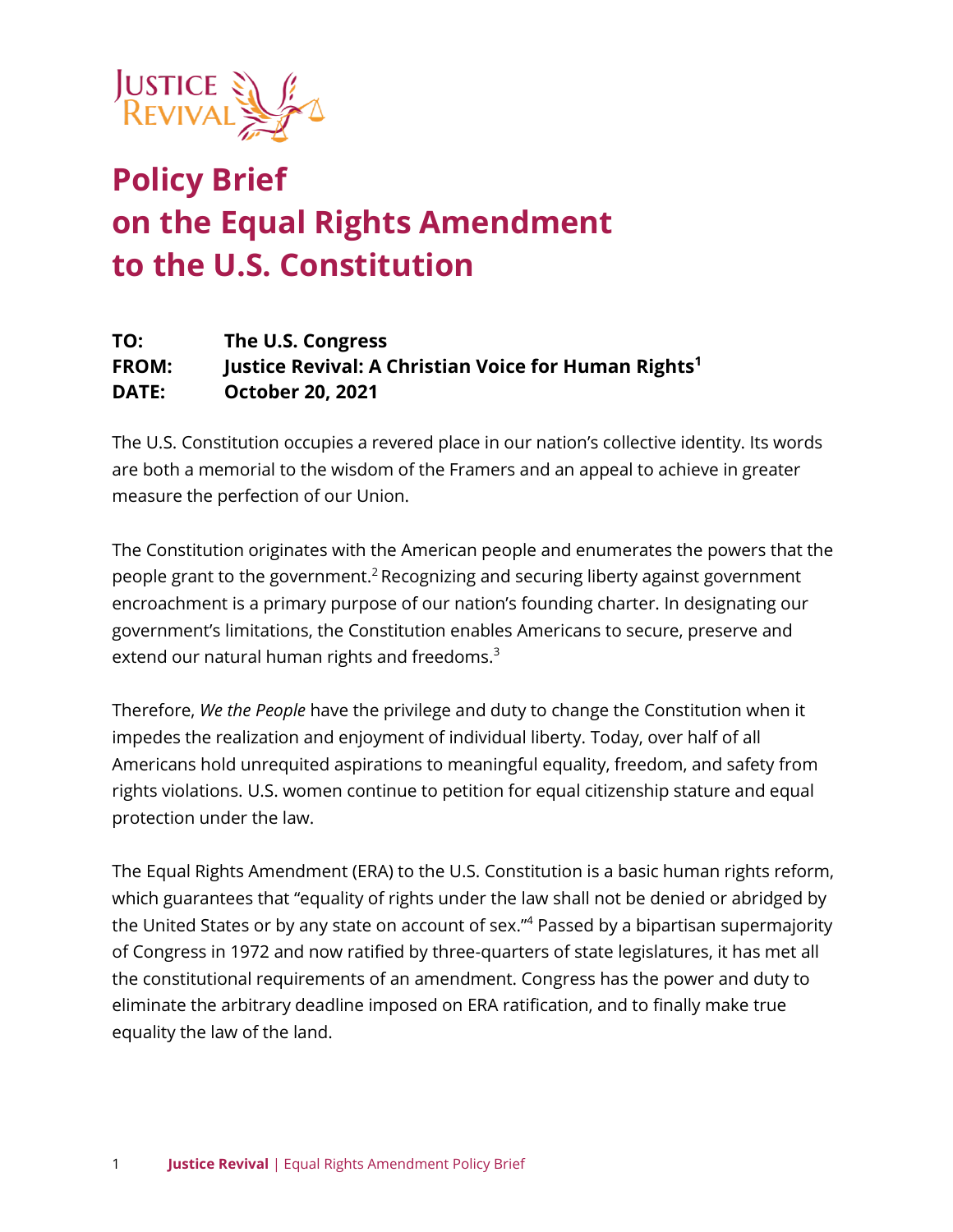# Policy Brief on the Equal Rights Amendment to the U.S. Constitution

**TO:** The U.S. Congress
**FROM:** Justice Revival: A Christian Voice for Human Rights[1]
**DATE:** October 20, 2021

The U.S. Constitution occupies a revered place in our nation's collective identity. Its words are both a memorial to the wisdom of the Framers and an appeal to achieve in greater measure the perfection of our Union.

The Constitution originates with the American people and enumerates the powers that the people grant to the government.[2] Recognizing and securing liberty against government encroachment is a primary purpose of our nation's founding charter. In designating our government's limitations, the Constitution enables Americans to secure, preserve and extend our natural human rights and freedoms.[3]

Therefore, *We the People* have the privilege and duty to change the Constitution when it impedes the realization and enjoyment of individual liberty. Today, over half of all Americans hold unrequited aspirations to meaningful equality, freedom, and safety from rights violations. U.S. women continue to petition for equal citizenship stature and equal protection under the law.

The Equal Rights Amendment (ERA) to the U.S. Constitution is a basic human rights reform, which guarantees that "equality of rights under the law shall not be denied or abridged by the United States or by any state on account of sex."[4] Passed by a bipartisan supermajority of Congress in 1972 and now ratified by three-quarters of state legislatures, it has met all the constitutional requirements of an amendment. Congress has the power and duty to eliminate the arbitrary deadline imposed on ERA ratification, and to finally make true equality the law of the land.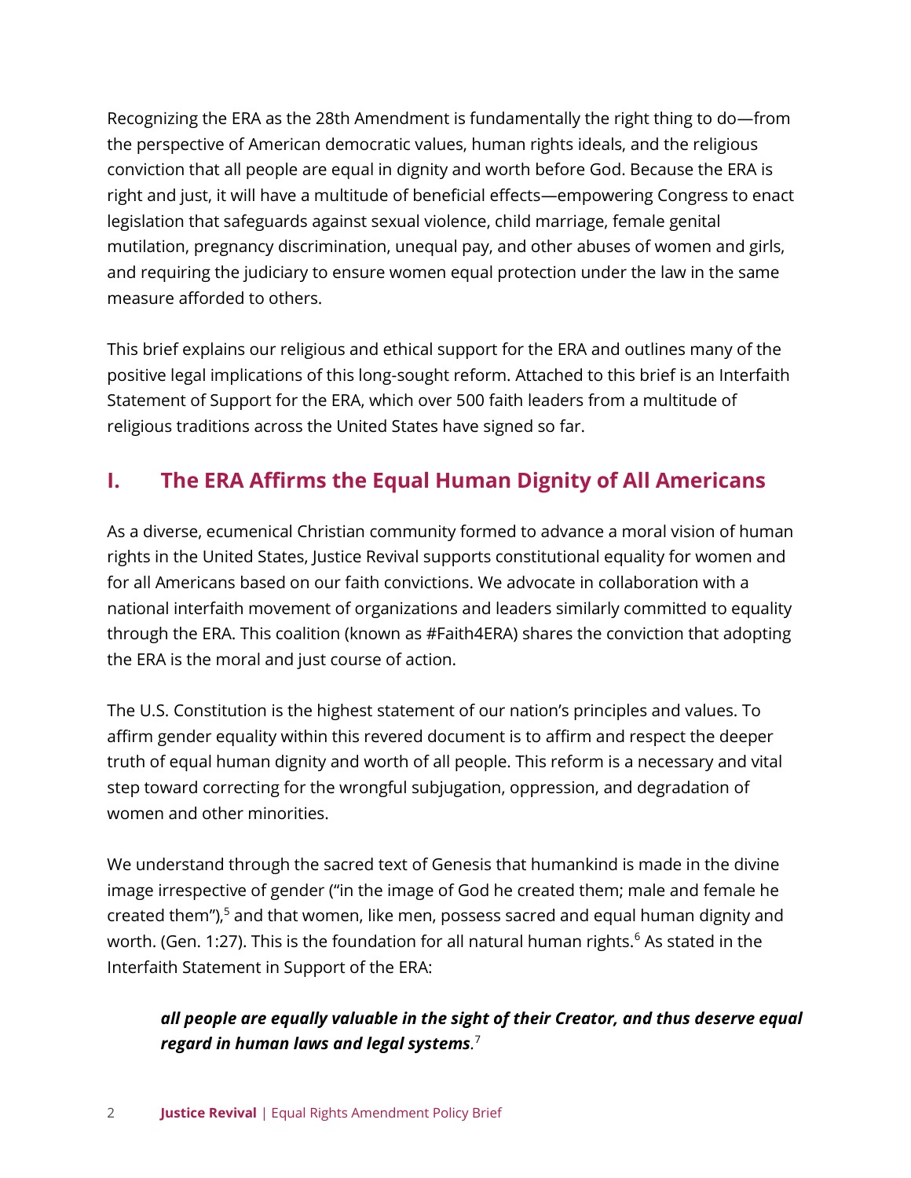Recognizing the ERA as the 28th Amendment is fundamentally the right thing to do—from the perspective of American democratic values, human rights ideals, and the religious conviction that all people are equal in dignity and worth before God. Because the ERA is right and just, it will have a multitude of beneficial effects—empowering Congress to enact legislation that safeguards against sexual violence, child marriage, female genital mutilation, pregnancy discrimination, unequal pay, and other abuses of women and girls, and requiring the judiciary to ensure women equal protection under the law in the same measure afforded to others.

This brief explains our religious and ethical support for the ERA and outlines many of the positive legal implications of this long-sought reform. Attached to this brief is an Interfaith Statement of Support for the ERA, which over 500 faith leaders from a multitude of religious traditions across the United States have signed so far.

## I. The ERA Affirms the Equal Human Dignity of All Americans

As a diverse, ecumenical Christian community formed to advance a moral vision of human rights in the United States, Justice Revival supports constitutional equality for women and for all Americans based on our faith convictions. We advocate in collaboration with a national interfaith movement of organizations and leaders similarly committed to equality through the ERA. This coalition (known as #Faith4ERA) shares the conviction that adopting the ERA is the moral and just course of action.

The U.S. Constitution is the highest statement of our nation's principles and values. To affirm gender equality within this revered document is to affirm and respect the deeper truth of equal human dignity and worth of all people. This reform is a necessary and vital step toward correcting for the wrongful subjugation, oppression, and degradation of women and other minorities.

We understand through the sacred text of Genesis that humankind is made in the divine image irrespective of gender ("in the image of God he created them; male and female he created them"),[5] and that women, like men, possess sacred and equal human dignity and worth. (Gen. 1:27). This is the foundation for all natural human rights.[6] As stated in the Interfaith Statement in Support of the ERA:

> ***all people are equally valuable in the sight of their Creator, and thus deserve equal regard in human laws and legal systems***.[7]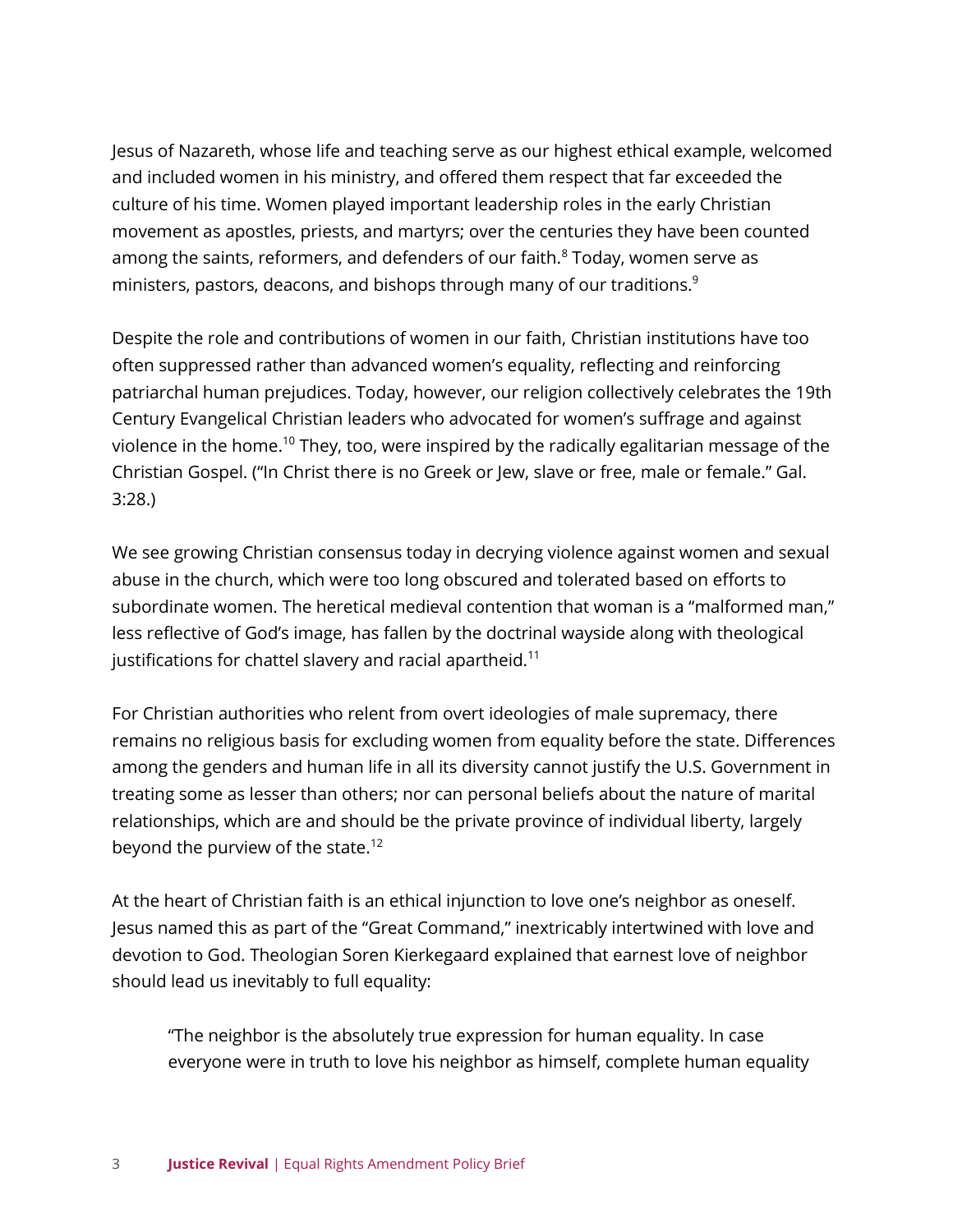Jesus of Nazareth, whose life and teaching serve as our highest ethical example, welcomed and included women in his ministry, and offered them respect that far exceeded the culture of his time. Women played important leadership roles in the early Christian movement as apostles, priests, and martyrs; over the centuries they have been counted among the saints, reformers, and defenders of our faith.[8] Today, women serve as ministers, pastors, deacons, and bishops through many of our traditions.[9]

Despite the role and contributions of women in our faith, Christian institutions have too often suppressed rather than advanced women's equality, reflecting and reinforcing patriarchal human prejudices. Today, however, our religion collectively celebrates the 19th Century Evangelical Christian leaders who advocated for women's suffrage and against violence in the home.[10] They, too, were inspired by the radically egalitarian message of the Christian Gospel. ("In Christ there is no Greek or Jew, slave or free, male or female." Gal. 3:28.)

We see growing Christian consensus today in decrying violence against women and sexual abuse in the church, which were too long obscured and tolerated based on efforts to subordinate women. The heretical medieval contention that woman is a "malformed man," less reflective of God's image, has fallen by the doctrinal wayside along with theological justifications for chattel slavery and racial apartheid.[11]

For Christian authorities who relent from overt ideologies of male supremacy, there remains no religious basis for excluding women from equality before the state. Differences among the genders and human life in all its diversity cannot justify the U.S. Government in treating some as lesser than others; nor can personal beliefs about the nature of marital relationships, which are and should be the private province of individual liberty, largely beyond the purview of the state.[12]

At the heart of Christian faith is an ethical injunction to love one's neighbor as oneself. Jesus named this as part of the "Great Command," inextricably intertwined with love and devotion to God. Theologian Soren Kierkegaard explained that earnest love of neighbor should lead us inevitably to full equality:

> "The neighbor is the absolutely true expression for human equality. In case everyone were in truth to love his neighbor as himself, complete human equality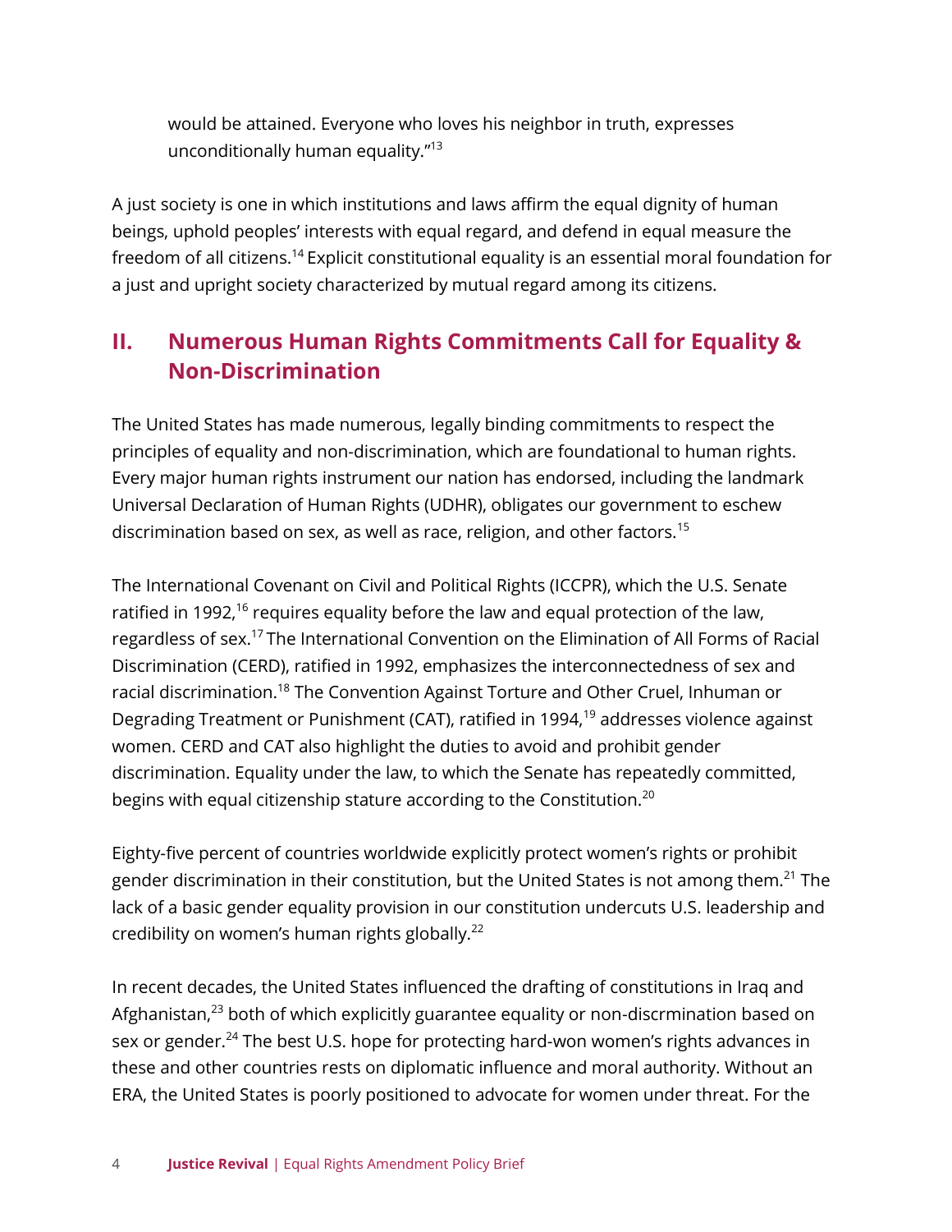> would be attained. Everyone who loves his neighbor in truth, expresses unconditionally human equality."[13]

A just society is one in which institutions and laws affirm the equal dignity of human beings, uphold peoples' interests with equal regard, and defend in equal measure the freedom of all citizens.[14] Explicit constitutional equality is an essential moral foundation for a just and upright society characterized by mutual regard among its citizens.

## II. Numerous Human Rights Commitments Call for Equality & Non-Discrimination

The United States has made numerous, legally binding commitments to respect the principles of equality and non-discrimination, which are foundational to human rights. Every major human rights instrument our nation has endorsed, including the landmark Universal Declaration of Human Rights (UDHR), obligates our government to eschew discrimination based on sex, as well as race, religion, and other factors.[15]

The International Covenant on Civil and Political Rights (ICCPR), which the U.S. Senate ratified in 1992,[16] requires equality before the law and equal protection of the law, regardless of sex.[17] The International Convention on the Elimination of All Forms of Racial Discrimination (CERD), ratified in 1992, emphasizes the interconnectedness of sex and racial discrimination.[18] The Convention Against Torture and Other Cruel, Inhuman or Degrading Treatment or Punishment (CAT), ratified in 1994,[19] addresses violence against women. CERD and CAT also highlight the duties to avoid and prohibit gender discrimination. Equality under the law, to which the Senate has repeatedly committed, begins with equal citizenship stature according to the Constitution.[20]

Eighty-five percent of countries worldwide explicitly protect women's rights or prohibit gender discrimination in their constitution, but the United States is not among them.[21] The lack of a basic gender equality provision in our constitution undercuts U.S. leadership and credibility on women's human rights globally.[22]

In recent decades, the United States influenced the drafting of constitutions in Iraq and Afghanistan,[23] both of which explicitly guarantee equality or non-discrmination based on sex or gender.[24] The best U.S. hope for protecting hard-won women's rights advances in these and other countries rests on diplomatic influence and moral authority. Without an ERA, the United States is poorly positioned to advocate for women under threat. For the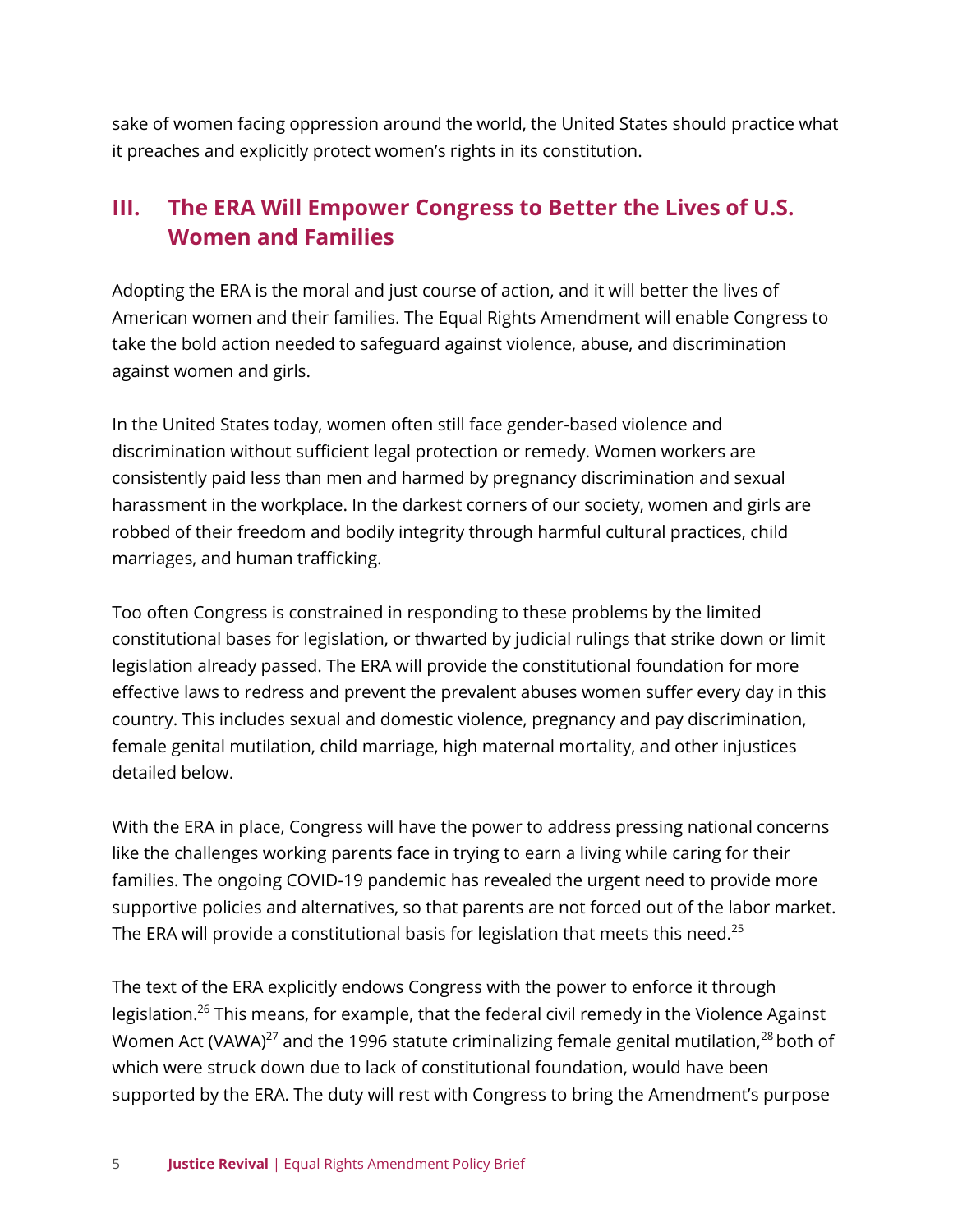sake of women facing oppression around the world, the United States should practice what it preaches and explicitly protect women's rights in its constitution.

## III. The ERA Will Empower Congress to Better the Lives of U.S. Women and Families

Adopting the ERA is the moral and just course of action, and it will better the lives of American women and their families. The Equal Rights Amendment will enable Congress to take the bold action needed to safeguard against violence, abuse, and discrimination against women and girls.

In the United States today, women often still face gender-based violence and discrimination without sufficient legal protection or remedy. Women workers are consistently paid less than men and harmed by pregnancy discrimination and sexual harassment in the workplace. In the darkest corners of our society, women and girls are robbed of their freedom and bodily integrity through harmful cultural practices, child marriages, and human trafficking.

Too often Congress is constrained in responding to these problems by the limited constitutional bases for legislation, or thwarted by judicial rulings that strike down or limit legislation already passed. The ERA will provide the constitutional foundation for more effective laws to redress and prevent the prevalent abuses women suffer every day in this country. This includes sexual and domestic violence, pregnancy and pay discrimination, female genital mutilation, child marriage, high maternal mortality, and other injustices detailed below.

With the ERA in place, Congress will have the power to address pressing national concerns like the challenges working parents face in trying to earn a living while caring for their families. The ongoing COVID-19 pandemic has revealed the urgent need to provide more supportive policies and alternatives, so that parents are not forced out of the labor market. The ERA will provide a constitutional basis for legislation that meets this need.[25]

The text of the ERA explicitly endows Congress with the power to enforce it through legislation.[26] This means, for example, that the federal civil remedy in the Violence Against Women Act (VAWA)[27] and the 1996 statute criminalizing female genital mutilation,[28] both of which were struck down due to lack of constitutional foundation, would have been supported by the ERA. The duty will rest with Congress to bring the Amendment's purpose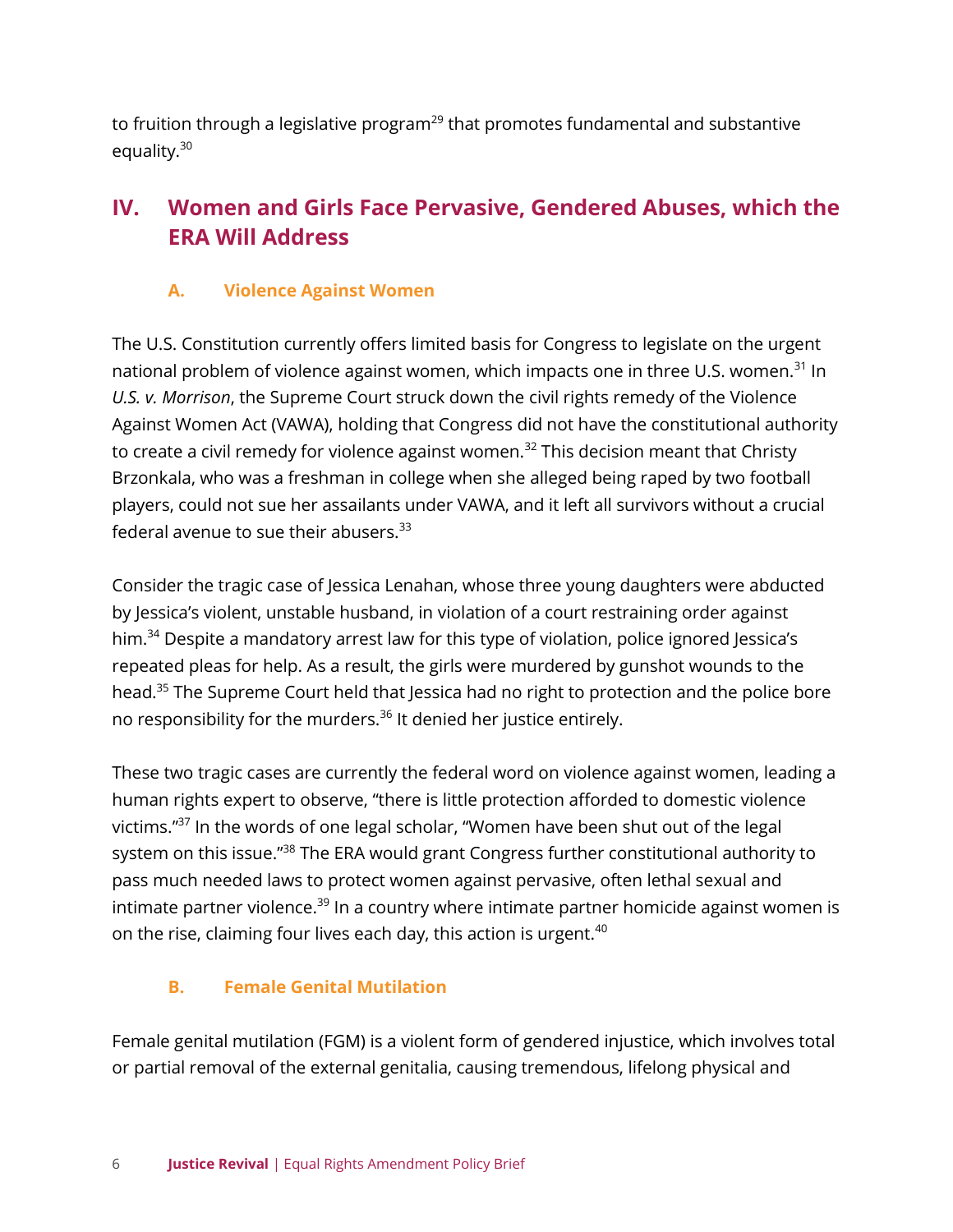to fruition through a legislative program[29] that promotes fundamental and substantive equality.[30]

## IV. Women and Girls Face Pervasive, Gendered Abuses, which the ERA Will Address

### A. Violence Against Women

The U.S. Constitution currently offers limited basis for Congress to legislate on the urgent national problem of violence against women, which impacts one in three U.S. women.[31] In *U.S. v. Morrison*, the Supreme Court struck down the civil rights remedy of the Violence Against Women Act (VAWA), holding that Congress did not have the constitutional authority to create a civil remedy for violence against women.[32] This decision meant that Christy Brzonkala, who was a freshman in college when she alleged being raped by two football players, could not sue her assailants under VAWA, and it left all survivors without a crucial federal avenue to sue their abusers.[33]

Consider the tragic case of Jessica Lenahan, whose three young daughters were abducted by Jessica's violent, unstable husband, in violation of a court restraining order against him.[34] Despite a mandatory arrest law for this type of violation, police ignored Jessica's repeated pleas for help. As a result, the girls were murdered by gunshot wounds to the head.[35] The Supreme Court held that Jessica had no right to protection and the police bore no responsibility for the murders.[36] It denied her justice entirely.

These two tragic cases are currently the federal word on violence against women, leading a human rights expert to observe, "there is little protection afforded to domestic violence victims."[37] In the words of one legal scholar, "Women have been shut out of the legal system on this issue."[38] The ERA would grant Congress further constitutional authority to pass much needed laws to protect women against pervasive, often lethal sexual and intimate partner violence.[39] In a country where intimate partner homicide against women is on the rise, claiming four lives each day, this action is urgent.[40]

### B. Female Genital Mutilation

Female genital mutilation (FGM) is a violent form of gendered injustice, which involves total or partial removal of the external genitalia, causing tremendous, lifelong physical and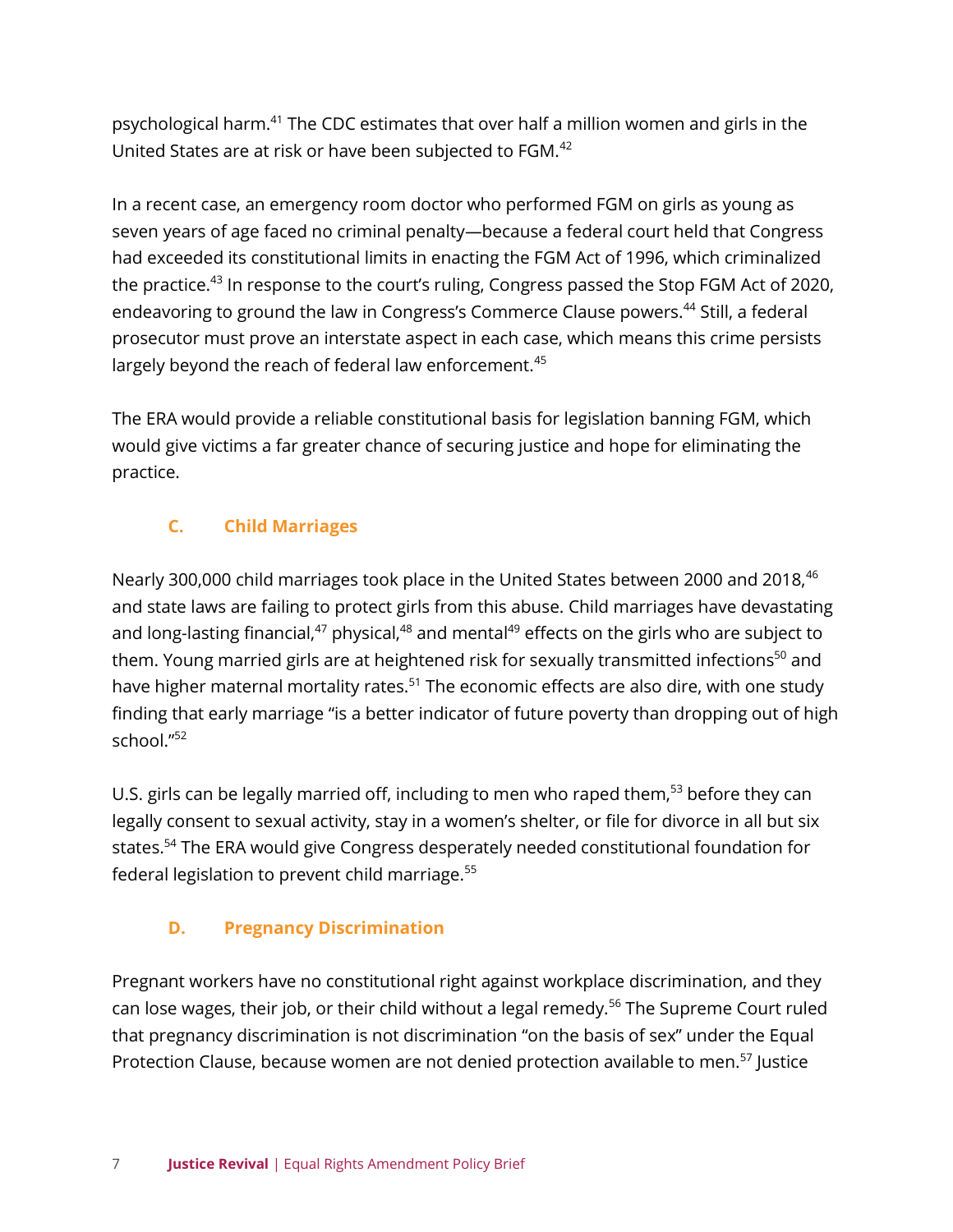psychological harm.[41] The CDC estimates that over half a million women and girls in the United States are at risk or have been subjected to FGM.[42]

In a recent case, an emergency room doctor who performed FGM on girls as young as seven years of age faced no criminal penalty—because a federal court held that Congress had exceeded its constitutional limits in enacting the FGM Act of 1996, which criminalized the practice.[43] In response to the court's ruling, Congress passed the Stop FGM Act of 2020, endeavoring to ground the law in Congress's Commerce Clause powers.[44] Still, a federal prosecutor must prove an interstate aspect in each case, which means this crime persists largely beyond the reach of federal law enforcement.[45]

The ERA would provide a reliable constitutional basis for legislation banning FGM, which would give victims a far greater chance of securing justice and hope for eliminating the practice.

### C. Child Marriages

Nearly 300,000 child marriages took place in the United States between 2000 and 2018,[46] and state laws are failing to protect girls from this abuse. Child marriages have devastating and long-lasting financial,[47] physical,[48] and mental[49] effects on the girls who are subject to them. Young married girls are at heightened risk for sexually transmitted infections[50] and have higher maternal mortality rates.[51] The economic effects are also dire, with one study finding that early marriage "is a better indicator of future poverty than dropping out of high school."[52]

U.S. girls can be legally married off, including to men who raped them,[53] before they can legally consent to sexual activity, stay in a women's shelter, or file for divorce in all but six states.[54] The ERA would give Congress desperately needed constitutional foundation for federal legislation to prevent child marriage.[55]

### D. Pregnancy Discrimination

Pregnant workers have no constitutional right against workplace discrimination, and they can lose wages, their job, or their child without a legal remedy.[56] The Supreme Court ruled that pregnancy discrimination is not discrimination "on the basis of sex" under the Equal Protection Clause, because women are not denied protection available to men.[57] Justice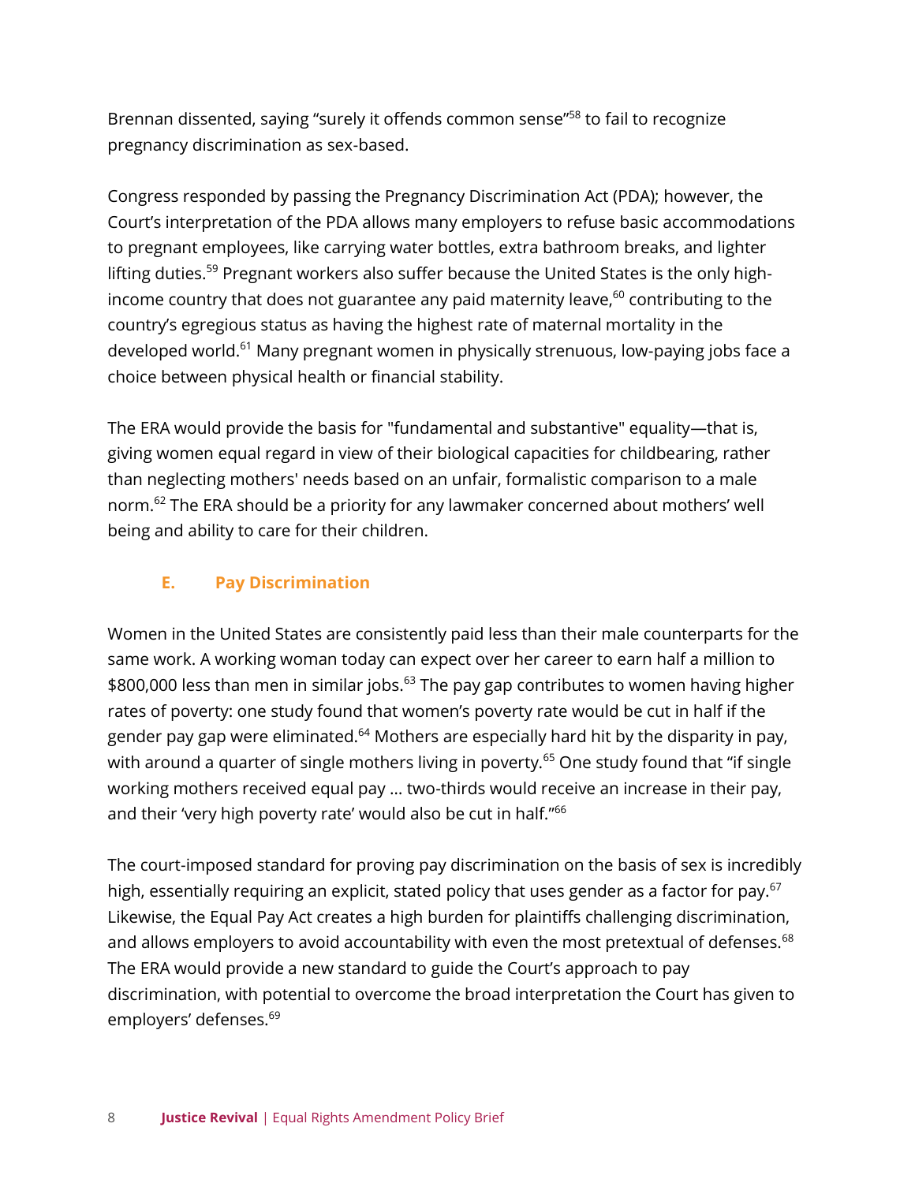Brennan dissented, saying "surely it offends common sense"[58] to fail to recognize pregnancy discrimination as sex-based.

Congress responded by passing the Pregnancy Discrimination Act (PDA); however, the Court's interpretation of the PDA allows many employers to refuse basic accommodations to pregnant employees, like carrying water bottles, extra bathroom breaks, and lighter lifting duties.[59] Pregnant workers also suffer because the United States is the only high-income country that does not guarantee any paid maternity leave,[60] contributing to the country's egregious status as having the highest rate of maternal mortality in the developed world.[61] Many pregnant women in physically strenuous, low-paying jobs face a choice between physical health or financial stability.

The ERA would provide the basis for "fundamental and substantive" equality—that is, giving women equal regard in view of their biological capacities for childbearing, rather than neglecting mothers' needs based on an unfair, formalistic comparison to a male norm.[62] The ERA should be a priority for any lawmaker concerned about mothers' well being and ability to care for their children.

### E. Pay Discrimination

Women in the United States are consistently paid less than their male counterparts for the same work. A working woman today can expect over her career to earn half a million to $800,000 less than men in similar jobs.[63] The pay gap contributes to women having higher rates of poverty: one study found that women's poverty rate would be cut in half if the gender pay gap were eliminated.[64] Mothers are especially hard hit by the disparity in pay, with around a quarter of single mothers living in poverty.[65] One study found that "if single working mothers received equal pay … two-thirds would receive an increase in their pay, and their 'very high poverty rate' would also be cut in half."[66]

The court-imposed standard for proving pay discrimination on the basis of sex is incredibly high, essentially requiring an explicit, stated policy that uses gender as a factor for pay.[67] Likewise, the Equal Pay Act creates a high burden for plaintiffs challenging discrimination, and allows employers to avoid accountability with even the most pretextual of defenses.[68] The ERA would provide a new standard to guide the Court's approach to pay discrimination, with potential to overcome the broad interpretation the Court has given to employers' defenses.[69]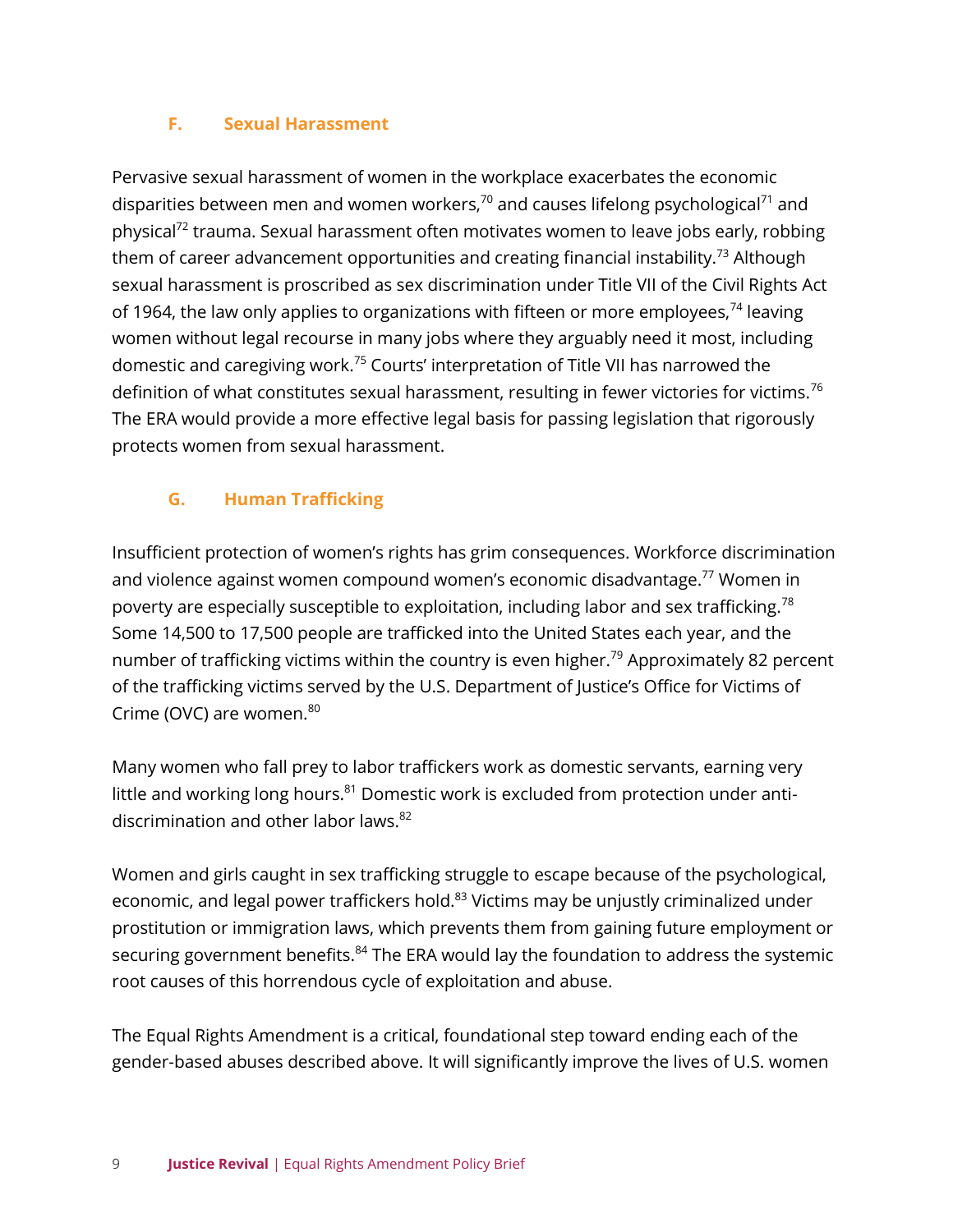### F. Sexual Harassment

Pervasive sexual harassment of women in the workplace exacerbates the economic disparities between men and women workers,[70] and causes lifelong psychological[71] and physical[72] trauma. Sexual harassment often motivates women to leave jobs early, robbing them of career advancement opportunities and creating financial instability.[73] Although sexual harassment is proscribed as sex discrimination under Title VII of the Civil Rights Act of 1964, the law only applies to organizations with fifteen or more employees,[74] leaving women without legal recourse in many jobs where they arguably need it most, including domestic and caregiving work.[75] Courts' interpretation of Title VII has narrowed the definition of what constitutes sexual harassment, resulting in fewer victories for victims.[76] The ERA would provide a more effective legal basis for passing legislation that rigorously protects women from sexual harassment.

### G. Human Trafficking

Insufficient protection of women's rights has grim consequences. Workforce discrimination and violence against women compound women's economic disadvantage.[77] Women in poverty are especially susceptible to exploitation, including labor and sex trafficking.[78] Some 14,500 to 17,500 people are trafficked into the United States each year, and the number of trafficking victims within the country is even higher.[79] Approximately 82 percent of the trafficking victims served by the U.S. Department of Justice's Office for Victims of Crime (OVC) are women.[80]

Many women who fall prey to labor traffickers work as domestic servants, earning very little and working long hours.[81] Domestic work is excluded from protection under anti-discrimination and other labor laws.[82]

Women and girls caught in sex trafficking struggle to escape because of the psychological, economic, and legal power traffickers hold.[83] Victims may be unjustly criminalized under prostitution or immigration laws, which prevents them from gaining future employment or securing government benefits.[84] The ERA would lay the foundation to address the systemic root causes of this horrendous cycle of exploitation and abuse.

The Equal Rights Amendment is a critical, foundational step toward ending each of the gender-based abuses described above. It will significantly improve the lives of U.S. women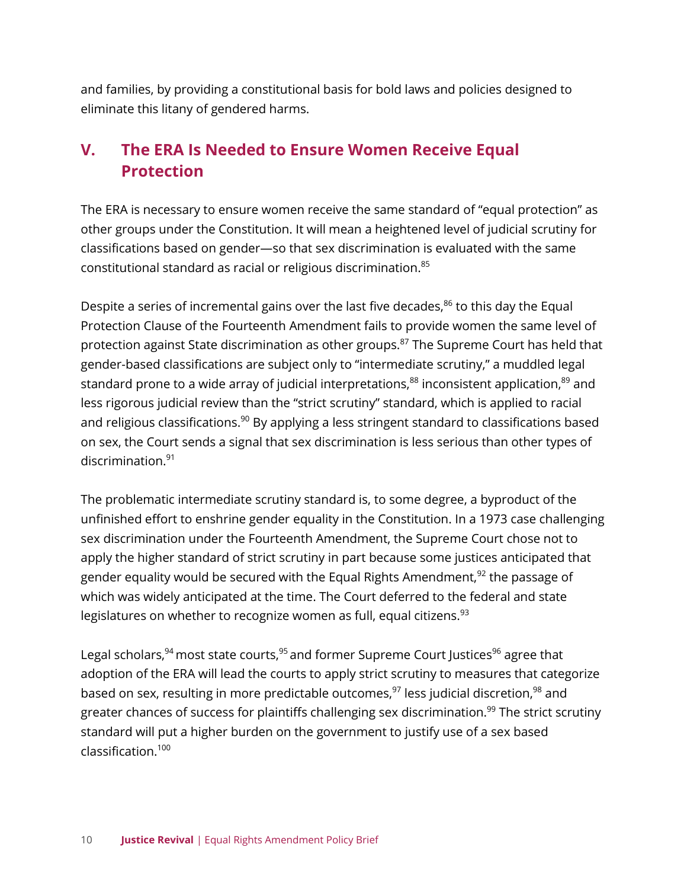and families, by providing a constitutional basis for bold laws and policies designed to eliminate this litany of gendered harms.

## V. The ERA Is Needed to Ensure Women Receive Equal Protection

The ERA is necessary to ensure women receive the same standard of "equal protection" as other groups under the Constitution. It will mean a heightened level of judicial scrutiny for classifications based on gender—so that sex discrimination is evaluated with the same constitutional standard as racial or religious discrimination.[85]

Despite a series of incremental gains over the last five decades,[86] to this day the Equal Protection Clause of the Fourteenth Amendment fails to provide women the same level of protection against State discrimination as other groups.[87] The Supreme Court has held that gender-based classifications are subject only to "intermediate scrutiny," a muddled legal standard prone to a wide array of judicial interpretations,[88] inconsistent application,[89] and less rigorous judicial review than the "strict scrutiny" standard, which is applied to racial and religious classifications.[90] By applying a less stringent standard to classifications based on sex, the Court sends a signal that sex discrimination is less serious than other types of discrimination.[91]

The problematic intermediate scrutiny standard is, to some degree, a byproduct of the unfinished effort to enshrine gender equality in the Constitution. In a 1973 case challenging sex discrimination under the Fourteenth Amendment, the Supreme Court chose not to apply the higher standard of strict scrutiny in part because some justices anticipated that gender equality would be secured with the Equal Rights Amendment,[92] the passage of which was widely anticipated at the time. The Court deferred to the federal and state legislatures on whether to recognize women as full, equal citizens.[93]

Legal scholars,[94] most state courts,[95] and former Supreme Court Justices[96] agree that adoption of the ERA will lead the courts to apply strict scrutiny to measures that categorize based on sex, resulting in more predictable outcomes,[97] less judicial discretion,[98] and greater chances of success for plaintiffs challenging sex discrimination.[99] The strict scrutiny standard will put a higher burden on the government to justify use of a sex based classification.[100]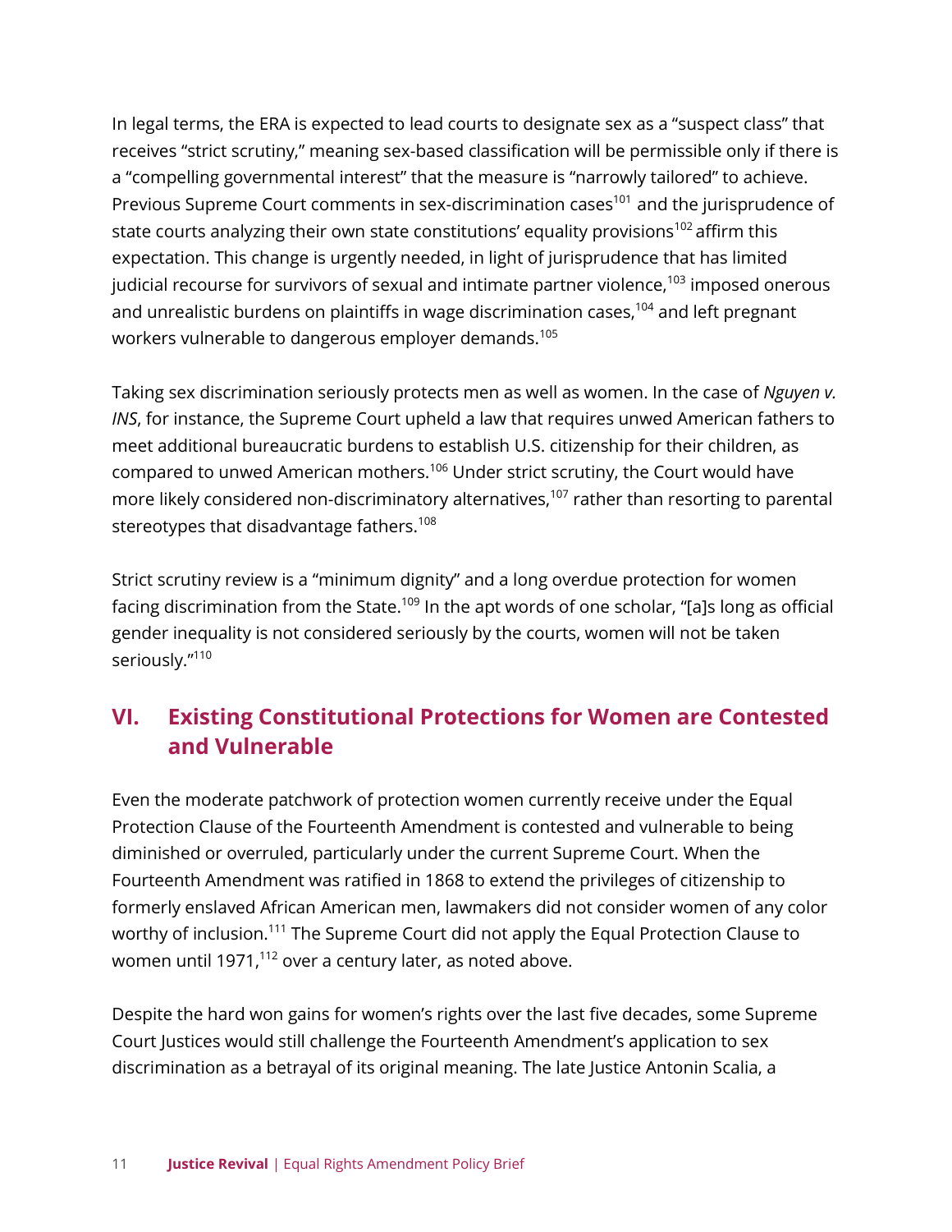In legal terms, the ERA is expected to lead courts to designate sex as a "suspect class" that receives "strict scrutiny," meaning sex-based classification will be permissible only if there is a "compelling governmental interest" that the measure is "narrowly tailored" to achieve. Previous Supreme Court comments in sex-discrimination cases[101] and the jurisprudence of state courts analyzing their own state constitutions' equality provisions[102] affirm this expectation. This change is urgently needed, in light of jurisprudence that has limited judicial recourse for survivors of sexual and intimate partner violence,[103] imposed onerous and unrealistic burdens on plaintiffs in wage discrimination cases,[104] and left pregnant workers vulnerable to dangerous employer demands.[105]

Taking sex discrimination seriously protects men as well as women. In the case of *Nguyen v. INS*, for instance, the Supreme Court upheld a law that requires unwed American fathers to meet additional bureaucratic burdens to establish U.S. citizenship for their children, as compared to unwed American mothers.[106] Under strict scrutiny, the Court would have more likely considered non-discriminatory alternatives,[107] rather than resorting to parental stereotypes that disadvantage fathers.[108]

Strict scrutiny review is a "minimum dignity" and a long overdue protection for women facing discrimination from the State.[109] In the apt words of one scholar, "[a]s long as official gender inequality is not considered seriously by the courts, women will not be taken seriously."[110]

## VI. Existing Constitutional Protections for Women are Contested and Vulnerable

Even the moderate patchwork of protection women currently receive under the Equal Protection Clause of the Fourteenth Amendment is contested and vulnerable to being diminished or overruled, particularly under the current Supreme Court. When the Fourteenth Amendment was ratified in 1868 to extend the privileges of citizenship to formerly enslaved African American men, lawmakers did not consider women of any color worthy of inclusion.[111] The Supreme Court did not apply the Equal Protection Clause to women until 1971,[112] over a century later, as noted above.

Despite the hard won gains for women's rights over the last five decades, some Supreme Court Justices would still challenge the Fourteenth Amendment's application to sex discrimination as a betrayal of its original meaning. The late Justice Antonin Scalia, a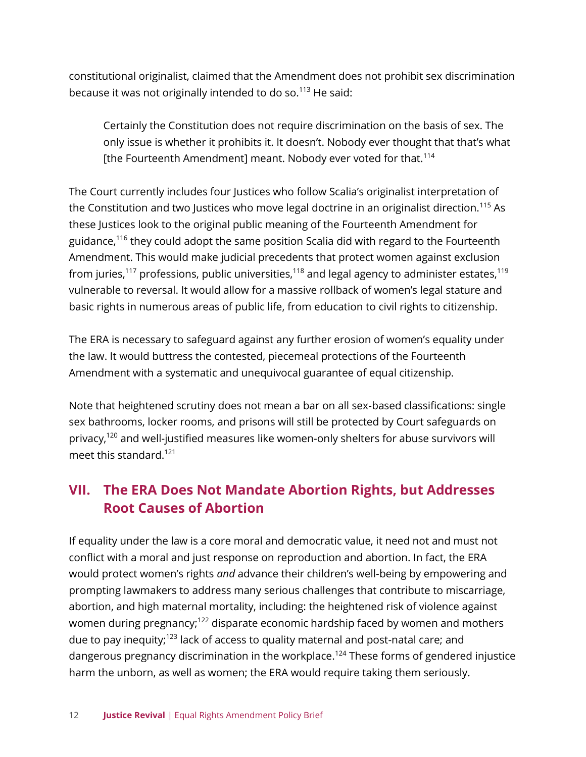constitutional originalist, claimed that the Amendment does not prohibit sex discrimination because it was not originally intended to do so.[113] He said:

> Certainly the Constitution does not require discrimination on the basis of sex. The only issue is whether it prohibits it. It doesn't. Nobody ever thought that that's what [the Fourteenth Amendment] meant. Nobody ever voted for that.[114]

The Court currently includes four Justices who follow Scalia's originalist interpretation of the Constitution and two Justices who move legal doctrine in an originalist direction.[115] As these Justices look to the original public meaning of the Fourteenth Amendment for guidance,[116] they could adopt the same position Scalia did with regard to the Fourteenth Amendment. This would make judicial precedents that protect women against exclusion from juries,[117] professions, public universities,[118] and legal agency to administer estates,[119] vulnerable to reversal. It would allow for a massive rollback of women's legal stature and basic rights in numerous areas of public life, from education to civil rights to citizenship.

The ERA is necessary to safeguard against any further erosion of women's equality under the law. It would buttress the contested, piecemeal protections of the Fourteenth Amendment with a systematic and unequivocal guarantee of equal citizenship.

Note that heightened scrutiny does not mean a bar on all sex-based classifications: single sex bathrooms, locker rooms, and prisons will still be protected by Court safeguards on privacy,[120] and well-justified measures like women-only shelters for abuse survivors will meet this standard.[121]

## VII. The ERA Does Not Mandate Abortion Rights, but Addresses Root Causes of Abortion

If equality under the law is a core moral and democratic value, it need not and must not conflict with a moral and just response on reproduction and abortion. In fact, the ERA would protect women's rights *and* advance their children's well-being by empowering and prompting lawmakers to address many serious challenges that contribute to miscarriage, abortion, and high maternal mortality, including: the heightened risk of violence against women during pregnancy;[122] disparate economic hardship faced by women and mothers due to pay inequity;[123] lack of access to quality maternal and post-natal care; and dangerous pregnancy discrimination in the workplace.[124] These forms of gendered injustice harm the unborn, as well as women; the ERA would require taking them seriously.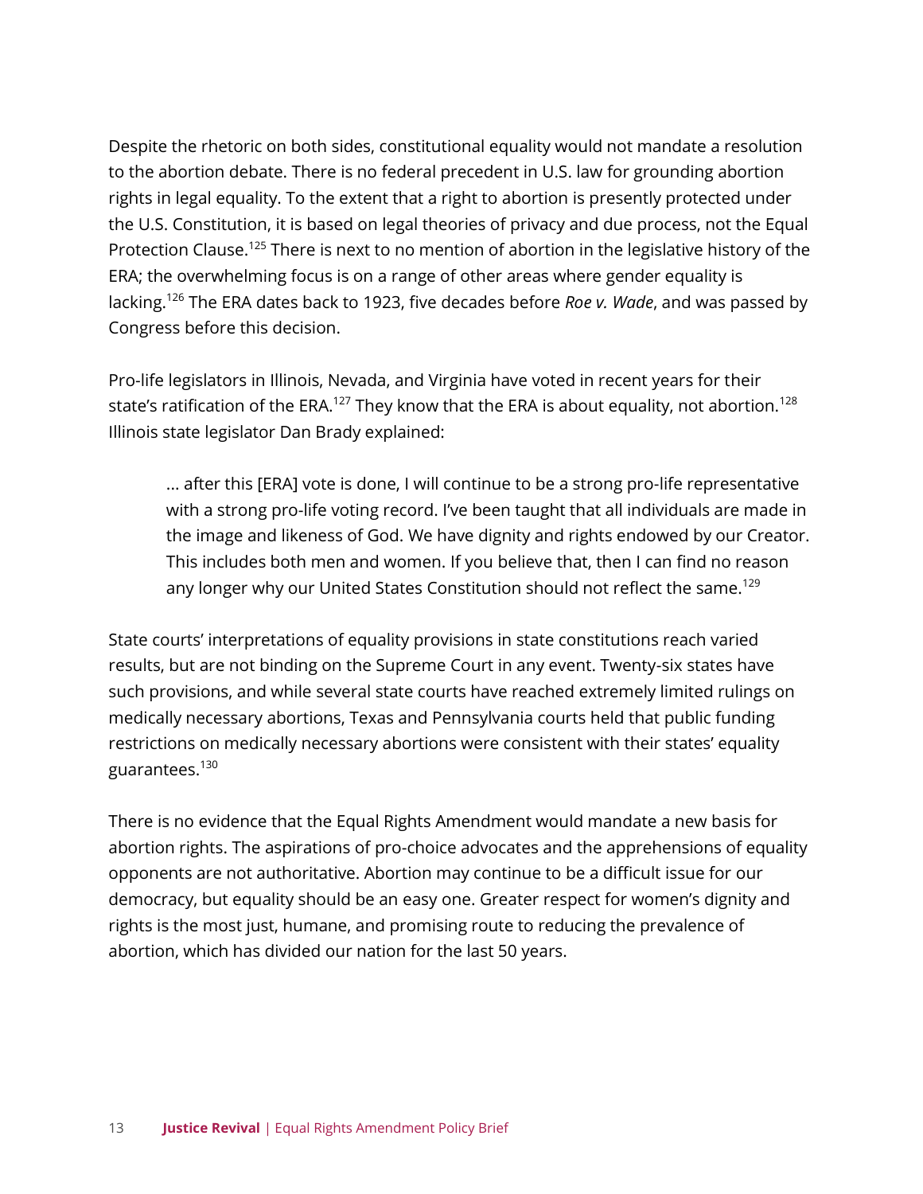Despite the rhetoric on both sides, constitutional equality would not mandate a resolution to the abortion debate. There is no federal precedent in U.S. law for grounding abortion rights in legal equality. To the extent that a right to abortion is presently protected under the U.S. Constitution, it is based on legal theories of privacy and due process, not the Equal Protection Clause.[125] There is next to no mention of abortion in the legislative history of the ERA; the overwhelming focus is on a range of other areas where gender equality is lacking.[126] The ERA dates back to 1923, five decades before *Roe v. Wade*, and was passed by Congress before this decision.

Pro-life legislators in Illinois, Nevada, and Virginia have voted in recent years for their state's ratification of the ERA.[127] They know that the ERA is about equality, not abortion.[128] Illinois state legislator Dan Brady explained:

> ... after this [ERA] vote is done, I will continue to be a strong pro-life representative with a strong pro-life voting record. I've been taught that all individuals are made in the image and likeness of God. We have dignity and rights endowed by our Creator. This includes both men and women. If you believe that, then I can find no reason any longer why our United States Constitution should not reflect the same.[129]

State courts' interpretations of equality provisions in state constitutions reach varied results, but are not binding on the Supreme Court in any event. Twenty-six states have such provisions, and while several state courts have reached extremely limited rulings on medically necessary abortions, Texas and Pennsylvania courts held that public funding restrictions on medically necessary abortions were consistent with their states' equality guarantees.[130]

There is no evidence that the Equal Rights Amendment would mandate a new basis for abortion rights. The aspirations of pro-choice advocates and the apprehensions of equality opponents are not authoritative. Abortion may continue to be a difficult issue for our democracy, but equality should be an easy one. Greater respect for women's dignity and rights is the most just, humane, and promising route to reducing the prevalence of abortion, which has divided our nation for the last 50 years.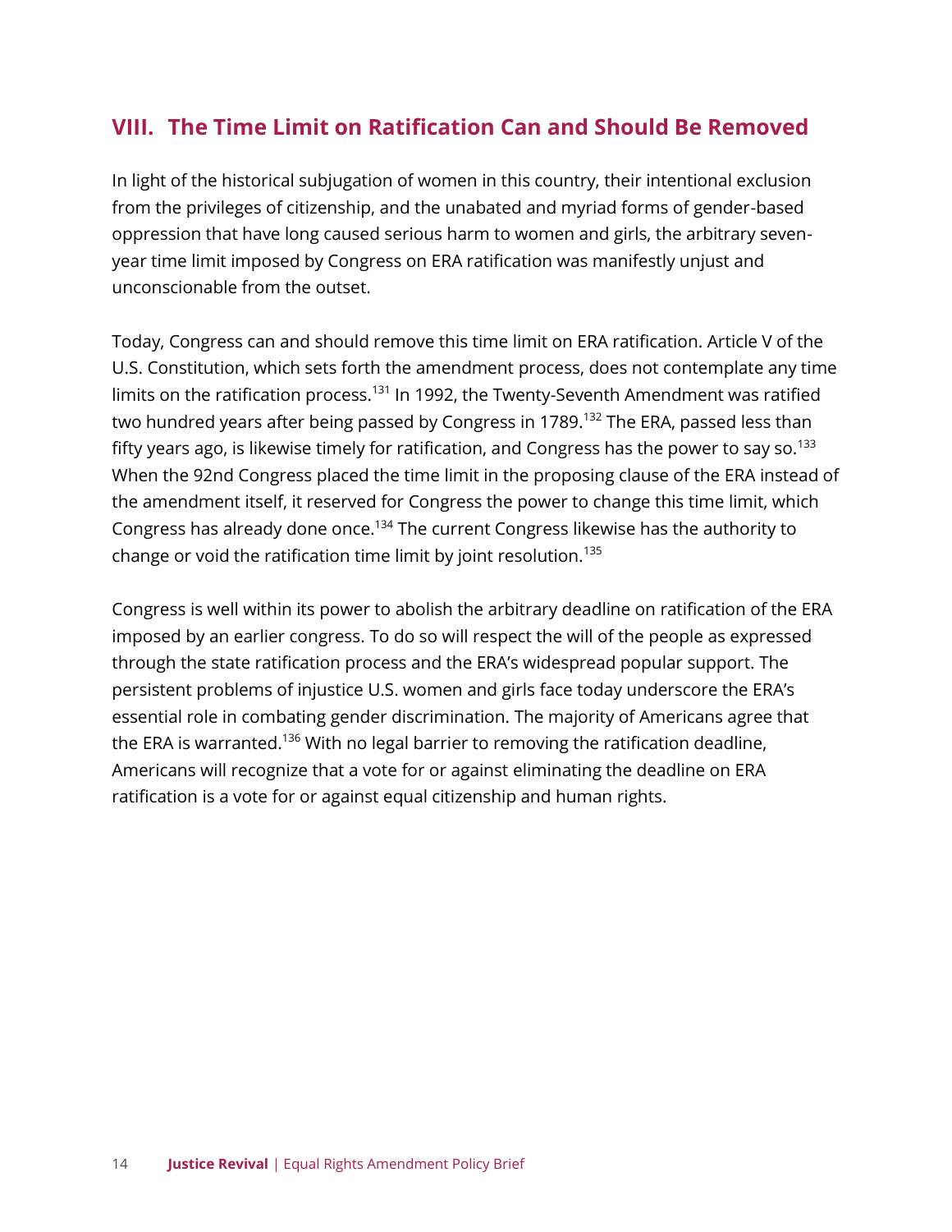## VIII. The Time Limit on Ratification Can and Should Be Removed

In light of the historical subjugation of women in this country, their intentional exclusion from the privileges of citizenship, and the unabated and myriad forms of gender-based oppression that have long caused serious harm to women and girls, the arbitrary seven-year time limit imposed by Congress on ERA ratification was manifestly unjust and unconscionable from the outset.

Today, Congress can and should remove this time limit on ERA ratification. Article V of the U.S. Constitution, which sets forth the amendment process, does not contemplate any time limits on the ratification process.[131] In 1992, the Twenty-Seventh Amendment was ratified two hundred years after being passed by Congress in 1789.[132] The ERA, passed less than fifty years ago, is likewise timely for ratification, and Congress has the power to say so.[133] When the 92nd Congress placed the time limit in the proposing clause of the ERA instead of the amendment itself, it reserved for Congress the power to change this time limit, which Congress has already done once.[134] The current Congress likewise has the authority to change or void the ratification time limit by joint resolution.[135]

Congress is well within its power to abolish the arbitrary deadline on ratification of the ERA imposed by an earlier congress. To do so will respect the will of the people as expressed through the state ratification process and the ERA's widespread popular support. The persistent problems of injustice U.S. women and girls face today underscore the ERA's essential role in combating gender discrimination. The majority of Americans agree that the ERA is warranted.[136] With no legal barrier to removing the ratification deadline, Americans will recognize that a vote for or against eliminating the deadline on ERA ratification is a vote for or against equal citizenship and human rights.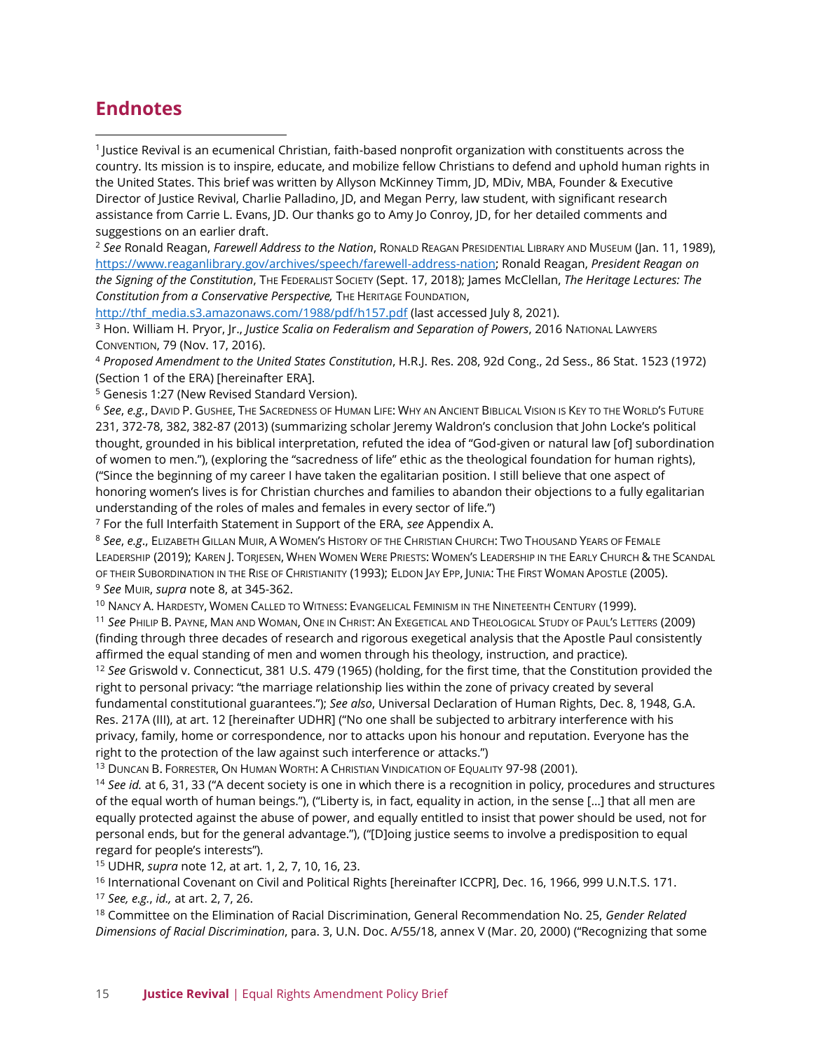## Endnotes

[1] Justice Revival is an ecumenical Christian, faith-based nonprofit organization with constituents across the country. Its mission is to inspire, educate, and mobilize fellow Christians to defend and uphold human rights in the United States. This brief was written by Allyson McKinney Timm, JD, MDiv, MBA, Founder & Executive Director of Justice Revival, Charlie Palladino, JD, and Megan Perry, law student, with significant research assistance from Carrie L. Evans, JD. Our thanks go to Amy Jo Conroy, JD, for her detailed comments and suggestions on an earlier draft.

[2] *See* Ronald Reagan, *Farewell Address to the Nation*, Ronald Reagan Presidential Library and Museum (Jan. 11, 1989), https://www.reaganlibrary.gov/archives/speech/farewell-address-nation; Ronald Reagan, *President Reagan on the Signing of the Constitution*, The Federalist Society (Sept. 17, 2018); James McClellan, *The Heritage Lectures: The Constitution from a Conservative Perspective,* The Heritage Foundation, http://thf_media.s3.amazonaws.com/1988/pdf/h157.pdf (last accessed July 8, 2021).

[3] Hon. William H. Pryor, Jr., *Justice Scalia on Federalism and Separation of Powers*, 2016 National Lawyers Convention, 79 (Nov. 17, 2016).

[4] *Proposed Amendment to the United States Constitution*, H.R.J. Res. 208, 92d Cong., 2d Sess., 86 Stat. 1523 (1972) (Section 1 of the ERA) [hereinafter ERA].

[5] Genesis 1:27 (New Revised Standard Version).

[6] *See*, *e.g.*, David P. Gushee, The Sacredness of Human Life: Why an Ancient Biblical Vision is Key to the World's Future 231, 372-78, 382, 382-87 (2013) (summarizing scholar Jeremy Waldron's conclusion that John Locke's political thought, grounded in his biblical interpretation, refuted the idea of "God-given or natural law [of] subordination of women to men."), (exploring the "sacredness of life" ethic as the theological foundation for human rights), ("Since the beginning of my career I have taken the egalitarian position. I still believe that one aspect of honoring women's lives is for Christian churches and families to abandon their objections to a fully egalitarian understanding of the roles of males and females in every sector of life.")

[7] For the full Interfaith Statement in Support of the ERA, *see* Appendix A.

[8] *See*, *e.g.*, Elizabeth Gillan Muir, A Women's History of the Christian Church: Two Thousand Years of Female Leadership (2019); Karen J. Torjesen, When Women Were Priests: Women's Leadership in the Early Church & the Scandal of their Subordination in the Rise of Christianity (1993); Eldon Jay Epp, Junia: The First Woman Apostle (2005).

[9] *See* Muir, *supra* note 8, at 345-362.

[10] Nancy A. Hardesty, Women Called to Witness: Evangelical Feminism in the Nineteenth Century (1999).

[11] *See* Philip B. Payne, Man and Woman, One in Christ: An Exegetical and Theological Study of Paul's Letters (2009) (finding through three decades of research and rigorous exegetical analysis that the Apostle Paul consistently affirmed the equal standing of men and women through his theology, instruction, and practice).

[12] *See* Griswold v. Connecticut, 381 U.S. 479 (1965) (holding, for the first time, that the Constitution provided the right to personal privacy: "the marriage relationship lies within the zone of privacy created by several fundamental constitutional guarantees."); *See also*, Universal Declaration of Human Rights, Dec. 8, 1948, G.A. Res. 217A (III), at art. 12 [hereinafter UDHR] ("No one shall be subjected to arbitrary interference with his privacy, family, home or correspondence, nor to attacks upon his honour and reputation. Everyone has the right to the protection of the law against such interference or attacks.")

[13] Duncan B. Forrester, On Human Worth: A Christian Vindication of Equality 97-98 (2001).

[14] *See id.* at 6, 31, 33 ("A decent society is one in which there is a recognition in policy, procedures and structures of the equal worth of human beings."), ("Liberty is, in fact, equality in action, in the sense [...] that all men are equally protected against the abuse of power, and equally entitled to insist that power should be used, not for personal ends, but for the general advantage."), ("[D]oing justice seems to involve a predisposition to equal regard for people's interests").

[15] UDHR, *supra* note 12, at art. 1, 2, 7, 10, 16, 23.

[16] International Covenant on Civil and Political Rights [hereinafter ICCPR], Dec. 16, 1966, 999 U.N.T.S. 171.

[17] *See, e.g.*, *id.,* at art. 2, 7, 26.

[18] Committee on the Elimination of Racial Discrimination, General Recommendation No. 25, *Gender Related Dimensions of Racial Discrimination*, para. 3, U.N. Doc. A/55/18, annex V (Mar. 20, 2000) ("Recognizing that some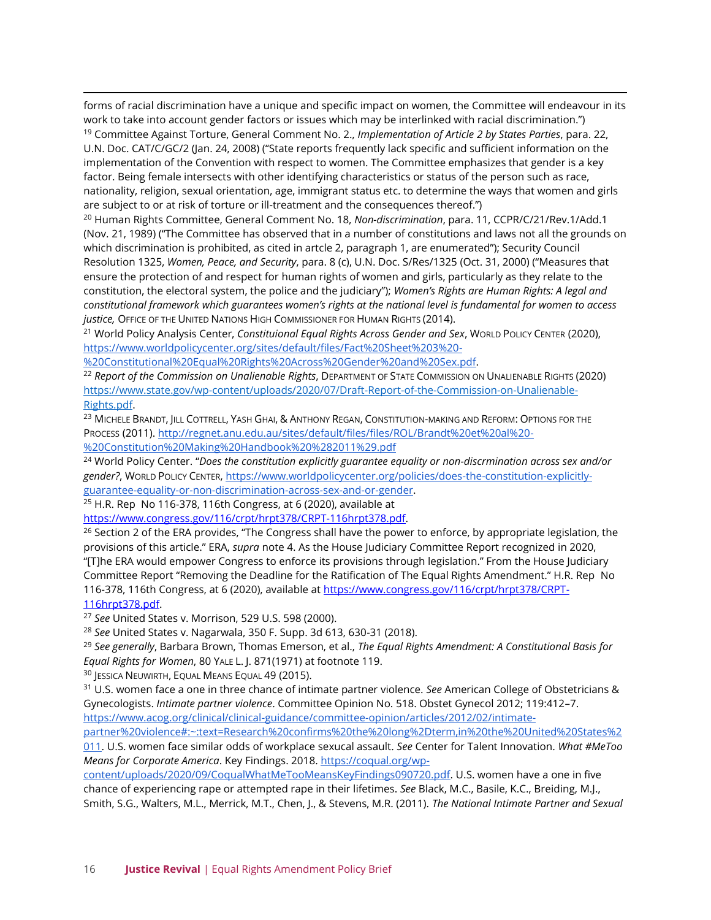forms of racial discrimination have a unique and specific impact on women, the Committee will endeavour in its work to take into account gender factors or issues which may be interlinked with racial discrimination.")

[19] Committee Against Torture, General Comment No. 2., *Implementation of Article 2 by States Parties*, para. 22, U.N. Doc. CAT/C/GC/2 (Jan. 24, 2008) ("State reports frequently lack specific and sufficient information on the implementation of the Convention with respect to women. The Committee emphasizes that gender is a key factor. Being female intersects with other identifying characteristics or status of the person such as race, nationality, religion, sexual orientation, age, immigrant status etc. to determine the ways that women and girls are subject to or at risk of torture or ill-treatment and the consequences thereof.")

[20] Human Rights Committee, General Comment No. 18, *Non-discrimination*, para. 11, CCPR/C/21/Rev.1/Add.1 (Nov. 21, 1989) ("The Committee has observed that in a number of constitutions and laws not all the grounds on which discrimination is prohibited, as cited in artcle 2, paragraph 1, are enumerated"); Security Council Resolution 1325, *Women, Peace, and Security*, para. 8 (c), U.N. Doc. S/Res/1325 (Oct. 31, 2000) ("Measures that ensure the protection of and respect for human rights of women and girls, particularly as they relate to the constitution, the electoral system, the police and the judiciary"); *Women's Rights are Human Rights: A legal and constitutional framework which guarantees women's rights at the national level is fundamental for women to access justice,* Office of the United Nations High Commissioner for Human Rights (2014).

[21] World Policy Analysis Center, *Constituional Equal Rights Across Gender and Sex*, World Policy Center (2020), https://www.worldpolicycenter.org/sites/default/files/Fact%20Sheet%203%20-%20Constitutional%20Equal%20Rights%20Across%20Gender%20and%20Sex.pdf.

[22] *Report of the Commission on Unalienable Rights*, Department of State Commission on Unalienable Rights (2020) https://www.state.gov/wp-content/uploads/2020/07/Draft-Report-of-the-Commission-on-Unalienable-Rights.pdf.

[23] Michele Brandt, Jill Cottrell, Yash Ghai, & Anthony Regan, Constitution-making and Reform: Options for the Process (2011). http://regnet.anu.edu.au/sites/default/files/files/ROL/Brandt%20et%20al%20-%20Constitution%20Making%20Handbook%20%282011%29.pdf

[24] World Policy Center. "*Does the constitution explicitly guarantee equality or non-discrmination across sex and/or gender?*, World Policy Center, https://www.worldpolicycenter.org/policies/does-the-constitution-explicitly-guarantee-equality-or-non-discrimination-across-sex-and-or-gender.

[25] H.R. Rep No 116-378, 116th Congress, at 6 (2020), available at https://www.congress.gov/116/crpt/hrpt378/CRPT-116hrpt378.pdf.

[26] Section 2 of the ERA provides, "The Congress shall have the power to enforce, by appropriate legislation, the provisions of this article." ERA, *supra* note 4. As the House Judiciary Committee Report recognized in 2020, "[T]he ERA would empower Congress to enforce its provisions through legislation." From the House Judiciary Committee Report "Removing the Deadline for the Ratification of The Equal Rights Amendment." H.R. Rep No 116-378, 116th Congress, at 6 (2020), available at https://www.congress.gov/116/crpt/hrpt378/CRPT-116hrpt378.pdf.

[27] *See* United States v. Morrison, 529 U.S. 598 (2000).

[28] *See* United States v. Nagarwala, 350 F. Supp. 3d 613, 630-31 (2018).

[29] *See generally*, Barbara Brown, Thomas Emerson, et al., *The Equal Rights Amendment: A Constitutional Basis for Equal Rights for Women*, 80 Yale L. J. 871(1971) at footnote 119.

[30] Jessica Neuwirth, Equal Means Equal 49 (2015).

[31] U.S. women face a one in three chance of intimate partner violence. *See* American College of Obstetricians & Gynecologists. *Intimate partner violence*. Committee Opinion No. 518. Obstet Gynecol 2012; 119:412–7. https://www.acog.org/clinical/clinical-guidance/committee-opinion/articles/2012/02/intimate-partner%20violence#:~:text=Research%20confirms%20the%20long%2Dterm,in%20the%20United%20States%2011. U.S. women face similar odds of workplace sexucal assault. *See* Center for Talent Innovation. *What #MeToo Means for Corporate America*. Key Findings. 2018. https://coqual.org/wp-content/uploads/2020/09/CoqualWhatMeTooMeansKeyFindings090720.pdf. U.S. women have a one in five chance of experiencing rape or attempted rape in their lifetimes. *See* Black, M.C., Basile, K.C., Breiding, M.J., Smith, S.G., Walters, M.L., Merrick, M.T., Chen, J., & Stevens, M.R. (2011). *The National Intimate Partner and Sexual*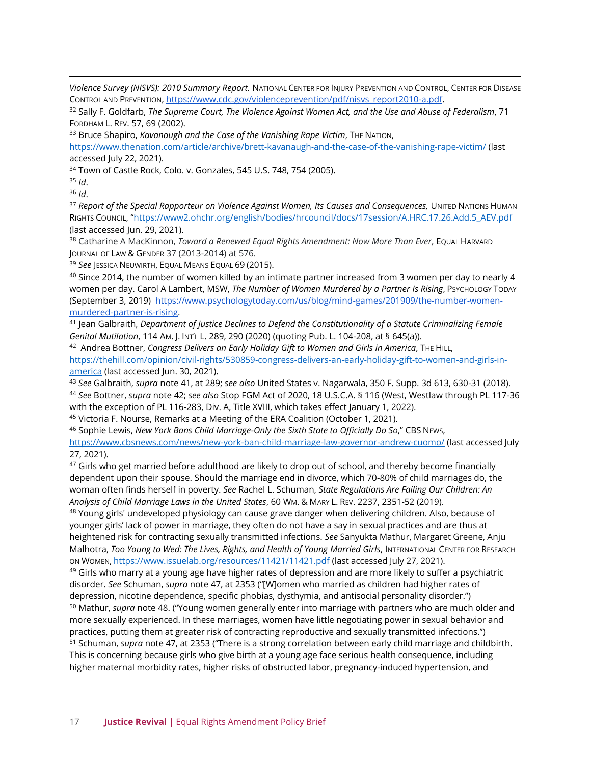*Violence Survey (NISVS): 2010 Summary Report.* NATIONAL CENTER FOR INJURY PREVENTION AND CONTROL, CENTER FOR DISEASE CONTROL AND PREVENTION, https://www.cdc.gov/violenceprevention/pdf/nisvs_report2010-a.pdf.

[32] Sally F. Goldfarb, *The Supreme Court, The Violence Against Women Act, and the Use and Abuse of Federalism*, 71 FORDHAM L. REV. 57, 69 (2002).

[33] Bruce Shapiro, *Kavanaugh and the Case of the Vanishing Rape Victim*, THE NATION, https://www.thenation.com/article/archive/brett-kavanaugh-and-the-case-of-the-vanishing-rape-victim/ (last accessed July 22, 2021).

[34] Town of Castle Rock, Colo. v. Gonzales, 545 U.S. 748, 754 (2005).

[35] *Id*.

[36] *Id*.

[37] *Report of the Special Rapporteur on Violence Against Women, Its Causes and Consequences,* UNITED NATIONS HUMAN RIGHTS COUNCIL, "https://www2.ohchr.org/english/bodies/hrcouncil/docs/17session/A.HRC.17.26.Add.5_AEV.pdf (last accessed Jun. 29, 2021).

[38] Catharine A MacKinnon, *Toward a Renewed Equal Rights Amendment: Now More Than Ever*, EQUAL HARVARD JOURNAL OF LAW & GENDER 37 (2013-2014) at 576.

[39] *See* JESSICA NEUWIRTH, EQUAL MEANS EQUAL 69 (2015).

[40] Since 2014, the number of women killed by an intimate partner increased from 3 women per day to nearly 4 women per day. Carol A Lambert, MSW, *The Number of Women Murdered by a Partner Is Rising*, PSYCHOLOGY TODAY (September 3, 2019) https://www.psychologytoday.com/us/blog/mind-games/201909/the-number-women-murdered-partner-is-rising.

[41] Jean Galbraith, *Department of Justice Declines to Defend the Constitutionality of a Statute Criminalizing Female Genital Mutilation*, 114 AM. J. INT'L L. 289, 290 (2020) (quoting Pub. L. 104-208, at § 645(a)).

[42] Andrea Bottner, *Congress Delivers an Early Holiday Gift to Women and Girls in America*, THE HILL, https://thehill.com/opinion/civil-rights/530859-congress-delivers-an-early-holiday-gift-to-women-and-girls-in-america (last accessed Jun. 30, 2021).

[43] *See* Galbraith, *supra* note 41, at 289; *see also* United States v. Nagarwala, 350 F. Supp. 3d 613, 630-31 (2018).

[44] *See* Bottner, *supra* note 42; *see also* Stop FGM Act of 2020, 18 U.S.C.A. § 116 (West, Westlaw through PL 117-36 with the exception of PL 116-283, Div. A, Title XVIII, which takes effect January 1, 2022).

[45] Victoria F. Nourse, Remarks at a Meeting of the ERA Coalition (October 1, 2021).

[46] Sophie Lewis, *New York Bans Child Marriage-Only the Sixth State to Officially Do So*," CBS NEWS, https://www.cbsnews.com/news/new-york-ban-child-marriage-law-governor-andrew-cuomo/ (last accessed July 27, 2021).

[47] Girls who get married before adulthood are likely to drop out of school, and thereby become financially dependent upon their spouse. Should the marriage end in divorce, which 70-80% of child marriages do, the woman often finds herself in poverty. *See* Rachel L. Schuman, *State Regulations Are Failing Our Children: An Analysis of Child Marriage Laws in the United States*, 60 WM. & MARY L. REV. 2237, 2351-52 (2019).

[48] Young girls' undeveloped physiology can cause grave danger when delivering children. Also, because of younger girls' lack of power in marriage, they often do not have a say in sexual practices and are thus at heightened risk for contracting sexually transmitted infections. *See* Sanyukta Mathur, Margaret Greene, Anju Malhotra, *Too Young to Wed: The Lives, Rights, and Health of Young Married Girls*, INTERNATIONAL CENTER FOR RESEARCH ON WOMEN, https://www.issuelab.org/resources/11421/11421.pdf (last accessed July 27, 2021).

[49] Girls who marry at a young age have higher rates of depression and are more likely to suffer a psychiatric disorder. *See* Schuman, *supra* note 47, at 2353 ("[W]omen who married as children had higher rates of depression, nicotine dependence, specific phobias, dysthymia, and antisocial personality disorder.")

[50] Mathur, *supra* note 48. ("Young women generally enter into marriage with partners who are much older and more sexually experienced. In these marriages, women have little negotiating power in sexual behavior and practices, putting them at greater risk of contracting reproductive and sexually transmitted infections.")

[51] Schuman, *supra* note 47, at 2353 ("There is a strong correlation between early child marriage and childbirth. This is concerning because girls who give birth at a young age face serious health consequence, including higher maternal morbidity rates, higher risks of obstructed labor, pregnancy-induced hypertension, and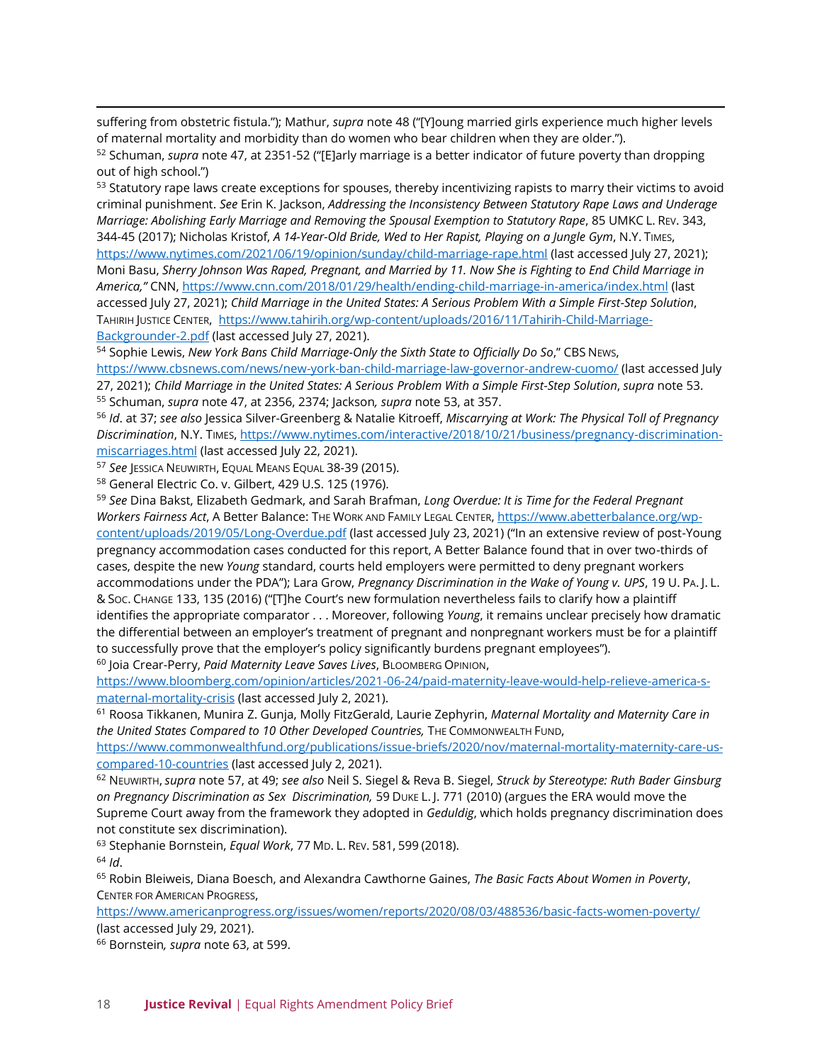suffering from obstetric fistula."); Mathur, *supra* note 48 ("[Y]oung married girls experience much higher levels of maternal mortality and morbidity than do women who bear children when they are older.").

[52] Schuman, *supra* note 47, at 2351-52 ("[E]arly marriage is a better indicator of future poverty than dropping out of high school.")

[53] Statutory rape laws create exceptions for spouses, thereby incentivizing rapists to marry their victims to avoid criminal punishment. *See* Erin K. Jackson, *Addressing the Inconsistency Between Statutory Rape Laws and Underage Marriage: Abolishing Early Marriage and Removing the Spousal Exemption to Statutory Rape*, 85 UMKC L. REV. 343, 344-45 (2017); Nicholas Kristof, *A 14-Year-Old Bride, Wed to Her Rapist, Playing on a Jungle Gym*, N.Y. TIMES, https://www.nytimes.com/2021/06/19/opinion/sunday/child-marriage-rape.html (last accessed July 27, 2021); Moni Basu, *Sherry Johnson Was Raped, Pregnant, and Married by 11. Now She is Fighting to End Child Marriage in America,"* CNN, https://www.cnn.com/2018/01/29/health/ending-child-marriage-in-america/index.html (last accessed July 27, 2021); *Child Marriage in the United States: A Serious Problem With a Simple First-Step Solution*, TAHIRIH JUSTICE CENTER, https://www.tahirih.org/wp-content/uploads/2016/11/Tahirih-Child-Marriage-Backgrounder-2.pdf (last accessed July 27, 2021).

[54] Sophie Lewis, *New York Bans Child Marriage-Only the Sixth State to Officially Do So*," CBS NEWS, https://www.cbsnews.com/news/new-york-ban-child-marriage-law-governor-andrew-cuomo/ (last accessed July 27, 2021); *Child Marriage in the United States: A Serious Problem With a Simple First-Step Solution*, *supra* note 53.

[55] Schuman, *supra* note 47, at 2356, 2374; Jackson*, supra* note 53, at 357.

[56] *Id*. at 37; *see also* Jessica Silver-Greenberg & Natalie Kitroeff, *Miscarrying at Work: The Physical Toll of Pregnancy Discrimination*, N.Y. TIMES, https://www.nytimes.com/interactive/2018/10/21/business/pregnancy-discrimination-miscarriages.html (last accessed July 22, 2021).

[57] *See* JESSICA NEUWIRTH, EQUAL MEANS EQUAL 38-39 (2015).

[58] General Electric Co. v. Gilbert, 429 U.S. 125 (1976).

[59] *See* Dina Bakst, Elizabeth Gedmark, and Sarah Brafman, *Long Overdue: It is Time for the Federal Pregnant Workers Fairness Act*, A Better Balance: THE WORK AND FAMILY LEGAL CENTER, https://www.abetterbalance.org/wp-content/uploads/2019/05/Long-Overdue.pdf (last accessed July 23, 2021) ("In an extensive review of post-Young pregnancy accommodation cases conducted for this report, A Better Balance found that in over two-thirds of cases, despite the new *Young* standard, courts held employers were permitted to deny pregnant workers accommodations under the PDA"); Lara Grow, *Pregnancy Discrimination in the Wake of Young v. UPS*, 19 U. PA. J. L. & SOC. CHANGE 133, 135 (2016) ("[T]he Court's new formulation nevertheless fails to clarify how a plaintiff identifies the appropriate comparator . . . Moreover, following *Young*, it remains unclear precisely how dramatic the differential between an employer's treatment of pregnant and nonpregnant workers must be for a plaintiff to successfully prove that the employer's policy significantly burdens pregnant employees").

[60] Joia Crear-Perry, *Paid Maternity Leave Saves Lives*, BLOOMBERG OPINION, https://www.bloomberg.com/opinion/articles/2021-06-24/paid-maternity-leave-would-help-relieve-america-s-maternal-mortality-crisis (last accessed July 2, 2021).

[61] Roosa Tikkanen, Munira Z. Gunja, Molly FitzGerald, Laurie Zephyrin, *Maternal Mortality and Maternity Care in the United States Compared to 10 Other Developed Countries,* THE COMMONWEALTH FUND, https://www.commonwealthfund.org/publications/issue-briefs/2020/nov/maternal-mortality-maternity-care-us-compared-10-countries (last accessed July 2, 2021).

[62] NEUWIRTH, *supra* note 57, at 49; *see also* Neil S. Siegel & Reva B. Siegel, *Struck by Stereotype: Ruth Bader Ginsburg on Pregnancy Discrimination as Sex Discrimination,* 59 DUKE L. J. 771 (2010) (argues the ERA would move the Supreme Court away from the framework they adopted in *Geduldig*, which holds pregnancy discrimination does not constitute sex discrimination).

[63] Stephanie Bornstein, *Equal Work*, 77 MD. L. REV. 581, 599 (2018).

[64] *Id*.

[65] Robin Bleiweis, Diana Boesch, and Alexandra Cawthorne Gaines, *The Basic Facts About Women in Poverty*, CENTER FOR AMERICAN PROGRESS, https://www.americanprogress.org/issues/women/reports/2020/08/03/488536/basic-facts-women-poverty/ (last accessed July 29, 2021).

[66] Bornstein*, supra* note 63, at 599.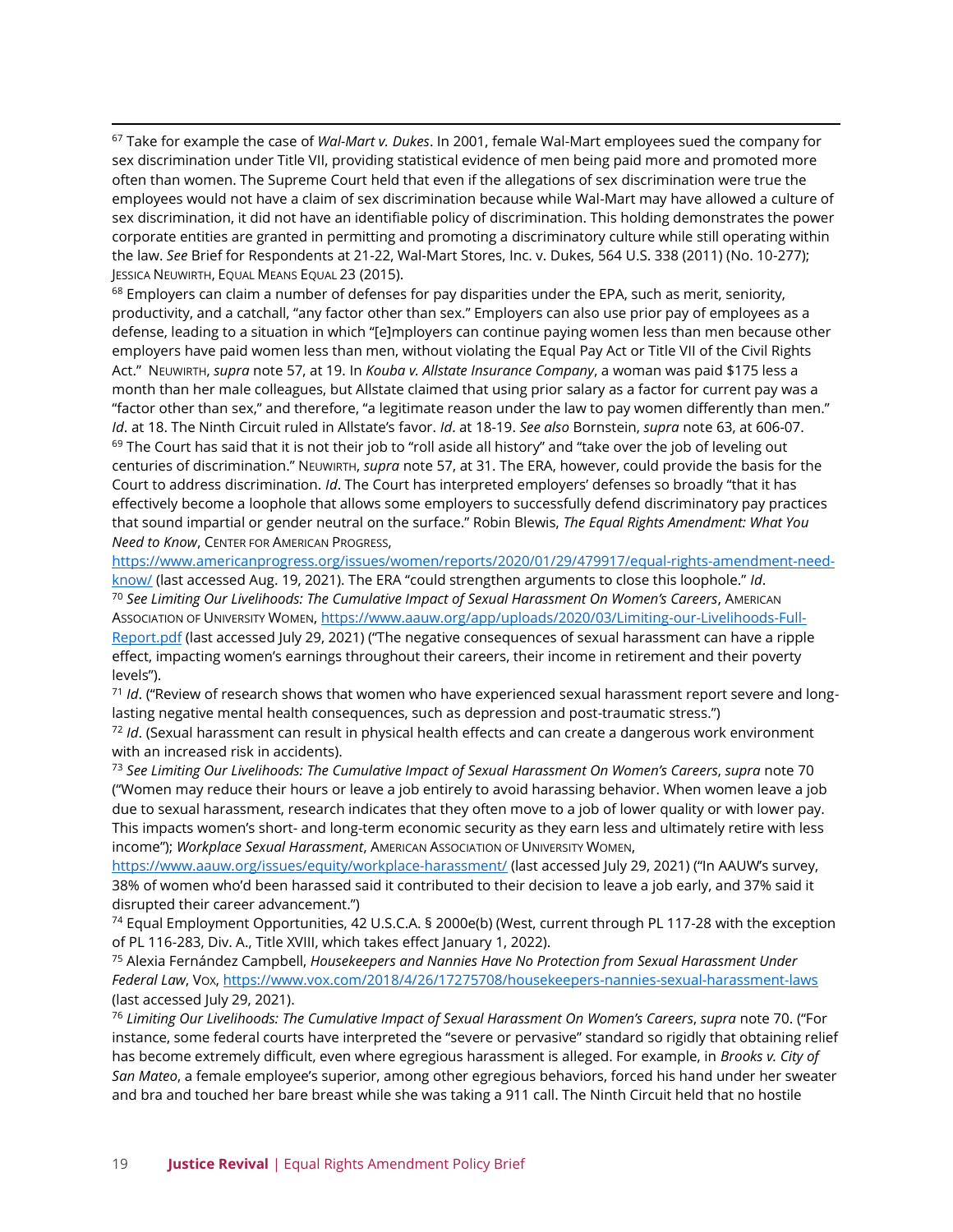[67] Take for example the case of *Wal-Mart v. Dukes*. In 2001, female Wal-Mart employees sued the company for sex discrimination under Title VII, providing statistical evidence of men being paid more and promoted more often than women. The Supreme Court held that even if the allegations of sex discrimination were true the employees would not have a claim of sex discrimination because while Wal-Mart may have allowed a culture of sex discrimination, it did not have an identifiable policy of discrimination. This holding demonstrates the power corporate entities are granted in permitting and promoting a discriminatory culture while still operating within the law. *See* Brief for Respondents at 21-22, Wal-Mart Stores, Inc. v. Dukes, 564 U.S. 338 (2011) (No. 10-277); JESSICA NEUWIRTH, EQUAL MEANS EQUAL 23 (2015).

[68] Employers can claim a number of defenses for pay disparities under the EPA, such as merit, seniority, productivity, and a catchall, "any factor other than sex." Employers can also use prior pay of employees as a defense, leading to a situation in which "[e]mployers can continue paying women less than men because other employers have paid women less than men, without violating the Equal Pay Act or Title VII of the Civil Rights Act." NEUWIRTH, *supra* note 57, at 19. In *Kouba v. Allstate Insurance Company*, a woman was paid $175 less a month than her male colleagues, but Allstate claimed that using prior salary as a factor for current pay was a "factor other than sex," and therefore, "a legitimate reason under the law to pay women differently than men." *Id*. at 18. The Ninth Circuit ruled in Allstate's favor. *Id*. at 18-19. *See also* Bornstein, *supra* note 63, at 606-07.

[69] The Court has said that it is not their job to "roll aside all history" and "take over the job of leveling out centuries of discrimination." NEUWIRTH, *supra* note 57, at 31. The ERA, however, could provide the basis for the Court to address discrimination. *Id*. The Court has interpreted employers' defenses so broadly "that it has effectively become a loophole that allows some employers to successfully defend discriminatory pay practices that sound impartial or gender neutral on the surface." Robin Blewis, *The Equal Rights Amendment: What You Need to Know*, CENTER FOR AMERICAN PROGRESS, https://www.americanprogress.org/issues/women/reports/2020/01/29/479917/equal-rights-amendment-need-know/ (last accessed Aug. 19, 2021). The ERA "could strengthen arguments to close this loophole." *Id*.

[70] *See Limiting Our Livelihoods: The Cumulative Impact of Sexual Harassment On Women's Careers*, AMERICAN ASSOCIATION OF UNIVERSITY WOMEN, https://www.aauw.org/app/uploads/2020/03/Limiting-our-Livelihoods-Full-Report.pdf (last accessed July 29, 2021) ("The negative consequences of sexual harassment can have a ripple effect, impacting women's earnings throughout their careers, their income in retirement and their poverty levels").

[71] *Id*. ("Review of research shows that women who have experienced sexual harassment report severe and long-lasting negative mental health consequences, such as depression and post-traumatic stress.")

[72] *Id*. (Sexual harassment can result in physical health effects and can create a dangerous work environment with an increased risk in accidents).

[73] *See Limiting Our Livelihoods: The Cumulative Impact of Sexual Harassment On Women's Careers*, *supra* note 70 ("Women may reduce their hours or leave a job entirely to avoid harassing behavior. When women leave a job due to sexual harassment, research indicates that they often move to a job of lower quality or with lower pay. This impacts women's short- and long-term economic security as they earn less and ultimately retire with less income"); *Workplace Sexual Harassment*, AMERICAN ASSOCIATION OF UNIVERSITY WOMEN, https://www.aauw.org/issues/equity/workplace-harassment/ (last accessed July 29, 2021) ("In AAUW's survey, 38% of women who'd been harassed said it contributed to their decision to leave a job early, and 37% said it disrupted their career advancement.")

[74] Equal Employment Opportunities, 42 U.S.C.A. § 2000e(b) (West, current through PL 117-28 with the exception of PL 116-283, Div. A., Title XVIII, which takes effect January 1, 2022).

[75] Alexia Fernández Campbell, *Housekeepers and Nannies Have No Protection from Sexual Harassment Under Federal Law*, VOX, https://www.vox.com/2018/4/26/17275708/housekeepers-nannies-sexual-harassment-laws (last accessed July 29, 2021).

[76] *Limiting Our Livelihoods: The Cumulative Impact of Sexual Harassment On Women's Careers*, *supra* note 70. ("For instance, some federal courts have interpreted the "severe or pervasive" standard so rigidly that obtaining relief has become extremely difficult, even where egregious harassment is alleged. For example, in *Brooks v. City of San Mateo*, a female employee's superior, among other egregious behaviors, forced his hand under her sweater and bra and touched her bare breast while she was taking a 911 call. The Ninth Circuit held that no hostile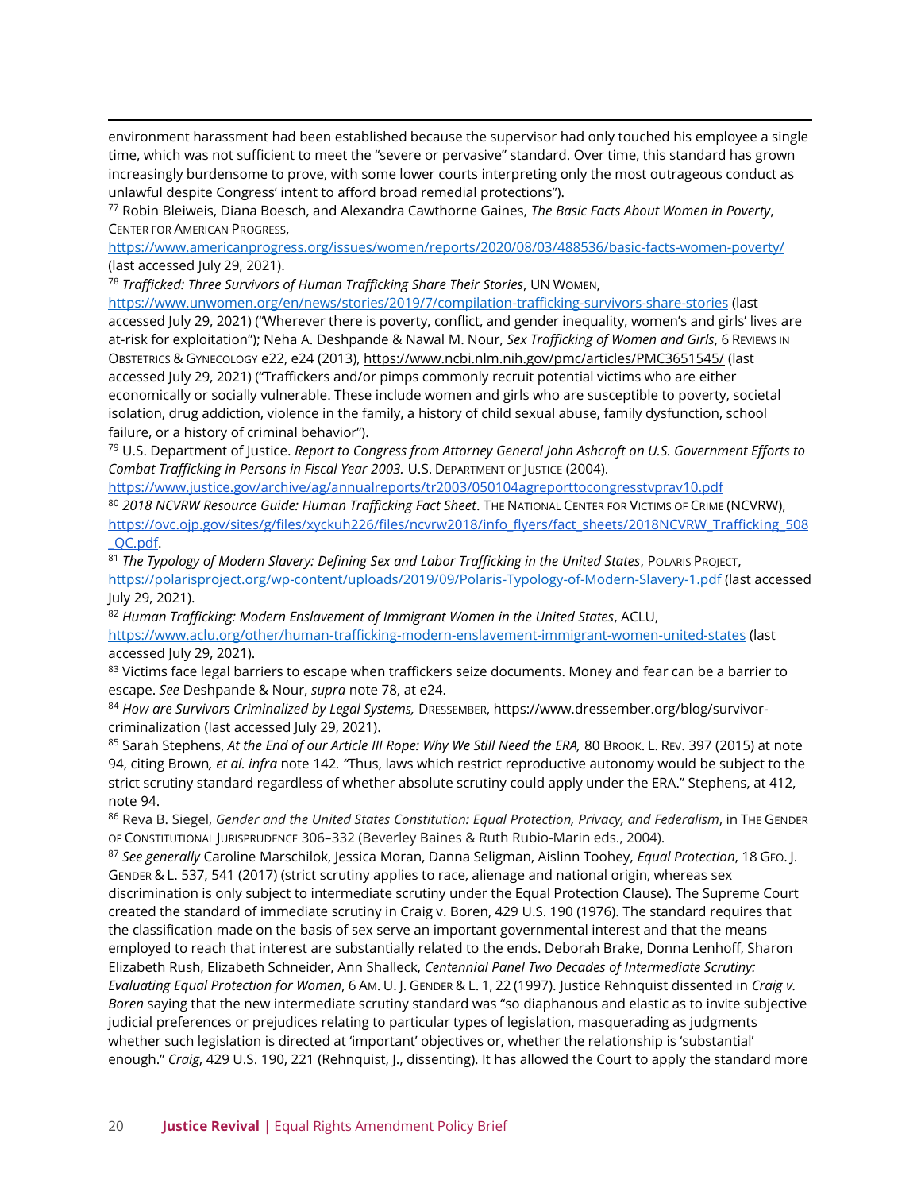environment harassment had been established because the supervisor had only touched his employee a single time, which was not sufficient to meet the "severe or pervasive" standard. Over time, this standard has grown increasingly burdensome to prove, with some lower courts interpreting only the most outrageous conduct as unlawful despite Congress' intent to afford broad remedial protections").

[77] Robin Bleiweis, Diana Boesch, and Alexandra Cawthorne Gaines, *The Basic Facts About Women in Poverty*, CENTER FOR AMERICAN PROGRESS, https://www.americanprogress.org/issues/women/reports/2020/08/03/488536/basic-facts-women-poverty/ (last accessed July 29, 2021).

[78] *Trafficked: Three Survivors of Human Trafficking Share Their Stories*, UN WOMEN, https://www.unwomen.org/en/news/stories/2019/7/compilation-trafficking-survivors-share-stories (last accessed July 29, 2021) ("Wherever there is poverty, conflict, and gender inequality, women's and girls' lives are at-risk for exploitation"); Neha A. Deshpande & Nawal M. Nour, *Sex Trafficking of Women and Girls*, 6 REVIEWS IN OBSTETRICS & GYNECOLOGY e22, e24 (2013), https://www.ncbi.nlm.nih.gov/pmc/articles/PMC3651545/ (last accessed July 29, 2021) ("Traffickers and/or pimps commonly recruit potential victims who are either economically or socially vulnerable. These include women and girls who are susceptible to poverty, societal isolation, drug addiction, violence in the family, a history of child sexual abuse, family dysfunction, school failure, or a history of criminal behavior").

[79] U.S. Department of Justice. *Report to Congress from Attorney General John Ashcroft on U.S. Government Efforts to Combat Trafficking in Persons in Fiscal Year 2003.* U.S. DEPARTMENT OF JUSTICE (2004). https://www.justice.gov/archive/ag/annualreports/tr2003/050104agreporttocongresstvprav10.pdf

[80] *2018 NCVRW Resource Guide: Human Trafficking Fact Sheet*. THE NATIONAL CENTER FOR VICTIMS OF CRIME (NCVRW), https://ovc.ojp.gov/sites/g/files/xyckuh226/files/ncvrw2018/info_flyers/fact_sheets/2018NCVRW_Trafficking_508_QC.pdf.

[81] *The Typology of Modern Slavery: Defining Sex and Labor Trafficking in the United States*, POLARIS PROJECT, https://polarisproject.org/wp-content/uploads/2019/09/Polaris-Typology-of-Modern-Slavery-1.pdf (last accessed July 29, 2021).

[82] *Human Trafficking: Modern Enslavement of Immigrant Women in the United States*, ACLU, https://www.aclu.org/other/human-trafficking-modern-enslavement-immigrant-women-united-states (last accessed July 29, 2021).

[83] Victims face legal barriers to escape when traffickers seize documents. Money and fear can be a barrier to escape. *See* Deshpande & Nour, *supra* note 78, at e24.

[84] *How are Survivors Criminalized by Legal Systems,* DRESSEMBER, https://www.dressember.org/blog/survivor-criminalization (last accessed July 29, 2021).

[85] Sarah Stephens, *At the End of our Article III Rope: Why We Still Need the ERA,* 80 BROOK. L. REV. 397 (2015) at note 94, citing Brown*, et al. infra* note 142*.* "Thus, laws which restrict reproductive autonomy would be subject to the strict scrutiny standard regardless of whether absolute scrutiny could apply under the ERA." Stephens, at 412, note 94.

[86] Reva B. Siegel, *Gender and the United States Constitution: Equal Protection, Privacy, and Federalism*, in THE GENDER OF CONSTITUTIONAL JURISPRUDENCE 306–332 (Beverley Baines & Ruth Rubio-Marin eds., 2004).

[87] *See generally* Caroline Marschilok, Jessica Moran, Danna Seligman, Aislinn Toohey, *Equal Protection*, 18 GEO. J. GENDER & L. 537, 541 (2017) (strict scrutiny applies to race, alienage and national origin, whereas sex discrimination is only subject to intermediate scrutiny under the Equal Protection Clause). The Supreme Court created the standard of immediate scrutiny in Craig v. Boren, 429 U.S. 190 (1976). The standard requires that the classification made on the basis of sex serve an important governmental interest and that the means employed to reach that interest are substantially related to the ends. Deborah Brake, Donna Lenhoff, Sharon Elizabeth Rush, Elizabeth Schneider, Ann Shalleck, *Centennial Panel Two Decades of Intermediate Scrutiny: Evaluating Equal Protection for Women*, 6 AM. U. J. GENDER & L. 1, 22 (1997). Justice Rehnquist dissented in *Craig v. Boren* saying that the new intermediate scrutiny standard was "so diaphanous and elastic as to invite subjective judicial preferences or prejudices relating to particular types of legislation, masquerading as judgments whether such legislation is directed at 'important' objectives or, whether the relationship is 'substantial' enough." *Craig*, 429 U.S. 190, 221 (Rehnquist, J., dissenting). It has allowed the Court to apply the standard more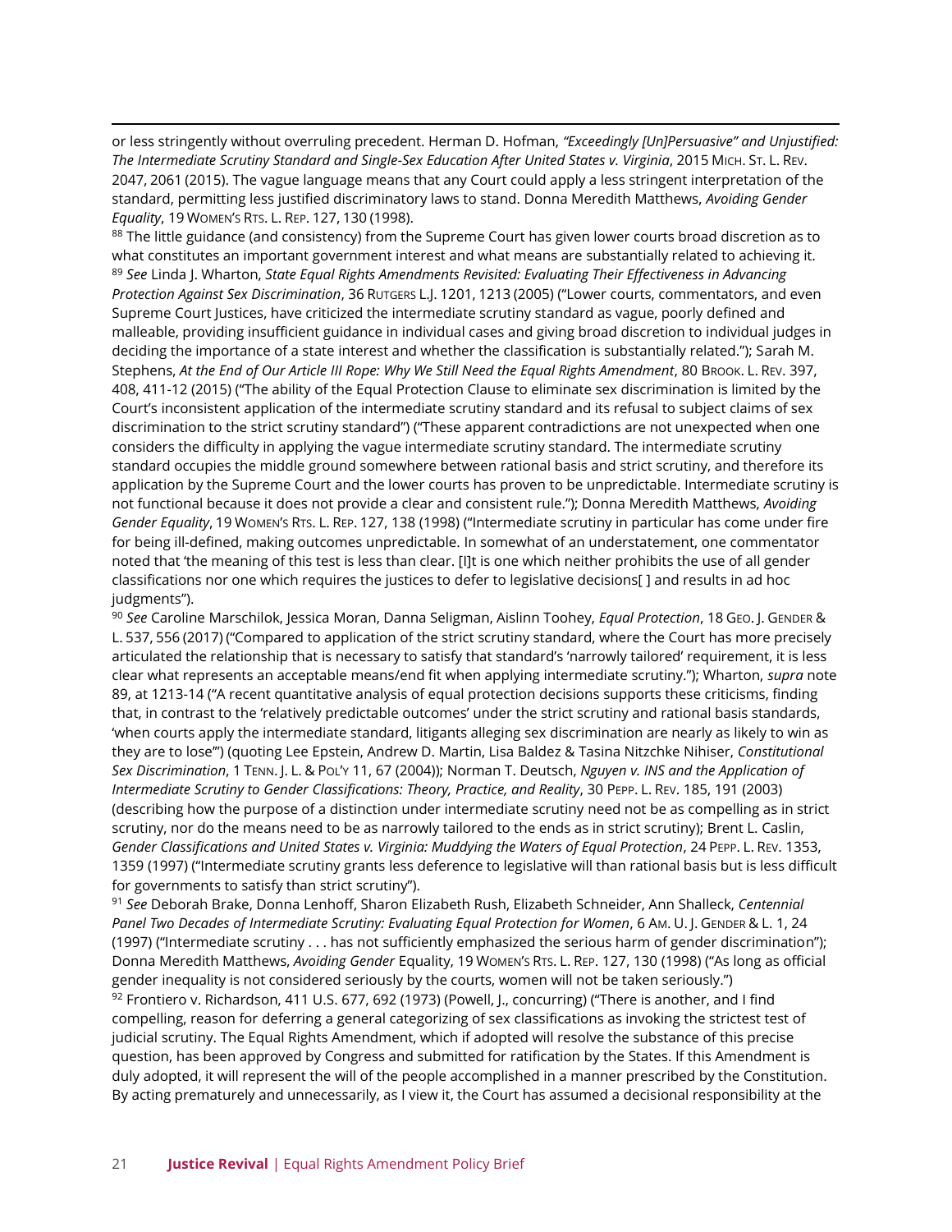or less stringently without overruling precedent. Herman D. Hofman, *"Exceedingly [Un]Persuasive" and Unjustified: The Intermediate Scrutiny Standard and Single-Sex Education After United States v. Virginia*, 2015 MICH. ST. L. REV. 2047, 2061 (2015). The vague language means that any Court could apply a less stringent interpretation of the standard, permitting less justified discriminatory laws to stand. Donna Meredith Matthews, *Avoiding Gender Equality*, 19 WOMEN'S RTS. L. REP. 127, 130 (1998).

[88] The little guidance (and consistency) from the Supreme Court has given lower courts broad discretion as to what constitutes an important government interest and what means are substantially related to achieving it.

[89] *See* Linda J. Wharton, *State Equal Rights Amendments Revisited: Evaluating Their Effectiveness in Advancing Protection Against Sex Discrimination*, 36 RUTGERS L.J. 1201, 1213 (2005) ("Lower courts, commentators, and even Supreme Court Justices, have criticized the intermediate scrutiny standard as vague, poorly defined and malleable, providing insufficient guidance in individual cases and giving broad discretion to individual judges in deciding the importance of a state interest and whether the classification is substantially related."); Sarah M. Stephens, *At the End of Our Article III Rope: Why We Still Need the Equal Rights Amendment*, 80 BROOK. L. REV. 397, 408, 411-12 (2015) ("The ability of the Equal Protection Clause to eliminate sex discrimination is limited by the Court's inconsistent application of the intermediate scrutiny standard and its refusal to subject claims of sex discrimination to the strict scrutiny standard") ("These apparent contradictions are not unexpected when one considers the difficulty in applying the vague intermediate scrutiny standard. The intermediate scrutiny standard occupies the middle ground somewhere between rational basis and strict scrutiny, and therefore its application by the Supreme Court and the lower courts has proven to be unpredictable. Intermediate scrutiny is not functional because it does not provide a clear and consistent rule."); Donna Meredith Matthews, *Avoiding Gender Equality*, 19 WOMEN'S RTS. L. REP. 127, 138 (1998) ("Intermediate scrutiny in particular has come under fire for being ill-defined, making outcomes unpredictable. In somewhat of an understatement, one commentator noted that 'the meaning of this test is less than clear. [I]t is one which neither prohibits the use of all gender classifications nor one which requires the justices to defer to legislative decisions[ ] and results in ad hoc judgments").

[90] *See* Caroline Marschilok, Jessica Moran, Danna Seligman, Aislinn Toohey, *Equal Protection*, 18 GEO. J. GENDER & L. 537, 556 (2017) ("Compared to application of the strict scrutiny standard, where the Court has more precisely articulated the relationship that is necessary to satisfy that standard's 'narrowly tailored' requirement, it is less clear what represents an acceptable means/end fit when applying intermediate scrutiny."); Wharton, *supra* note 89, at 1213-14 ("A recent quantitative analysis of equal protection decisions supports these criticisms, finding that, in contrast to the 'relatively predictable outcomes' under the strict scrutiny and rational basis standards, 'when courts apply the intermediate standard, litigants alleging sex discrimination are nearly as likely to win as they are to lose'") (quoting Lee Epstein, Andrew D. Martin, Lisa Baldez & Tasina Nitzchke Nihiser, *Constitutional Sex Discrimination*, 1 TENN. J. L. & POL'Y 11, 67 (2004)); Norman T. Deutsch, *Nguyen v. INS and the Application of Intermediate Scrutiny to Gender Classifications: Theory, Practice, and Reality*, 30 PEPP. L. REV. 185, 191 (2003) (describing how the purpose of a distinction under intermediate scrutiny need not be as compelling as in strict scrutiny, nor do the means need to be as narrowly tailored to the ends as in strict scrutiny); Brent L. Caslin, *Gender Classifications and United States v. Virginia: Muddying the Waters of Equal Protection*, 24 PEPP. L. REV. 1353, 1359 (1997) ("Intermediate scrutiny grants less deference to legislative will than rational basis but is less difficult for governments to satisfy than strict scrutiny").

[91] *See* Deborah Brake, Donna Lenhoff, Sharon Elizabeth Rush, Elizabeth Schneider, Ann Shalleck, *Centennial Panel Two Decades of Intermediate Scrutiny: Evaluating Equal Protection for Women*, 6 AM. U. J. GENDER & L. 1, 24 (1997) ("Intermediate scrutiny . . . has not sufficiently emphasized the serious harm of gender discrimination"); Donna Meredith Matthews, *Avoiding Gender* Equality, 19 WOMEN'S RTS. L. REP. 127, 130 (1998) ("As long as official gender inequality is not considered seriously by the courts, women will not be taken seriously.")

[92] Frontiero v. Richardson, 411 U.S. 677, 692 (1973) (Powell, J., concurring) ("There is another, and I find compelling, reason for deferring a general categorizing of sex classifications as invoking the strictest test of judicial scrutiny. The Equal Rights Amendment, which if adopted will resolve the substance of this precise question, has been approved by Congress and submitted for ratification by the States. If this Amendment is duly adopted, it will represent the will of the people accomplished in a manner prescribed by the Constitution. By acting prematurely and unnecessarily, as I view it, the Court has assumed a decisional responsibility at the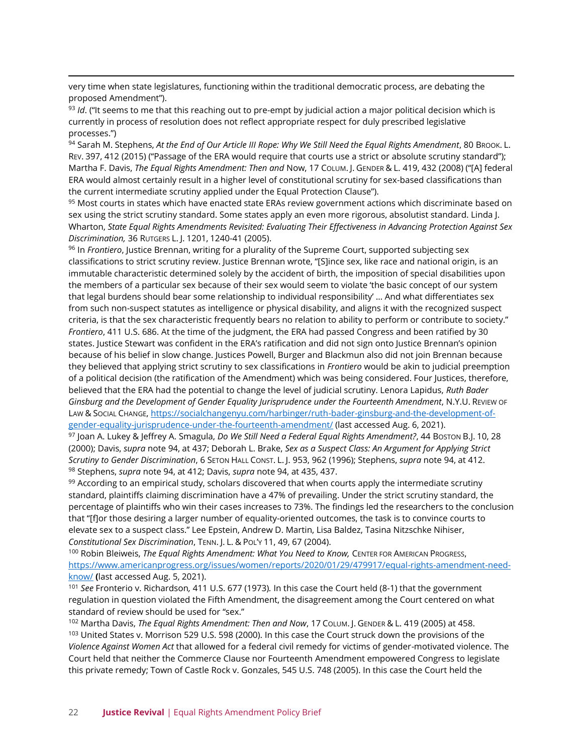very time when state legislatures, functioning within the traditional democratic process, are debating the proposed Amendment").

[93] *Id*. ("It seems to me that this reaching out to pre-empt by judicial action a major political decision which is currently in process of resolution does not reflect appropriate respect for duly prescribed legislative processes.")

[94] Sarah M. Stephens, *At the End of Our Article III Rope: Why We Still Need the Equal Rights Amendment*, 80 BROOK. L. REV. 397, 412 (2015) ("Passage of the ERA would require that courts use a strict or absolute scrutiny standard"); Martha F. Davis, *The Equal Rights Amendment: Then and* Now, 17 COLUM. J. GENDER & L. 419, 432 (2008) ("[A] federal ERA would almost certainly result in a higher level of constitutional scrutiny for sex-based classifications than the current intermediate scrutiny applied under the Equal Protection Clause").

[95] Most courts in states which have enacted state ERAs review government actions which discriminate based on sex using the strict scrutiny standard. Some states apply an even more rigorous, absolutist standard. Linda J. Wharton, *State Equal Rights Amendments Revisited: Evaluating Their Effectiveness in Advancing Protection Against Sex Discrimination,* 36 RUTGERS L. J. 1201, 1240-41 (2005).

[96] In *Frontiero*, Justice Brennan, writing for a plurality of the Supreme Court, supported subjecting sex classifications to strict scrutiny review. Justice Brennan wrote, "[S]ince sex, like race and national origin, is an immutable characteristic determined solely by the accident of birth, the imposition of special disabilities upon the members of a particular sex because of their sex would seem to violate 'the basic concept of our system that legal burdens should bear some relationship to individual responsibility' … And what differentiates sex from such non-suspect statutes as intelligence or physical disability, and aligns it with the recognized suspect criteria, is that the sex characteristic frequently bears no relation to ability to perform or contribute to society." *Frontiero*, 411 U.S. 686. At the time of the judgment, the ERA had passed Congress and been ratified by 30 states. Justice Stewart was confident in the ERA's ratification and did not sign onto Justice Brennan's opinion because of his belief in slow change. Justices Powell, Burger and Blackmun also did not join Brennan because they believed that applying strict scrutiny to sex classifications in *Frontiero* would be akin to judicial preemption of a political decision (the ratification of the Amendment) which was being considered. Four Justices, therefore, believed that the ERA had the potential to change the level of judicial scrutiny. Lenora Lapidus, *Ruth Bader Ginsburg and the Development of Gender Equality Jurisprudence under the Fourteenth Amendment*, N.Y.U. REVIEW OF LAW & SOCIAL CHANGE, https://socialchangenyu.com/harbinger/ruth-bader-ginsburg-and-the-development-of-gender-equality-jurisprudence-under-the-fourteenth-amendment/ (last accessed Aug. 6, 2021).

[97] Joan A. Lukey & Jeffrey A. Smagula, *Do We Still Need a Federal Equal Rights Amendment?*, 44 BOSTON B.J. 10, 28 (2000); Davis, *supra* note 94, at 437; Deborah L. Brake, *Sex as a Suspect Class: An Argument for Applying Strict Scrutiny to Gender Discrimination*, 6 SETON HALL CONST. L. J. 953, 962 (1996); Stephens, *supra* note 94, at 412.

[98] Stephens, *supra* note 94, at 412; Davis, *supra* note 94, at 435, 437.

[99] According to an empirical study, scholars discovered that when courts apply the intermediate scrutiny standard, plaintiffs claiming discrimination have a 47% of prevailing. Under the strict scrutiny standard, the percentage of plaintiffs who win their cases increases to 73%. The findings led the researchers to the conclusion that "[f]or those desiring a larger number of equality-oriented outcomes, the task is to convince courts to elevate sex to a suspect class." Lee Epstein, Andrew D. Martin, Lisa Baldez, Tasina Nitzschke Nihiser, *Constitutional Sex Discrimination*, TENN. J. L. & POL'Y 11, 49, 67 (2004).

[100] Robin Bleiweis, *The Equal Rights Amendment: What You Need to Know,* CENTER FOR AMERICAN PROGRESS, https://www.americanprogress.org/issues/women/reports/2020/01/29/479917/equal-rights-amendment-need-know/ **(**last accessed Aug. 5, 2021).

[101] *See* Fronterio v. Richardson*,* 411 U.S. 677 (1973)*.* In this case the Court held (8-1) that the government regulation in question violated the Fifth Amendment, the disagreement among the Court centered on what standard of review should be used for "sex."

[102] Martha Davis, *The Equal Rights Amendment: Then and Now*, 17 COLUM. J. GENDER & L. 419 (2005) at 458.

[103] United States v. Morrison 529 U.S. 598 (2000). In this case the Court struck down the provisions of the *Violence Against Women Act* that allowed for a federal civil remedy for victims of gender-motivated violence. The Court held that neither the Commerce Clause nor Fourteenth Amendment empowered Congress to legislate this private remedy; Town of Castle Rock v. Gonzales, 545 U.S. 748 (2005). In this case the Court held the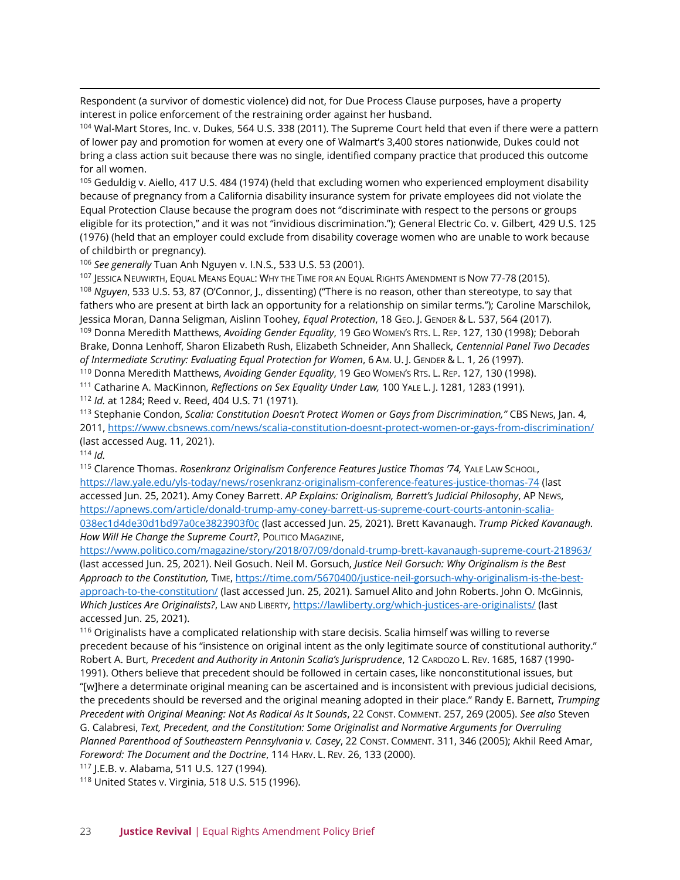Respondent (a survivor of domestic violence) did not, for Due Process Clause purposes, have a property interest in police enforcement of the restraining order against her husband.

[104] Wal-Mart Stores, Inc. v. Dukes, 564 U.S. 338 (2011). The Supreme Court held that even if there were a pattern of lower pay and promotion for women at every one of Walmart's 3,400 stores nationwide, Dukes could not bring a class action suit because there was no single, identified company practice that produced this outcome for all women.

[105] Geduldig v. Aiello, 417 U.S. 484 (1974) (held that excluding women who experienced employment disability because of pregnancy from a California disability insurance system for private employees did not violate the Equal Protection Clause because the program does not "discriminate with respect to the persons or groups eligible for its protection," and it was not "invidious discrimination."); General Electric Co. v. Gilbert*,* 429 U.S. 125 (1976) (held that an employer could exclude from disability coverage women who are unable to work because of childbirth or pregnancy).

[106] *See generally* Tuan Anh Nguyen v. I.N.S., 533 U.S. 53 (2001).

[107] Jessica Neuwirth, Equal Means Equal: Why the Time for an Equal Rights Amendment is Now 77-78 (2015).

[108] *Nguyen*, 533 U.S. 53, 87 (O'Connor, J., dissenting) ("There is no reason, other than stereotype, to say that fathers who are present at birth lack an opportunity for a relationship on similar terms."); Caroline Marschilok, Jessica Moran, Danna Seligman, Aislinn Toohey, *Equal Protection*, 18 Geo. J. Gender & L. 537, 564 (2017).

[109] Donna Meredith Matthews, *Avoiding Gender Equality*, 19 Geo Women's Rts. L. Rep. 127, 130 (1998); Deborah Brake, Donna Lenhoff, Sharon Elizabeth Rush, Elizabeth Schneider, Ann Shalleck, *Centennial Panel Two Decades of Intermediate Scrutiny: Evaluating Equal Protection for Women*, 6 Am. U. J. Gender & L. 1, 26 (1997).

[110] Donna Meredith Matthews, *Avoiding Gender Equality*, 19 Geo Women's Rts. L. Rep. 127, 130 (1998).

[111] Catharine A. MacKinnon, *Reflections on Sex Equality Under Law,* 100 Yale L. J. 1281, 1283 (1991).

[112] *Id.* at 1284; Reed v. Reed, 404 U.S. 71 (1971).

[113] Stephanie Condon, *Scalia: Constitution Doesn't Protect Women or Gays from Discrimination,"* CBS News, Jan. 4, 2011, https://www.cbsnews.com/news/scalia-constitution-doesnt-protect-women-or-gays-from-discrimination/ (last accessed Aug. 11, 2021).

[114] *Id.*

[115] Clarence Thomas. *Rosenkranz Originalism Conference Features Justice Thomas '74,* Yale Law School, https://law.yale.edu/yls-today/news/rosenkranz-originalism-conference-features-justice-thomas-74 (last accessed Jun. 25, 2021). Amy Coney Barrett. *AP Explains: Originalism, Barrett's Judicial Philosophy*, AP News, https://apnews.com/article/donald-trump-amy-coney-barrett-us-supreme-court-courts-antonin-scalia-038ec1d4de30d1bd97a0ce3823903f0c (last accessed Jun. 25, 2021). Brett Kavanaugh. *Trump Picked Kavanaugh. How Will He Change the Supreme Court?*, Politico Magazine, https://www.politico.com/magazine/story/2018/07/09/donald-trump-brett-kavanaugh-supreme-court-218963/ (last accessed Jun. 25, 2021). Neil Gosuch. Neil M. Gorsuch, *Justice Neil Gorsuch: Why Originalism is the Best Approach to the Constitution,* Time, https://time.com/5670400/justice-neil-gorsuch-why-originalism-is-the-best-approach-to-the-constitution/ (last accessed Jun. 25, 2021). Samuel Alito and John Roberts. John O. McGinnis, *Which Justices Are Originalists?*, Law and Liberty, https://lawliberty.org/which-justices-are-originalists/ (last accessed Jun. 25, 2021).

[116] Originalists have a complicated relationship with stare decisis. Scalia himself was willing to reverse precedent because of his "insistence on original intent as the only legitimate source of constitutional authority." Robert A. Burt, *Precedent and Authority in Antonin Scalia's Jurisprudence*, 12 Cardozo L. Rev. 1685, 1687 (1990-1991). Others believe that precedent should be followed in certain cases, like nonconstitutional issues, but "[w]here a determinate original meaning can be ascertained and is inconsistent with previous judicial decisions, the precedents should be reversed and the original meaning adopted in their place." Randy E. Barnett, *Trumping Precedent with Original Meaning: Not As Radical As It Sounds*, 22 Const. Comment. 257, 269 (2005). *See also* Steven G. Calabresi, *Text, Precedent, and the Constitution: Some Originalist and Normative Arguments for Overruling Planned Parenthood of Southeastern Pennsylvania v. Casey*, 22 Const. Comment. 311, 346 (2005); Akhil Reed Amar, *Foreword: The Document and the Doctrine*, 114 Harv. L. Rev. 26, 133 (2000).

[117] J.E.B. v. Alabama, 511 U.S. 127 (1994).

[118] United States v. Virginia, 518 U.S. 515 (1996).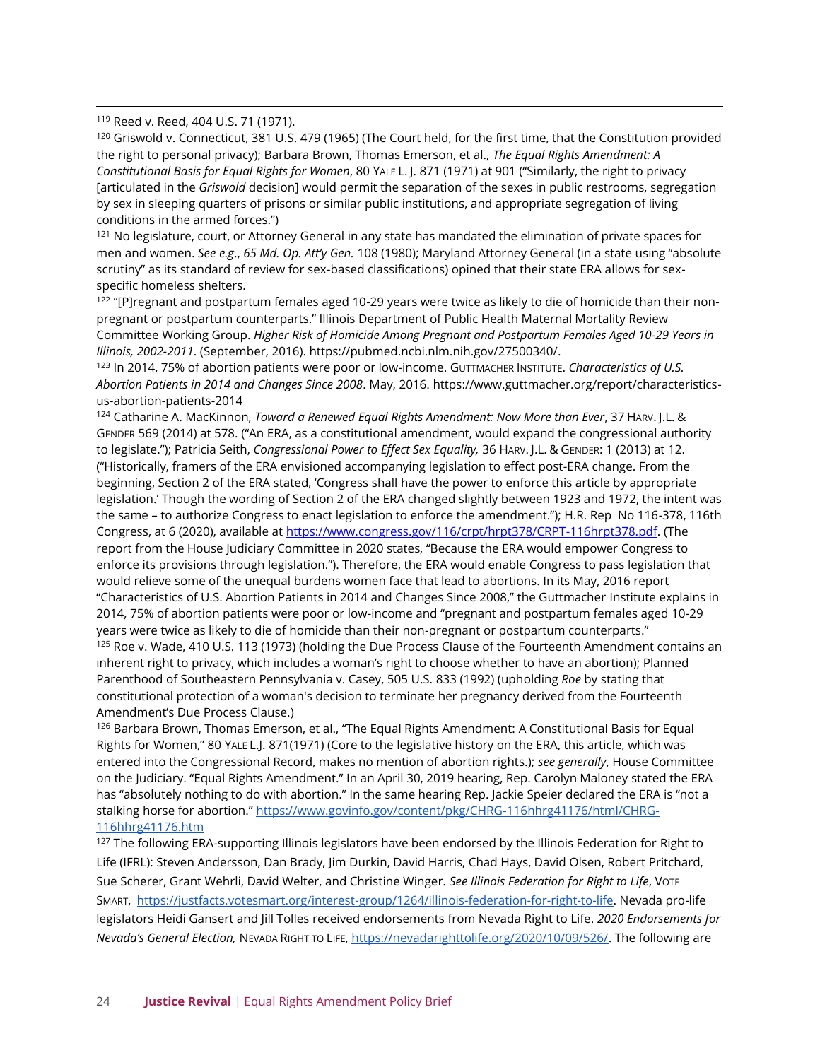[119] Reed v. Reed, 404 U.S. 71 (1971).

[120] Griswold v. Connecticut, 381 U.S. 479 (1965) (The Court held, for the first time, that the Constitution provided the right to personal privacy); Barbara Brown, Thomas Emerson, et al., *The Equal Rights Amendment: A Constitutional Basis for Equal Rights for Women*, 80 YALE L. J. 871 (1971) at 901 ("Similarly, the right to privacy [articulated in the *Griswold* decision] would permit the separation of the sexes in public restrooms, segregation by sex in sleeping quarters of prisons or similar public institutions, and appropriate segregation of living conditions in the armed forces.")

[121] No legislature, court, or Attorney General in any state has mandated the elimination of private spaces for men and women. *See e.g*., *65 Md. Op. Att'y Gen.* 108 (1980); Maryland Attorney General (in a state using "absolute scrutiny" as its standard of review for sex-based classifications) opined that their state ERA allows for sex-specific homeless shelters.

[122] "[P]regnant and postpartum females aged 10-29 years were twice as likely to die of homicide than their non-pregnant or postpartum counterparts." Illinois Department of Public Health Maternal Mortality Review Committee Working Group. *Higher Risk of Homicide Among Pregnant and Postpartum Females Aged 10-29 Years in Illinois, 2002-2011*. (September, 2016). https://pubmed.ncbi.nlm.nih.gov/27500340/.

[123] In 2014, 75% of abortion patients were poor or low-income. GUTTMACHER INSTITUTE. *Characteristics of U.S. Abortion Patients in 2014 and Changes Since 2008*. May, 2016. https://www.guttmacher.org/report/characteristics-us-abortion-patients-2014

[124] Catharine A. MacKinnon, *Toward a Renewed Equal Rights Amendment: Now More than Ever*, 37 HARV. J.L. & GENDER 569 (2014) at 578. ("An ERA, as a constitutional amendment, would expand the congressional authority to legislate."); Patricia Seith, *Congressional Power to Effect Sex Equality,* 36 HARV. J.L. & GENDER: 1 (2013) at 12. ("Historically, framers of the ERA envisioned accompanying legislation to effect post-ERA change. From the beginning, Section 2 of the ERA stated, 'Congress shall have the power to enforce this article by appropriate legislation.' Though the wording of Section 2 of the ERA changed slightly between 1923 and 1972, the intent was the same – to authorize Congress to enact legislation to enforce the amendment."); H.R. Rep No 116-378, 116th Congress, at 6 (2020), available at https://www.congress.gov/116/crpt/hrpt378/CRPT-116hrpt378.pdf. (The report from the House Judiciary Committee in 2020 states, "Because the ERA would empower Congress to enforce its provisions through legislation."). Therefore, the ERA would enable Congress to pass legislation that would relieve some of the unequal burdens women face that lead to abortions. In its May, 2016 report "Characteristics of U.S. Abortion Patients in 2014 and Changes Since 2008," the Guttmacher Institute explains in 2014, 75% of abortion patients were poor or low-income and "pregnant and postpartum females aged 10-29 years were twice as likely to die of homicide than their non-pregnant or postpartum counterparts."

[125] Roe v. Wade, 410 U.S. 113 (1973) (holding the Due Process Clause of the Fourteenth Amendment contains an inherent right to privacy, which includes a woman's right to choose whether to have an abortion); Planned Parenthood of Southeastern Pennsylvania v. Casey, 505 U.S. 833 (1992) (upholding *Roe* by stating that constitutional protection of a woman's decision to terminate her pregnancy derived from the Fourteenth Amendment's Due Process Clause.)

[126] Barbara Brown, Thomas Emerson, et al., "The Equal Rights Amendment: A Constitutional Basis for Equal Rights for Women," 80 YALE L.J. 871(1971) (Core to the legislative history on the ERA, this article, which was entered into the Congressional Record, makes no mention of abortion rights.); *see generally*, House Committee on the Judiciary. "Equal Rights Amendment." In an April 30, 2019 hearing, Rep. Carolyn Maloney stated the ERA has "absolutely nothing to do with abortion." In the same hearing Rep. Jackie Speier declared the ERA is "not a stalking horse for abortion." https://www.govinfo.gov/content/pkg/CHRG-116hhrg41176/html/CHRG-116hhrg41176.htm

[127] The following ERA-supporting Illinois legislators have been endorsed by the Illinois Federation for Right to Life (IFRL): Steven Andersson, Dan Brady, Jim Durkin, David Harris, Chad Hays, David Olsen, Robert Pritchard, Sue Scherer, Grant Wehrli, David Welter, and Christine Winger. *See Illinois Federation for Right to Life*, VOTE SMART, https://justfacts.votesmart.org/interest-group/1264/illinois-federation-for-right-to-life. Nevada pro-life legislators Heidi Gansert and Jill Tolles received endorsements from Nevada Right to Life. *2020 Endorsements for Nevada's General Election,* NEVADA RIGHT TO LIFE, https://nevadarighttolife.org/2020/10/09/526/. The following are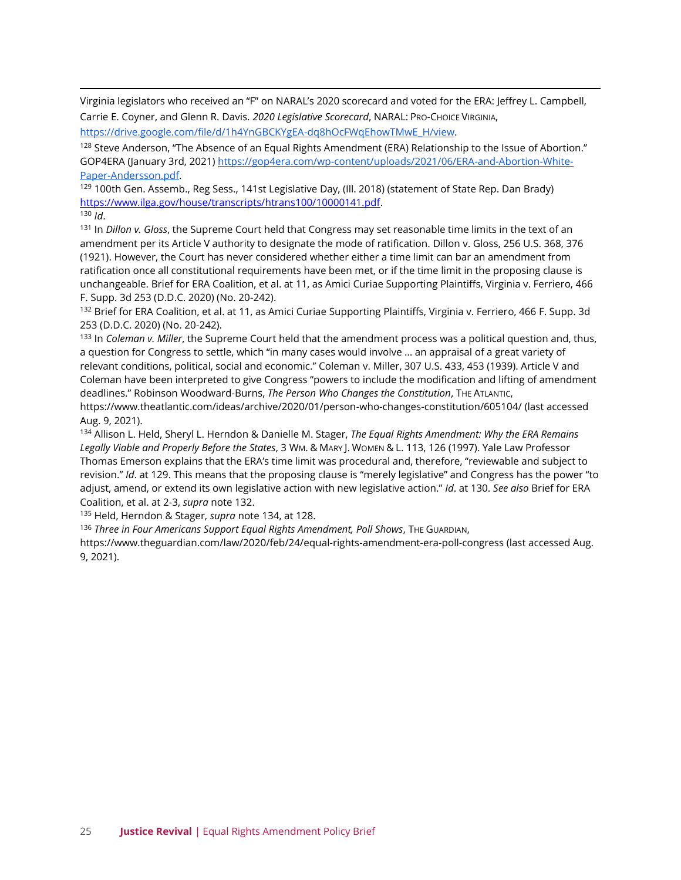Virginia legislators who received an "F" on NARAL's 2020 scorecard and voted for the ERA: Jeffrey L. Campbell, Carrie E. Coyner, and Glenn R. Davis. *2020 Legislative Scorecard*, NARAL: PRO-CHOICE VIRGINIA, https://drive.google.com/file/d/1h4YnGBCKYgEA-dq8hOcFWqEhowTMwE_H/view.

[128] Steve Anderson, "The Absence of an Equal Rights Amendment (ERA) Relationship to the Issue of Abortion." GOP4ERA (January 3rd, 2021) https://gop4era.com/wp-content/uploads/2021/06/ERA-and-Abortion-White-Paper-Andersson.pdf.

[129] 100th Gen. Assemb., Reg Sess., 141st Legislative Day, (Ill. 2018) (statement of State Rep. Dan Brady) https://www.ilga.gov/house/transcripts/htrans100/10000141.pdf.

[130] *Id*.

[131] In *Dillon v. Gloss*, the Supreme Court held that Congress may set reasonable time limits in the text of an amendment per its Article V authority to designate the mode of ratification. Dillon v. Gloss, 256 U.S. 368, 376 (1921). However, the Court has never considered whether either a time limit can bar an amendment from ratification once all constitutional requirements have been met, or if the time limit in the proposing clause is unchangeable. Brief for ERA Coalition, et al. at 11, as Amici Curiae Supporting Plaintiffs, Virginia v. Ferriero, 466 F. Supp. 3d 253 (D.D.C. 2020) (No. 20-242).

[132] Brief for ERA Coalition, et al. at 11, as Amici Curiae Supporting Plaintiffs, Virginia v. Ferriero, 466 F. Supp. 3d 253 (D.D.C. 2020) (No. 20-242).

[133] In *Coleman v. Miller*, the Supreme Court held that the amendment process was a political question and, thus, a question for Congress to settle, which "in many cases would involve … an appraisal of a great variety of relevant conditions, political, social and economic." Coleman v. Miller, 307 U.S. 433, 453 (1939). Article V and Coleman have been interpreted to give Congress "powers to include the modification and lifting of amendment deadlines." Robinson Woodward-Burns, *The Person Who Changes the Constitution*, THE ATLANTIC, https://www.theatlantic.com/ideas/archive/2020/01/person-who-changes-constitution/605104/ (last accessed Aug. 9, 2021).

[134] Allison L. Held, Sheryl L. Herndon & Danielle M. Stager, *The Equal Rights Amendment: Why the ERA Remains Legally Viable and Properly Before the States*, 3 WM. & MARY J. WOMEN & L. 113, 126 (1997). Yale Law Professor Thomas Emerson explains that the ERA's time limit was procedural and, therefore, "reviewable and subject to revision." *Id*. at 129. This means that the proposing clause is "merely legislative" and Congress has the power "to adjust, amend, or extend its own legislative action with new legislative action." *Id*. at 130. *See also* Brief for ERA Coalition, et al. at 2-3, *supra* note 132.

[135] Held, Herndon & Stager, *supra* note 134, at 128.

[136] *Three in Four Americans Support Equal Rights Amendment, Poll Shows*, THE GUARDIAN, https://www.theguardian.com/law/2020/feb/24/equal-rights-amendment-era-poll-congress (last accessed Aug. 9, 2021).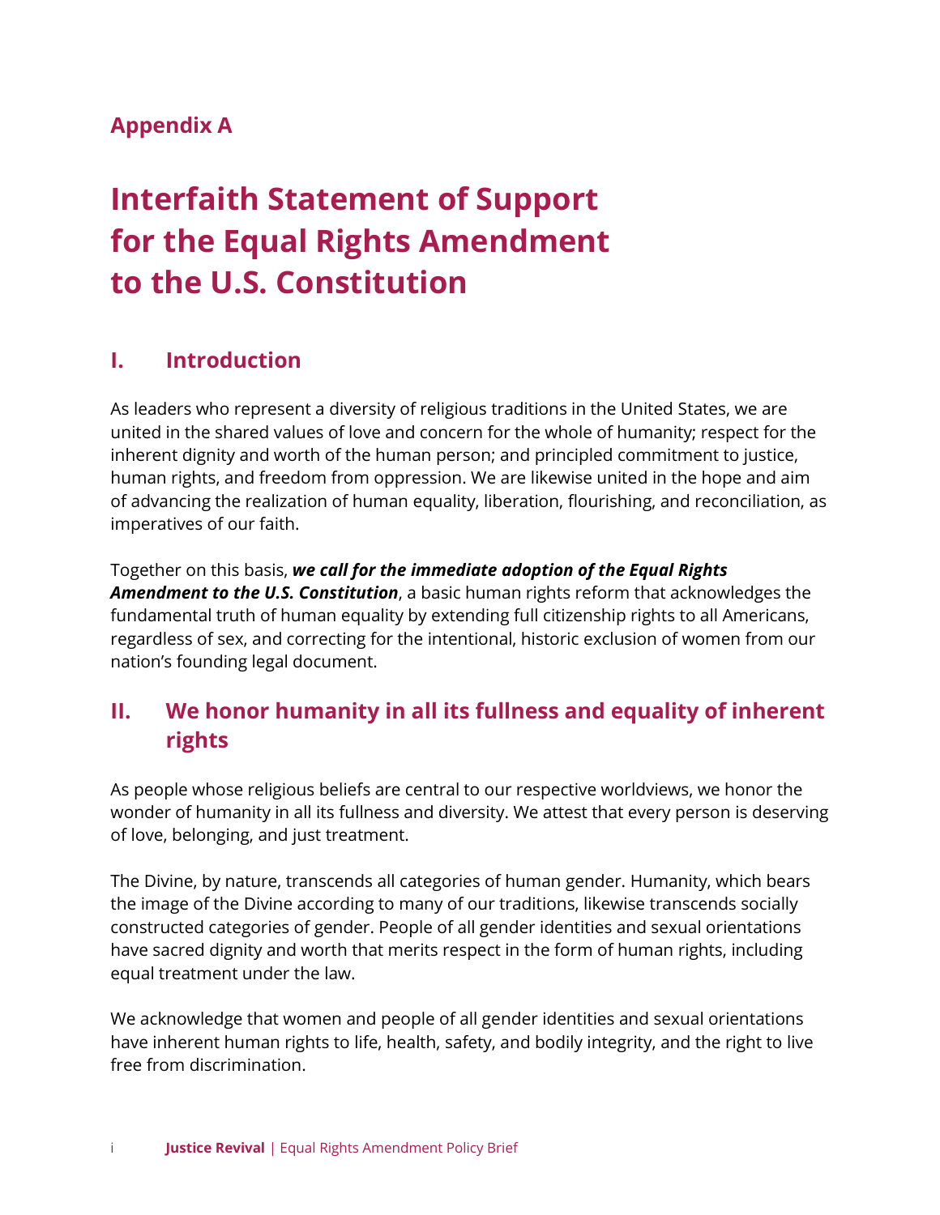**Appendix A**

# Interfaith Statement of Support for the Equal Rights Amendment to the U.S. Constitution

## I. Introduction

As leaders who represent a diversity of religious traditions in the United States, we are united in the shared values of love and concern for the whole of humanity; respect for the inherent dignity and worth of the human person; and principled commitment to justice, human rights, and freedom from oppression. We are likewise united in the hope and aim of advancing the realization of human equality, liberation, flourishing, and reconciliation, as imperatives of our faith.

Together on this basis, ***we call for the immediate adoption of the Equal Rights Amendment to the U.S. Constitution***, a basic human rights reform that acknowledges the fundamental truth of human equality by extending full citizenship rights to all Americans, regardless of sex, and correcting for the intentional, historic exclusion of women from our nation's founding legal document.

## II. We honor humanity in all its fullness and equality of inherent rights

As people whose religious beliefs are central to our respective worldviews, we honor the wonder of humanity in all its fullness and diversity. We attest that every person is deserving of love, belonging, and just treatment.

The Divine, by nature, transcends all categories of human gender. Humanity, which bears the image of the Divine according to many of our traditions, likewise transcends socially constructed categories of gender. People of all gender identities and sexual orientations have sacred dignity and worth that merits respect in the form of human rights, including equal treatment under the law.

We acknowledge that women and people of all gender identities and sexual orientations have inherent human rights to life, health, safety, and bodily integrity, and the right to live free from discrimination.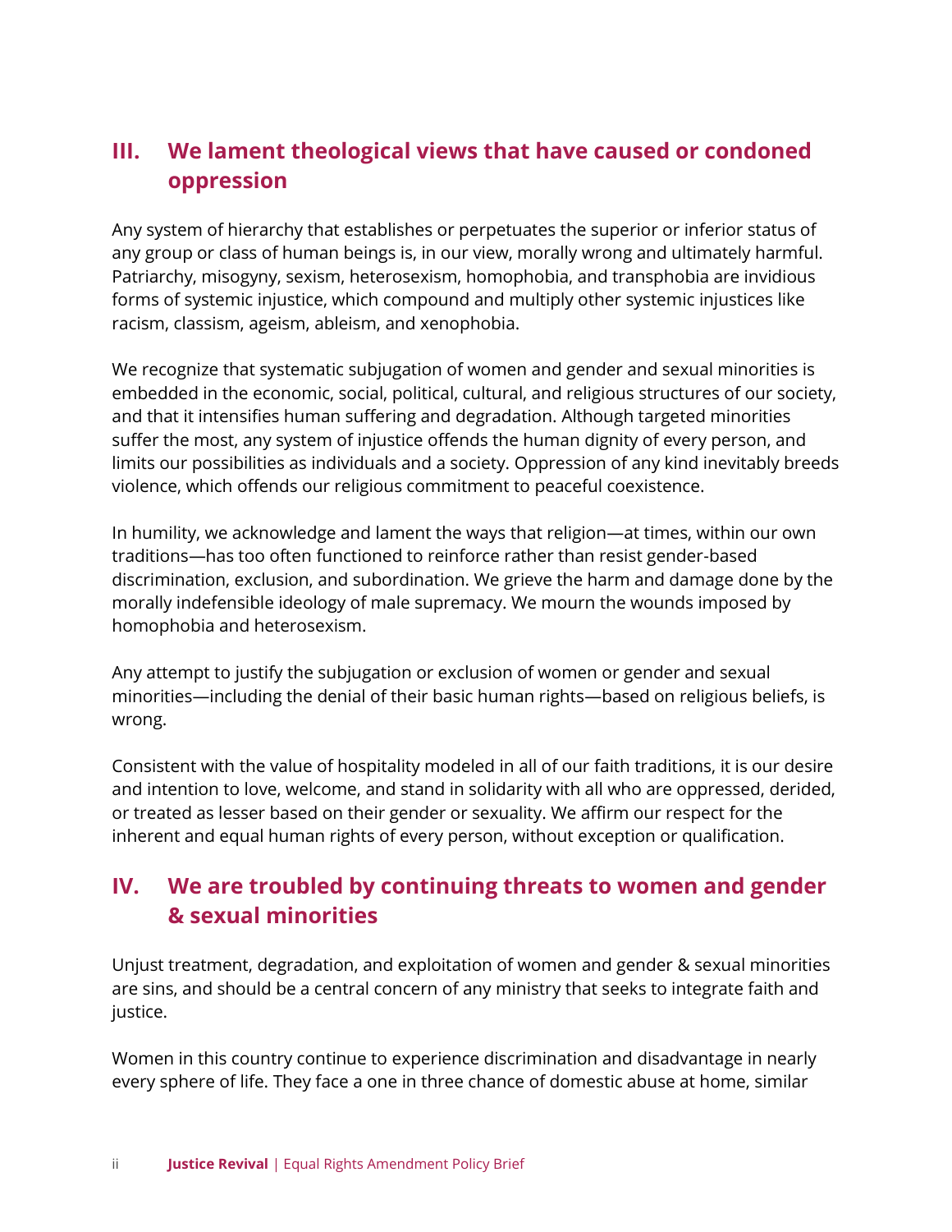## III. We lament theological views that have caused or condoned oppression

Any system of hierarchy that establishes or perpetuates the superior or inferior status of any group or class of human beings is, in our view, morally wrong and ultimately harmful. Patriarchy, misogyny, sexism, heterosexism, homophobia, and transphobia are invidious forms of systemic injustice, which compound and multiply other systemic injustices like racism, classism, ageism, ableism, and xenophobia.

We recognize that systematic subjugation of women and gender and sexual minorities is embedded in the economic, social, political, cultural, and religious structures of our society, and that it intensifies human suffering and degradation. Although targeted minorities suffer the most, any system of injustice offends the human dignity of every person, and limits our possibilities as individuals and a society. Oppression of any kind inevitably breeds violence, which offends our religious commitment to peaceful coexistence.

In humility, we acknowledge and lament the ways that religion—at times, within our own traditions—has too often functioned to reinforce rather than resist gender-based discrimination, exclusion, and subordination. We grieve the harm and damage done by the morally indefensible ideology of male supremacy. We mourn the wounds imposed by homophobia and heterosexism.

Any attempt to justify the subjugation or exclusion of women or gender and sexual minorities—including the denial of their basic human rights—based on religious beliefs, is wrong.

Consistent with the value of hospitality modeled in all of our faith traditions, it is our desire and intention to love, welcome, and stand in solidarity with all who are oppressed, derided, or treated as lesser based on their gender or sexuality. We affirm our respect for the inherent and equal human rights of every person, without exception or qualification.

## IV. We are troubled by continuing threats to women and gender & sexual minorities

Unjust treatment, degradation, and exploitation of women and gender & sexual minorities are sins, and should be a central concern of any ministry that seeks to integrate faith and justice.

Women in this country continue to experience discrimination and disadvantage in nearly every sphere of life. They face a one in three chance of domestic abuse at home, similar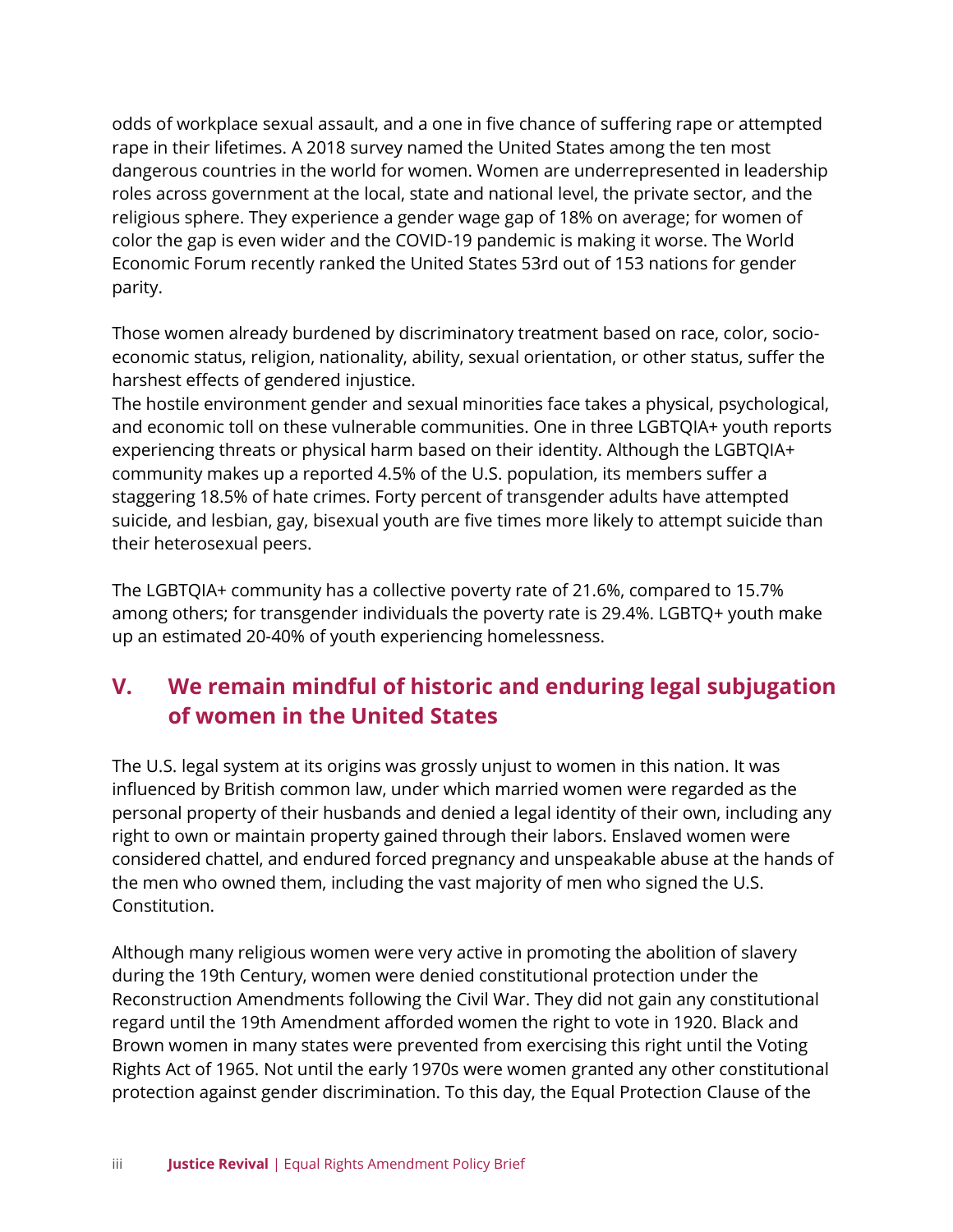odds of workplace sexual assault, and a one in five chance of suffering rape or attempted rape in their lifetimes. A 2018 survey named the United States among the ten most dangerous countries in the world for women. Women are underrepresented in leadership roles across government at the local, state and national level, the private sector, and the religious sphere. They experience a gender wage gap of 18% on average; for women of color the gap is even wider and the COVID-19 pandemic is making it worse. The World Economic Forum recently ranked the United States 53rd out of 153 nations for gender parity.

Those women already burdened by discriminatory treatment based on race, color, socio-economic status, religion, nationality, ability, sexual orientation, or other status, suffer the harshest effects of gendered injustice.

The hostile environment gender and sexual minorities face takes a physical, psychological, and economic toll on these vulnerable communities. One in three LGBTQIA+ youth reports experiencing threats or physical harm based on their identity. Although the LGBTQIA+ community makes up a reported 4.5% of the U.S. population, its members suffer a staggering 18.5% of hate crimes. Forty percent of transgender adults have attempted suicide, and lesbian, gay, bisexual youth are five times more likely to attempt suicide than their heterosexual peers.

The LGBTQIA+ community has a collective poverty rate of 21.6%, compared to 15.7% among others; for transgender individuals the poverty rate is 29.4%. LGBTQ+ youth make up an estimated 20-40% of youth experiencing homelessness.

## V. We remain mindful of historic and enduring legal subjugation of women in the United States

The U.S. legal system at its origins was grossly unjust to women in this nation. It was influenced by British common law, under which married women were regarded as the personal property of their husbands and denied a legal identity of their own, including any right to own or maintain property gained through their labors. Enslaved women were considered chattel, and endured forced pregnancy and unspeakable abuse at the hands of the men who owned them, including the vast majority of men who signed the U.S. Constitution.

Although many religious women were very active in promoting the abolition of slavery during the 19th Century, women were denied constitutional protection under the Reconstruction Amendments following the Civil War. They did not gain any constitutional regard until the 19th Amendment afforded women the right to vote in 1920. Black and Brown women in many states were prevented from exercising this right until the Voting Rights Act of 1965. Not until the early 1970s were women granted any other constitutional protection against gender discrimination. To this day, the Equal Protection Clause of the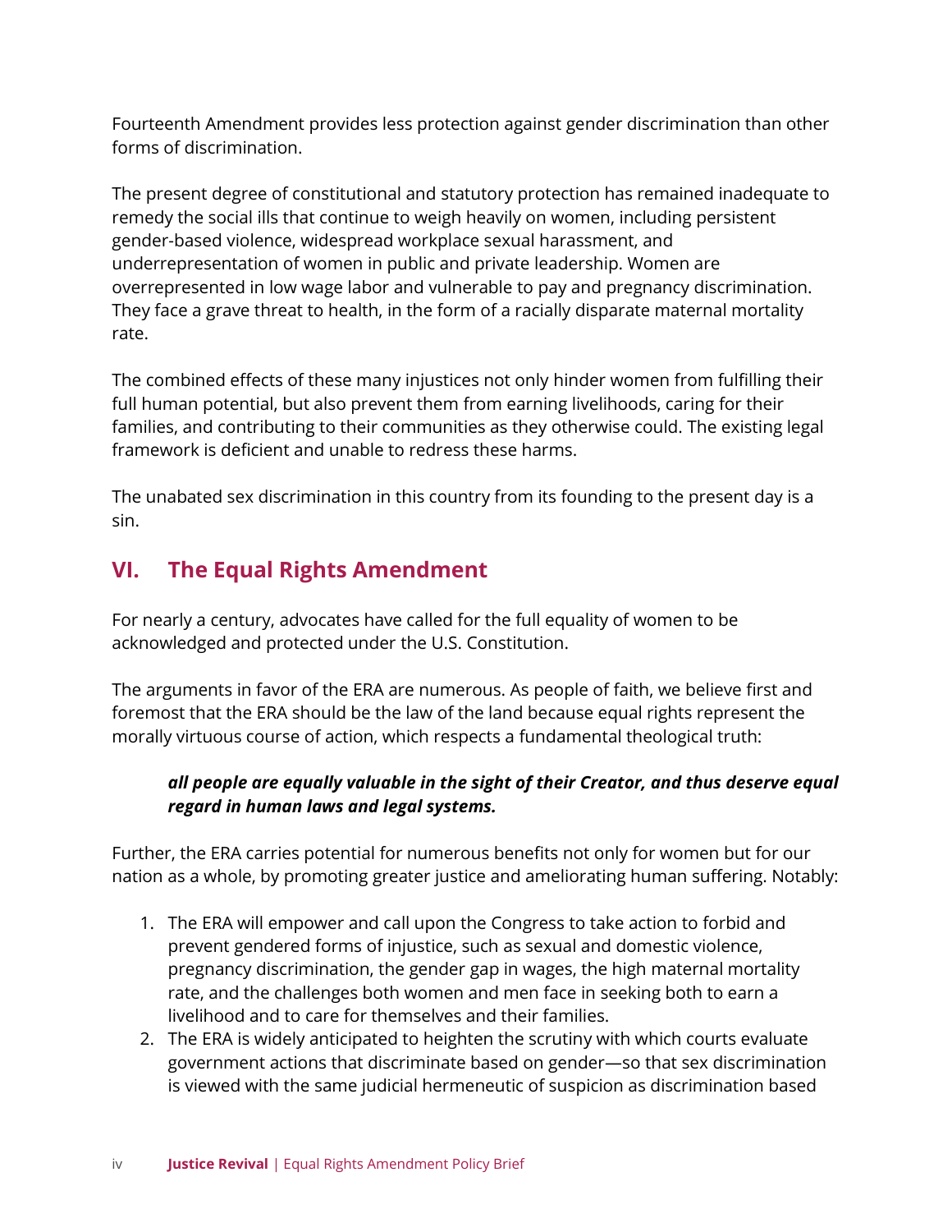Fourteenth Amendment provides less protection against gender discrimination than other forms of discrimination.

The present degree of constitutional and statutory protection has remained inadequate to remedy the social ills that continue to weigh heavily on women, including persistent gender-based violence, widespread workplace sexual harassment, and underrepresentation of women in public and private leadership. Women are overrepresented in low wage labor and vulnerable to pay and pregnancy discrimination. They face a grave threat to health, in the form of a racially disparate maternal mortality rate.

The combined effects of these many injustices not only hinder women from fulfilling their full human potential, but also prevent them from earning livelihoods, caring for their families, and contributing to their communities as they otherwise could. The existing legal framework is deficient and unable to redress these harms.

The unabated sex discrimination in this country from its founding to the present day is a sin.

## VI. The Equal Rights Amendment

For nearly a century, advocates have called for the full equality of women to be acknowledged and protected under the U.S. Constitution.

The arguments in favor of the ERA are numerous. As people of faith, we believe first and foremost that the ERA should be the law of the land because equal rights represent the morally virtuous course of action, which respects a fundamental theological truth:

> ***all people are equally valuable in the sight of their Creator, and thus deserve equal regard in human laws and legal systems.***

Further, the ERA carries potential for numerous benefits not only for women but for our nation as a whole, by promoting greater justice and ameliorating human suffering. Notably:

1. The ERA will empower and call upon the Congress to take action to forbid and prevent gendered forms of injustice, such as sexual and domestic violence, pregnancy discrimination, the gender gap in wages, the high maternal mortality rate, and the challenges both women and men face in seeking both to earn a livelihood and to care for themselves and their families.
2. The ERA is widely anticipated to heighten the scrutiny with which courts evaluate government actions that discriminate based on gender—so that sex discrimination is viewed with the same judicial hermeneutic of suspicion as discrimination based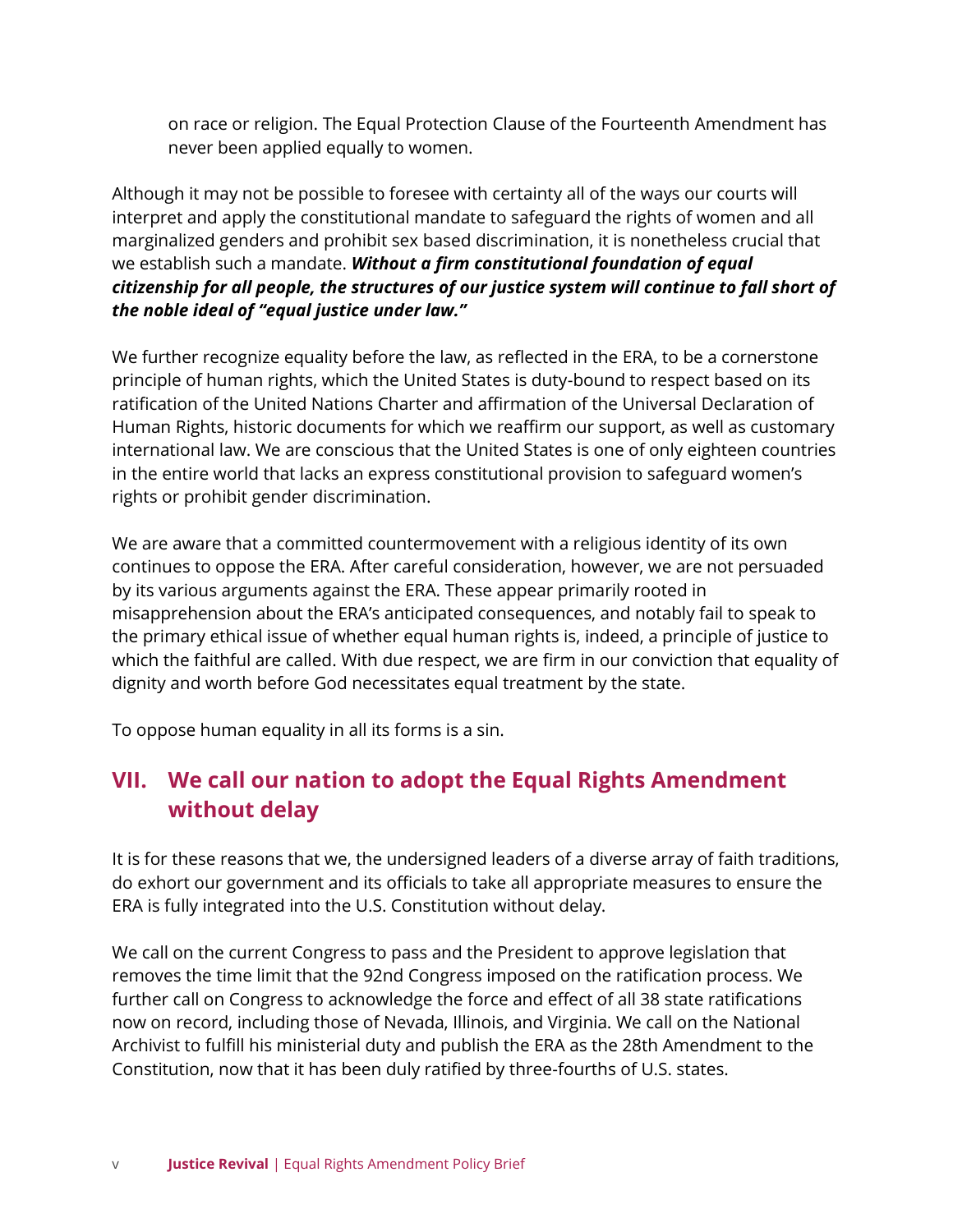on race or religion. The Equal Protection Clause of the Fourteenth Amendment has never been applied equally to women.

Although it may not be possible to foresee with certainty all of the ways our courts will interpret and apply the constitutional mandate to safeguard the rights of women and all marginalized genders and prohibit sex based discrimination, it is nonetheless crucial that we establish such a mandate. ***Without a firm constitutional foundation of equal citizenship for all people, the structures of our justice system will continue to fall short of the noble ideal of "equal justice under law."***

We further recognize equality before the law, as reflected in the ERA, to be a cornerstone principle of human rights, which the United States is duty-bound to respect based on its ratification of the United Nations Charter and affirmation of the Universal Declaration of Human Rights, historic documents for which we reaffirm our support, as well as customary international law. We are conscious that the United States is one of only eighteen countries in the entire world that lacks an express constitutional provision to safeguard women's rights or prohibit gender discrimination.

We are aware that a committed countermovement with a religious identity of its own continues to oppose the ERA. After careful consideration, however, we are not persuaded by its various arguments against the ERA. These appear primarily rooted in misapprehension about the ERA's anticipated consequences, and notably fail to speak to the primary ethical issue of whether equal human rights is, indeed, a principle of justice to which the faithful are called. With due respect, we are firm in our conviction that equality of dignity and worth before God necessitates equal treatment by the state.

To oppose human equality in all its forms is a sin.

## VII. We call our nation to adopt the Equal Rights Amendment without delay

It is for these reasons that we, the undersigned leaders of a diverse array of faith traditions, do exhort our government and its officials to take all appropriate measures to ensure the ERA is fully integrated into the U.S. Constitution without delay.

We call on the current Congress to pass and the President to approve legislation that removes the time limit that the 92nd Congress imposed on the ratification process. We further call on Congress to acknowledge the force and effect of all 38 state ratifications now on record, including those of Nevada, Illinois, and Virginia. We call on the National Archivist to fulfill his ministerial duty and publish the ERA as the 28th Amendment to the Constitution, now that it has been duly ratified by three-fourths of U.S. states.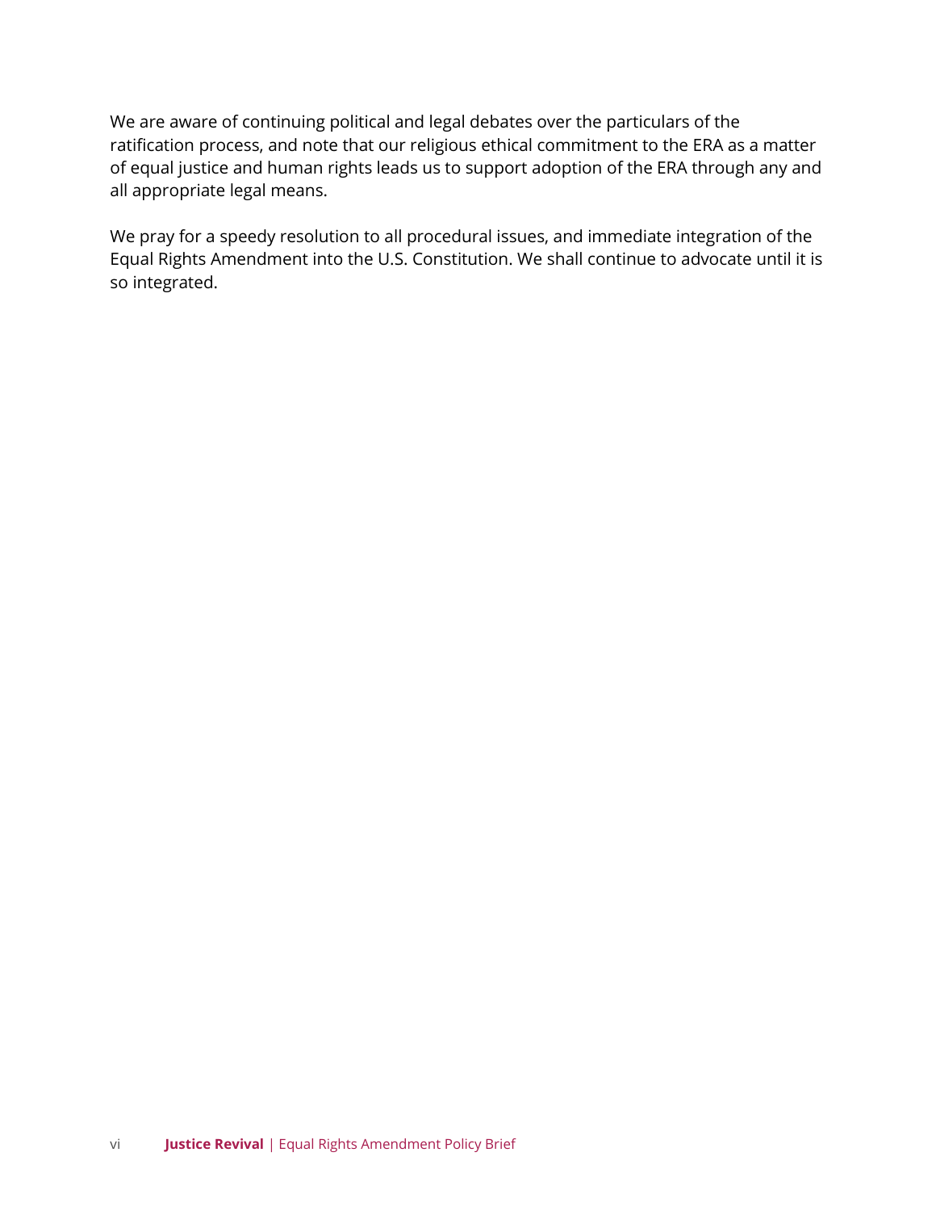We are aware of continuing political and legal debates over the particulars of the ratification process, and note that our religious ethical commitment to the ERA as a matter of equal justice and human rights leads us to support adoption of the ERA through any and all appropriate legal means.

We pray for a speedy resolution to all procedural issues, and immediate integration of the Equal Rights Amendment into the U.S. Constitution. We shall continue to advocate until it is so integrated.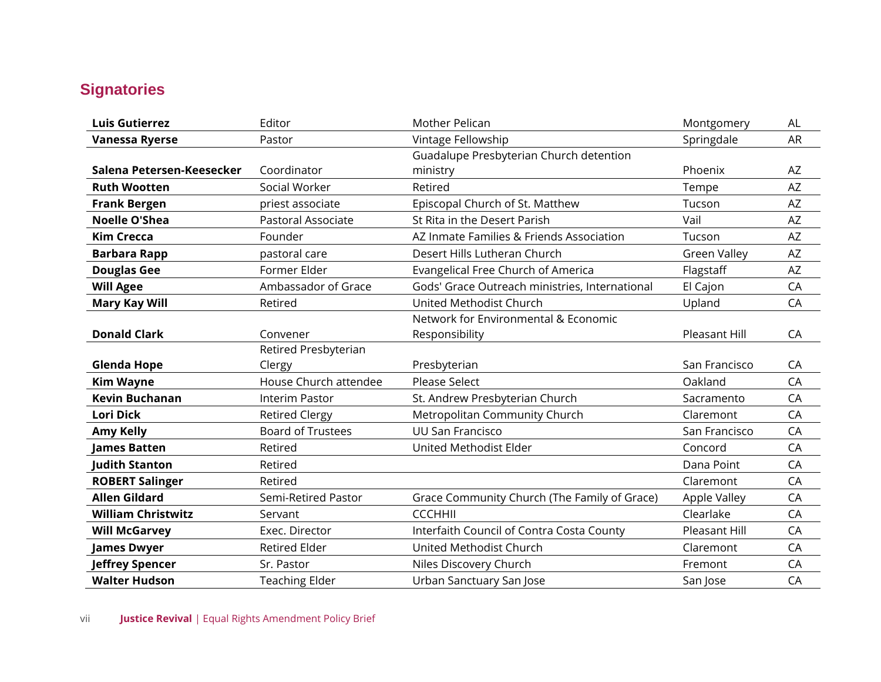## Signatories

| | | | | |
|---|---|---|---|---|
| **Luis Gutierrez** | Editor | Mother Pelican | Montgomery | AL |
| **Vanessa Ryerse** | Pastor | Vintage Fellowship | Springdale | AR |
| **Salena Petersen-Keesecker** | Coordinator | Guadalupe Presbyterian Church detention ministry | Phoenix | AZ |
| **Ruth Wootten** | Social Worker | Retired | Tempe | AZ |
| **Frank Bergen** | priest associate | Episcopal Church of St. Matthew | Tucson | AZ |
| **Noelle O'Shea** | Pastoral Associate | St Rita in the Desert Parish | Vail | AZ |
| **Kim Crecca** | Founder | AZ Inmate Families & Friends Association | Tucson | AZ |
| **Barbara Rapp** | pastoral care | Desert Hills Lutheran Church | Green Valley | AZ |
| **Douglas Gee** | Former Elder | Evangelical Free Church of America | Flagstaff | AZ |
| **Will Agee** | Ambassador of Grace | Gods' Grace Outreach ministries, International | El Cajon | CA |
| **Mary Kay Will** | Retired | United Methodist Church | Upland | CA |
| **Donald Clark** | Convener | Network for Environmental & Economic Responsibility | Pleasant Hill | CA |
| **Glenda Hope** | Retired Presbyterian Clergy | Presbyterian | San Francisco | CA |
| **Kim Wayne** | House Church attendee | Please Select | Oakland | CA |
| **Kevin Buchanan** | Interim Pastor | St. Andrew Presbyterian Church | Sacramento | CA |
| **Lori Dick** | Retired Clergy | Metropolitan Community Church | Claremont | CA |
| **Amy Kelly** | Board of Trustees | UU San Francisco | San Francisco | CA |
| **James Batten** | Retired | United Methodist Elder | Concord | CA |
| **Judith Stanton** | Retired | | Dana Point | CA |
| **ROBERT Salinger** | Retired | | Claremont | CA |
| **Allen Gildard** | Semi-Retired Pastor | Grace Community Church (The Family of Grace) | Apple Valley | CA |
| **William Christwitz** | Servant | CCCHHII | Clearlake | CA |
| **Will McGarvey** | Exec. Director | Interfaith Council of Contra Costa County | Pleasant Hill | CA |
| **James Dwyer** | Retired Elder | United Methodist Church | Claremont | CA |
| **Jeffrey Spencer** | Sr. Pastor | Niles Discovery Church | Fremont | CA |
| **Walter Hudson** | Teaching Elder | Urban Sanctuary San Jose | San Jose | CA |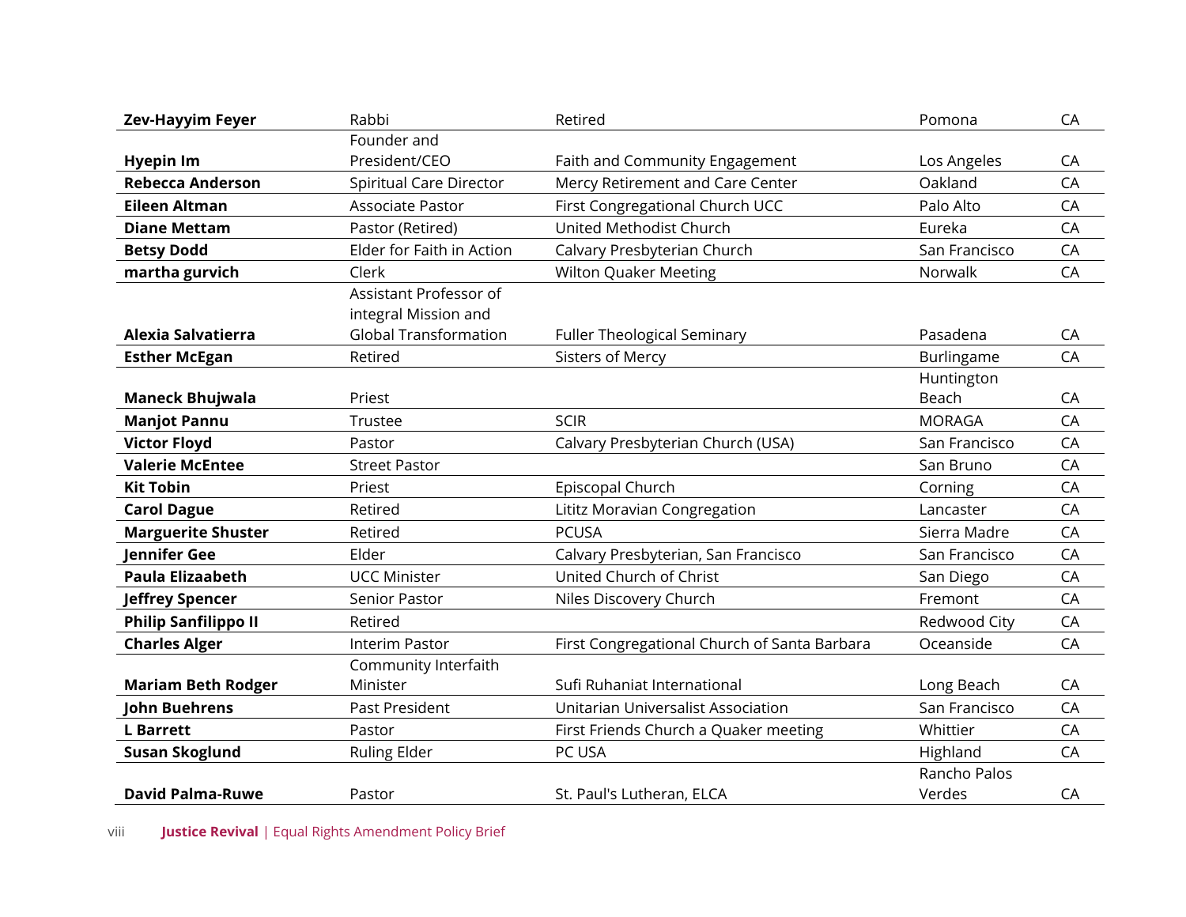| Zev-Hayyim Feyer | Rabbi | Retired | Pomona | CA |
|---|---|---|---|---|
| **Hyepin Im** | Founder and President/CEO | Faith and Community Engagement | Los Angeles | CA |
| **Rebecca Anderson** | Spiritual Care Director | Mercy Retirement and Care Center | Oakland | CA |
| **Eileen Altman** | Associate Pastor | First Congregational Church UCC | Palo Alto | CA |
| **Diane Mettam** | Pastor (Retired) | United Methodist Church | Eureka | CA |
| **Betsy Dodd** | Elder for Faith in Action | Calvary Presbyterian Church | San Francisco | CA |
| **martha gurvich** | Clerk | Wilton Quaker Meeting | Norwalk | CA |
| **Alexia Salvatierra** | Assistant Professor of integral Mission and Global Transformation | Fuller Theological Seminary | Pasadena | CA |
| **Esther McEgan** | Retired | Sisters of Mercy | Burlingame | CA |
| **Maneck Bhujwala** | Priest | | Huntington Beach | CA |
| **Manjot Pannu** | Trustee | SCIR | MORAGA | CA |
| **Victor Floyd** | Pastor | Calvary Presbyterian Church (USA) | San Francisco | CA |
| **Valerie McEntee** | Street Pastor | | San Bruno | CA |
| **Kit Tobin** | Priest | Episcopal Church | Corning | CA |
| **Carol Dague** | Retired | Lititz Moravian Congregation | Lancaster | CA |
| **Marguerite Shuster** | Retired | PCUSA | Sierra Madre | CA |
| **Jennifer Gee** | Elder | Calvary Presbyterian, San Francisco | San Francisco | CA |
| **Paula Elizaabeth** | UCC Minister | United Church of Christ | San Diego | CA |
| **Jeffrey Spencer** | Senior Pastor | Niles Discovery Church | Fremont | CA |
| **Philip Sanfilippo II** | Retired | | Redwood City | CA |
| **Charles Alger** | Interim Pastor | First Congregational Church of Santa Barbara | Oceanside | CA |
| **Mariam Beth Rodger** | Community Interfaith Minister | Sufi Ruhaniat International | Long Beach | CA |
| **John Buehrens** | Past President | Unitarian Universalist Association | San Francisco | CA |
| **L Barrett** | Pastor | First Friends Church a Quaker meeting | Whittier | CA |
| **Susan Skoglund** | Ruling Elder | PC USA | Highland | CA |
| **David Palma-Ruwe** | Pastor | St. Paul's Lutheran, ELCA | Rancho Palos Verdes | CA |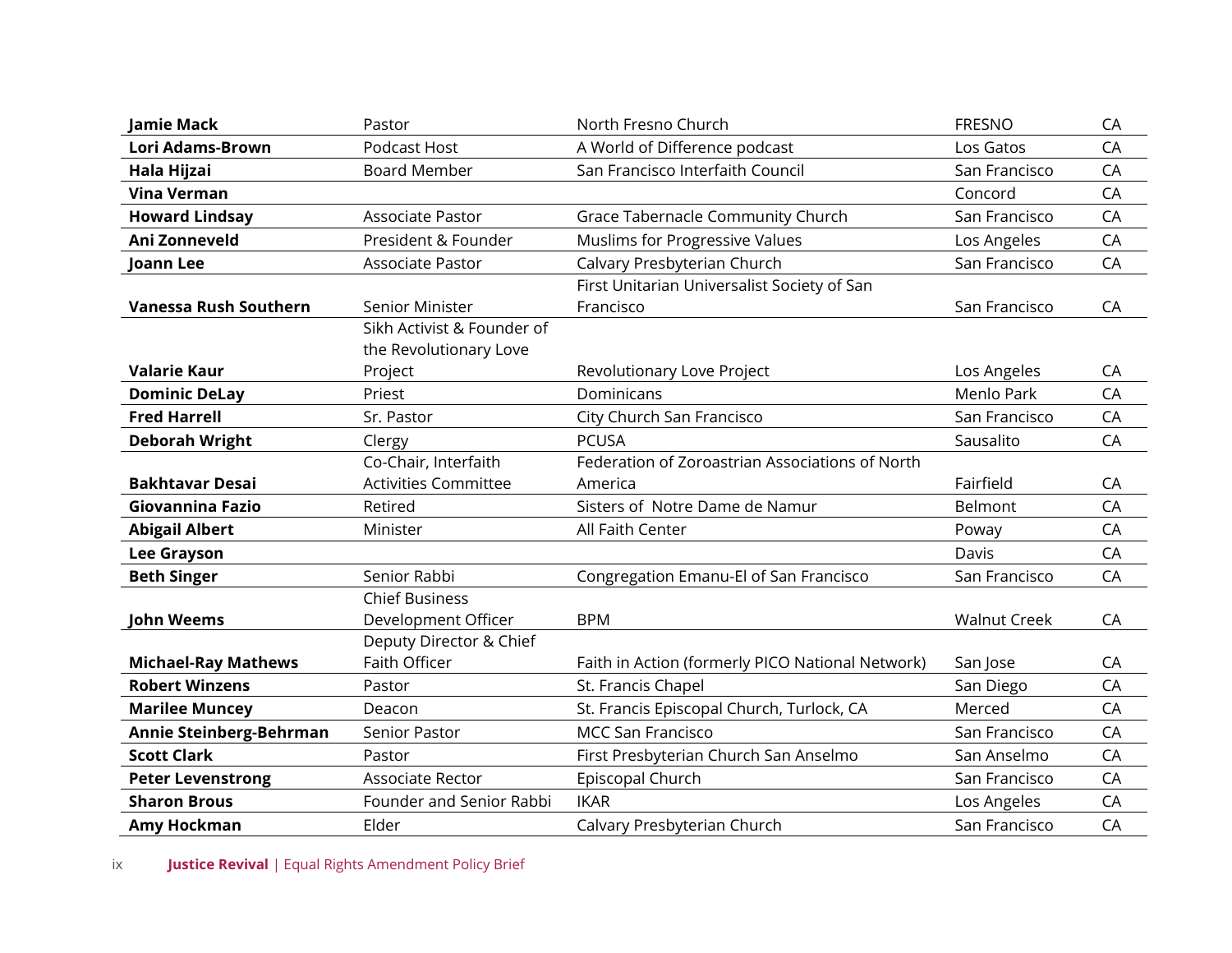| | | | | |
|---|---|---|---|---|
| **Jamie Mack** | Pastor | North Fresno Church | FRESNO | CA |
| **Lori Adams-Brown** | Podcast Host | A World of Difference podcast | Los Gatos | CA |
| **Hala Hijzai** | Board Member | San Francisco Interfaith Council | San Francisco | CA |
| **Vina Verman** | | | Concord | CA |
| **Howard Lindsay** | Associate Pastor | Grace Tabernacle Community Church | San Francisco | CA |
| **Ani Zonneveld** | President & Founder | Muslims for Progressive Values | Los Angeles | CA |
| **Joann Lee** | Associate Pastor | Calvary Presbyterian Church | San Francisco | CA |
| **Vanessa Rush Southern** | Senior Minister | First Unitarian Universalist Society of San Francisco | San Francisco | CA |
| **Valarie Kaur** | Sikh Activist & Founder of the Revolutionary Love Project | Revolutionary Love Project | Los Angeles | CA |
| **Dominic DeLay** | Priest | Dominicans | Menlo Park | CA |
| **Fred Harrell** | Sr. Pastor | City Church San Francisco | San Francisco | CA |
| **Deborah Wright** | Clergy | PCUSA | Sausalito | CA |
| **Bakhtavar Desai** | Co-Chair, Interfaith Activities Committee | Federation of Zoroastrian Associations of North America | Fairfield | CA |
| **Giovannina Fazio** | Retired | Sisters of Notre Dame de Namur | Belmont | CA |
| **Abigail Albert** | Minister | All Faith Center | Poway | CA |
| **Lee Grayson** | | | Davis | CA |
| **Beth Singer** | Senior Rabbi | Congregation Emanu-El of San Francisco | San Francisco | CA |
| **John Weems** | Chief Business Development Officer | BPM | Walnut Creek | CA |
| **Michael-Ray Mathews** | Deputy Director & Chief Faith Officer | Faith in Action (formerly PICO National Network) | San Jose | CA |
| **Robert Winzens** | Pastor | St. Francis Chapel | San Diego | CA |
| **Marilee Muncey** | Deacon | St. Francis Episcopal Church, Turlock, CA | Merced | CA |
| **Annie Steinberg-Behrman** | Senior Pastor | MCC San Francisco | San Francisco | CA |
| **Scott Clark** | Pastor | First Presbyterian Church San Anselmo | San Anselmo | CA |
| **Peter Levenstrong** | Associate Rector | Episcopal Church | San Francisco | CA |
| **Sharon Brous** | Founder and Senior Rabbi | IKAR | Los Angeles | CA |
| **Amy Hockman** | Elder | Calvary Presbyterian Church | San Francisco | CA |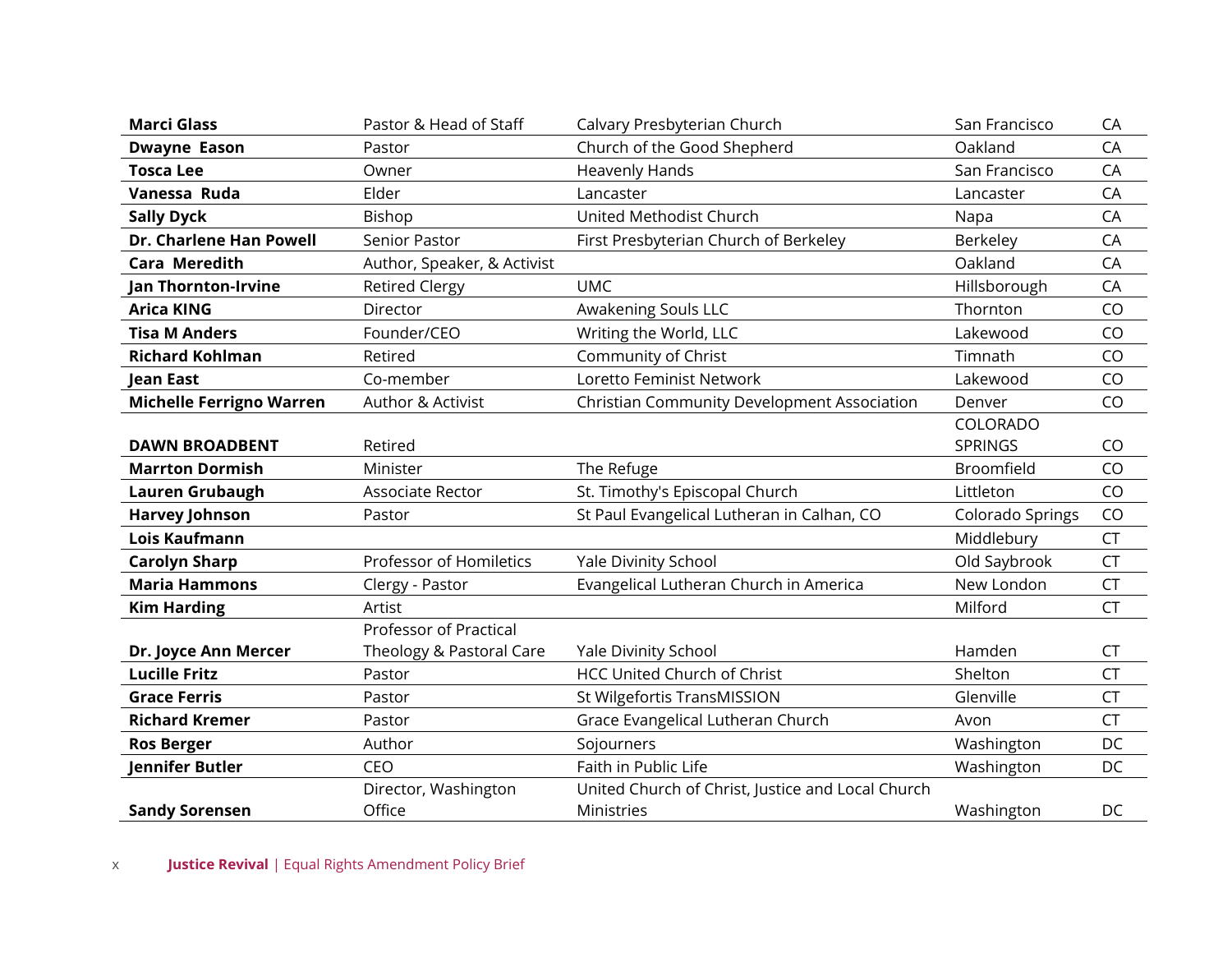| | | | | |
|---|---|---|---|---|
| **Marci Glass** | Pastor & Head of Staff | Calvary Presbyterian Church | San Francisco | CA |
| **Dwayne Eason** | Pastor | Church of the Good Shepherd | Oakland | CA |
| **Tosca Lee** | Owner | Heavenly Hands | San Francisco | CA |
| **Vanessa Ruda** | Elder | Lancaster | Lancaster | CA |
| **Sally Dyck** | Bishop | United Methodist Church | Napa | CA |
| **Dr. Charlene Han Powell** | Senior Pastor | First Presbyterian Church of Berkeley | Berkeley | CA |
| **Cara Meredith** | Author, Speaker, & Activist | | Oakland | CA |
| **Jan Thornton-Irvine** | Retired Clergy | UMC | Hillsborough | CA |
| **Arica KING** | Director | Awakening Souls LLC | Thornton | CO |
| **Tisa M Anders** | Founder/CEO | Writing the World, LLC | Lakewood | CO |
| **Richard Kohlman** | Retired | Community of Christ | Timnath | CO |
| **Jean East** | Co-member | Loretto Feminist Network | Lakewood | CO |
| **Michelle Ferrigno Warren** | Author & Activist | Christian Community Development Association | Denver | CO |
| **DAWN BROADBENT** | Retired | | COLORADO SPRINGS | CO |
| **Marrton Dormish** | Minister | The Refuge | Broomfield | CO |
| **Lauren Grubaugh** | Associate Rector | St. Timothy's Episcopal Church | Littleton | CO |
| **Harvey Johnson** | Pastor | St Paul Evangelical Lutheran in Calhan, CO | Colorado Springs | CO |
| **Lois Kaufmann** | | | Middlebury | CT |
| **Carolyn Sharp** | Professor of Homiletics | Yale Divinity School | Old Saybrook | CT |
| **Maria Hammons** | Clergy - Pastor | Evangelical Lutheran Church in America | New London | CT |
| **Kim Harding** | Artist | | Milford | CT |
| **Dr. Joyce Ann Mercer** | Professor of Practical Theology & Pastoral Care | Yale Divinity School | Hamden | CT |
| **Lucille Fritz** | Pastor | HCC United Church of Christ | Shelton | CT |
| **Grace Ferris** | Pastor | St Wilgefortis TransMISSION | Glenville | CT |
| **Richard Kremer** | Pastor | Grace Evangelical Lutheran Church | Avon | CT |
| **Ros Berger** | Author | Sojourners | Washington | DC |
| **Jennifer Butler** | CEO | Faith in Public Life | Washington | DC |
| **Sandy Sorensen** | Director, Washington Office | United Church of Christ, Justice and Local Church Ministries | Washington | DC |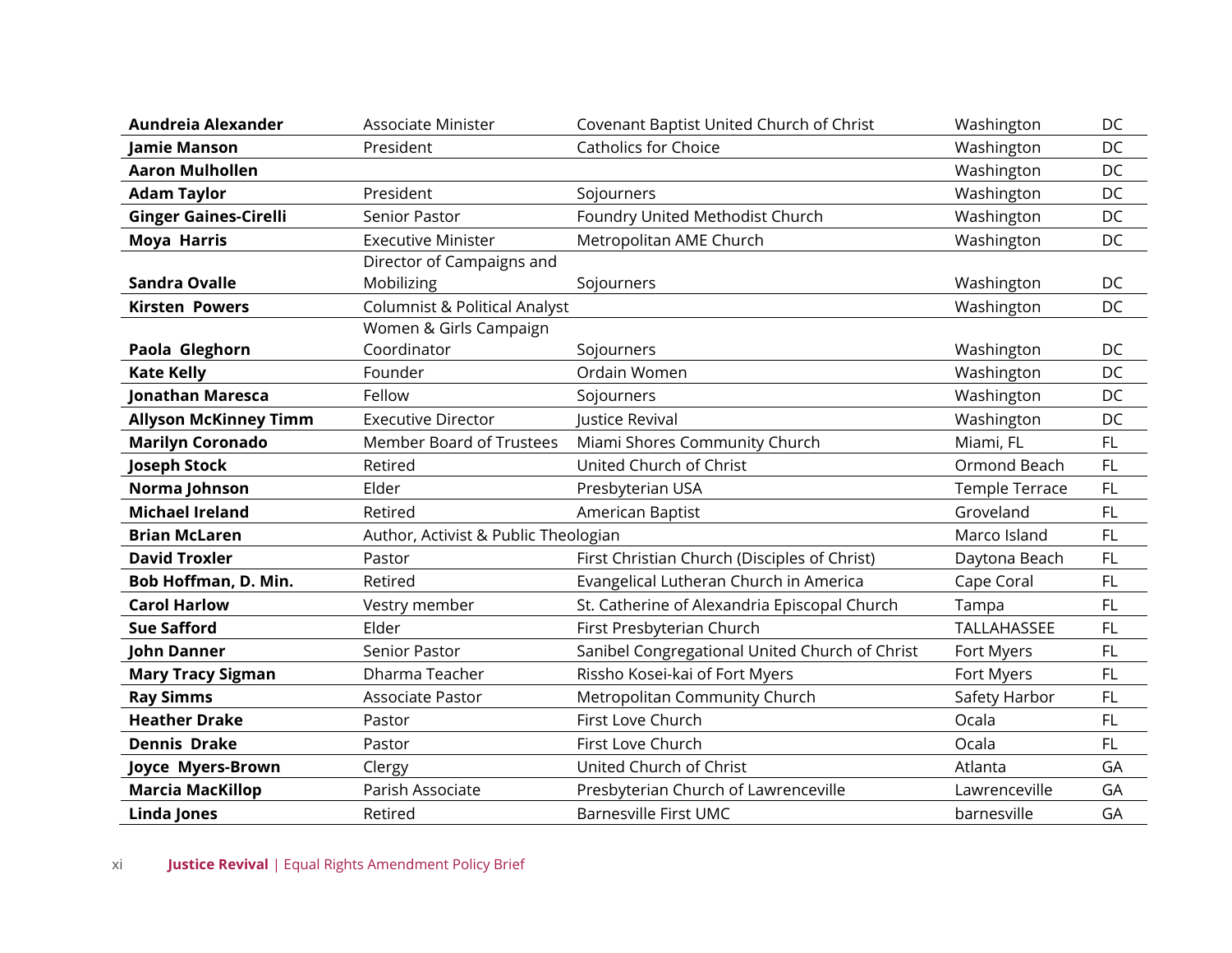| | | | | |
|---|---|---|---|---|
| **Aundreia Alexander** | Associate Minister | Covenant Baptist United Church of Christ | Washington | DC |
| **Jamie Manson** | President | Catholics for Choice | Washington | DC |
| **Aaron Mulhollen** | | | Washington | DC |
| **Adam Taylor** | President | Sojourners | Washington | DC |
| **Ginger Gaines-Cirelli** | Senior Pastor | Foundry United Methodist Church | Washington | DC |
| **Moya Harris** | Executive Minister | Metropolitan AME Church | Washington | DC |
| **Sandra Ovalle** | Director of Campaigns and Mobilizing | Sojourners | Washington | DC |
| **Kirsten Powers** | Columnist & Political Analyst | | Washington | DC |
| **Paola Gleghorn** | Women & Girls Campaign Coordinator | Sojourners | Washington | DC |
| **Kate Kelly** | Founder | Ordain Women | Washington | DC |
| **Jonathan Maresca** | Fellow | Sojourners | Washington | DC |
| **Allyson McKinney Timm** | Executive Director | Justice Revival | Washington | DC |
| **Marilyn Coronado** | Member Board of Trustees | Miami Shores Community Church | Miami, FL | FL |
| **Joseph Stock** | Retired | United Church of Christ | Ormond Beach | FL |
| **Norma Johnson** | Elder | Presbyterian USA | Temple Terrace | FL |
| **Michael Ireland** | Retired | American Baptist | Groveland | FL |
| **Brian McLaren** | Author, Activist & Public Theologian | | Marco Island | FL |
| **David Troxler** | Pastor | First Christian Church (Disciples of Christ) | Daytona Beach | FL |
| **Bob Hoffman, D. Min.** | Retired | Evangelical Lutheran Church in America | Cape Coral | FL |
| **Carol Harlow** | Vestry member | St. Catherine of Alexandria Episcopal Church | Tampa | FL |
| **Sue Safford** | Elder | First Presbyterian Church | TALLAHASSEE | FL |
| **John Danner** | Senior Pastor | Sanibel Congregational United Church of Christ | Fort Myers | FL |
| **Mary Tracy Sigman** | Dharma Teacher | Rissho Kosei-kai of Fort Myers | Fort Myers | FL |
| **Ray Simms** | Associate Pastor | Metropolitan Community Church | Safety Harbor | FL |
| **Heather Drake** | Pastor | First Love Church | Ocala | FL |
| **Dennis Drake** | Pastor | First Love Church | Ocala | FL |
| **Joyce Myers-Brown** | Clergy | United Church of Christ | Atlanta | GA |
| **Marcia MacKillop** | Parish Associate | Presbyterian Church of Lawrenceville | Lawrenceville | GA |
| **Linda Jones** | Retired | Barnesville First UMC | barnesville | GA |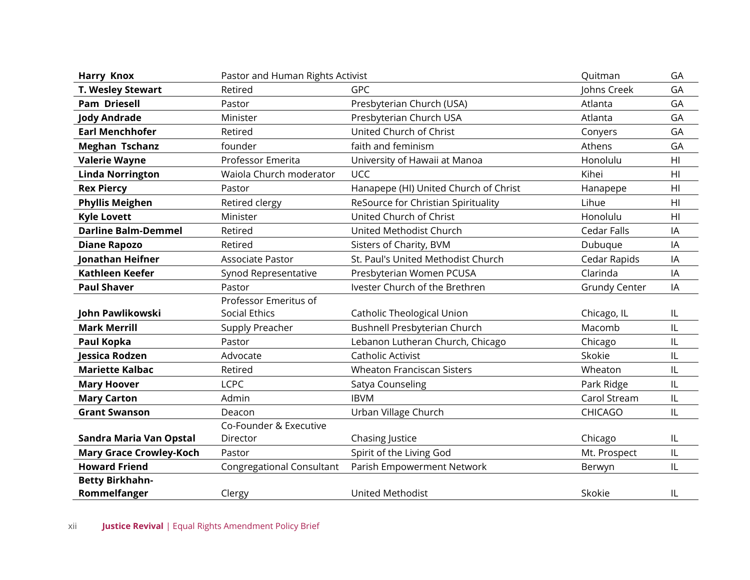| | | | | |
|---|---|---|---|---|
| **Harry Knox** | Pastor and Human Rights Activist | | Quitman | GA |
| **T. Wesley Stewart** | Retired | GPC | Johns Creek | GA |
| **Pam Driesell** | Pastor | Presbyterian Church (USA) | Atlanta | GA |
| **Jody Andrade** | Minister | Presbyterian Church USA | Atlanta | GA |
| **Earl Menchhofer** | Retired | United Church of Christ | Conyers | GA |
| **Meghan Tschanz** | founder | faith and feminism | Athens | GA |
| **Valerie Wayne** | Professor Emerita | University of Hawaii at Manoa | Honolulu | HI |
| **Linda Norrington** | Waiola Church moderator | UCC | Kihei | HI |
| **Rex Piercy** | Pastor | Hanapepe (HI) United Church of Christ | Hanapepe | HI |
| **Phyllis Meighen** | Retired clergy | ReSource for Christian Spirituality | Lihue | HI |
| **Kyle Lovett** | Minister | United Church of Christ | Honolulu | HI |
| **Darline Balm-Demmel** | Retired | United Methodist Church | Cedar Falls | IA |
| **Diane Rapozo** | Retired | Sisters of Charity, BVM | Dubuque | IA |
| **Jonathan Heifner** | Associate Pastor | St. Paul's United Methodist Church | Cedar Rapids | IA |
| **Kathleen Keefer** | Synod Representative | Presbyterian Women PCUSA | Clarinda | IA |
| **Paul Shaver** | Pastor | Ivester Church of the Brethren | Grundy Center | IA |
| **John Pawlikowski** | Professor Emeritus of Social Ethics | Catholic Theological Union | Chicago, IL | IL |
| **Mark Merrill** | Supply Preacher | Bushnell Presbyterian Church | Macomb | IL |
| **Paul Kopka** | Pastor | Lebanon Lutheran Church, Chicago | Chicago | IL |
| **Jessica Rodzen** | Advocate | Catholic Activist | Skokie | IL |
| **Mariette Kalbac** | Retired | Wheaton Franciscan Sisters | Wheaton | IL |
| **Mary Hoover** | LCPC | Satya Counseling | Park Ridge | IL |
| **Mary Carton** | Admin | IBVM | Carol Stream | IL |
| **Grant Swanson** | Deacon | Urban Village Church | CHICAGO | IL |
| **Sandra Maria Van Opstal** | Co-Founder & Executive Director | Chasing Justice | Chicago | IL |
| **Mary Grace Crowley-Koch** | Pastor | Spirit of the Living God | Mt. Prospect | IL |
| **Howard Friend** | Congregational Consultant | Parish Empowerment Network | Berwyn | IL |
| **Betty Birkhahn-Rommelfanger** | Clergy | United Methodist | Skokie | IL |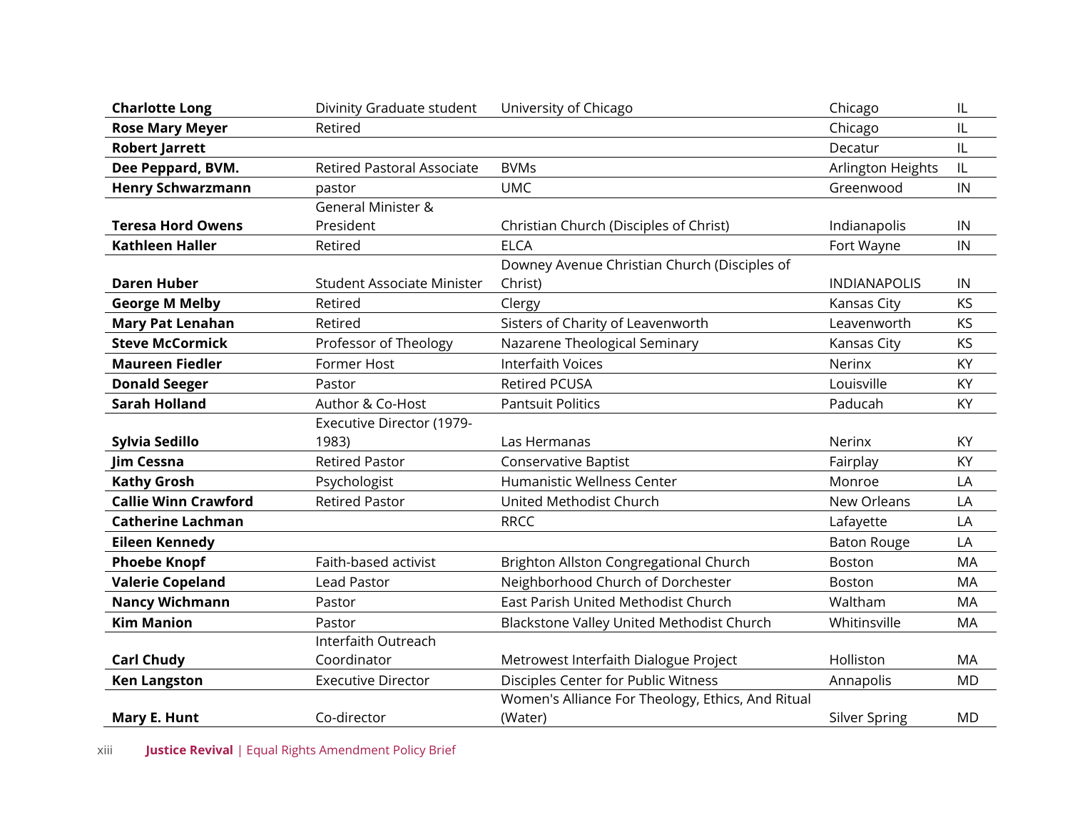| | | | | |
|---|---|---|---|---|
| **Charlotte Long** | Divinity Graduate student | University of Chicago | Chicago | IL |
| **Rose Mary Meyer** | Retired | | Chicago | IL |
| **Robert Jarrett** | | | Decatur | IL |
| **Dee Peppard, BVM.** | Retired Pastoral Associate | BVMs | Arlington Heights | IL |
| **Henry Schwarzmann** | pastor | UMC | Greenwood | IN |
| **Teresa Hord Owens** | General Minister & President | Christian Church (Disciples of Christ) | Indianapolis | IN |
| **Kathleen Haller** | Retired | ELCA | Fort Wayne | IN |
| **Daren Huber** | Student Associate Minister | Downey Avenue Christian Church (Disciples of Christ) | INDIANAPOLIS | IN |
| **George M Melby** | Retired | Clergy | Kansas City | KS |
| **Mary Pat Lenahan** | Retired | Sisters of Charity of Leavenworth | Leavenworth | KS |
| **Steve McCormick** | Professor of Theology | Nazarene Theological Seminary | Kansas City | KS |
| **Maureen Fiedler** | Former Host | Interfaith Voices | Nerinx | KY |
| **Donald Seeger** | Pastor | Retired PCUSA | Louisville | KY |
| **Sarah Holland** | Author & Co-Host | Pantsuit Politics | Paducah | KY |
| **Sylvia Sedillo** | Executive Director (1979-1983) | Las Hermanas | Nerinx | KY |
| **Jim Cessna** | Retired Pastor | Conservative Baptist | Fairplay | KY |
| **Kathy Grosh** | Psychologist | Humanistic Wellness Center | Monroe | LA |
| **Callie Winn Crawford** | Retired Pastor | United Methodist Church | New Orleans | LA |
| **Catherine Lachman** | | RRCC | Lafayette | LA |
| **Eileen Kennedy** | | | Baton Rouge | LA |
| **Phoebe Knopf** | Faith-based activist | Brighton Allston Congregational Church | Boston | MA |
| **Valerie Copeland** | Lead Pastor | Neighborhood Church of Dorchester | Boston | MA |
| **Nancy Wichmann** | Pastor | East Parish United Methodist Church | Waltham | MA |
| **Kim Manion** | Pastor | Blackstone Valley United Methodist Church | Whitinsville | MA |
| **Carl Chudy** | Interfaith Outreach Coordinator | Metrowest Interfaith Dialogue Project | Holliston | MA |
| **Ken Langston** | Executive Director | Disciples Center for Public Witness | Annapolis | MD |
| **Mary E. Hunt** | Co-director | Women's Alliance For Theology, Ethics, And Ritual (Water) | Silver Spring | MD |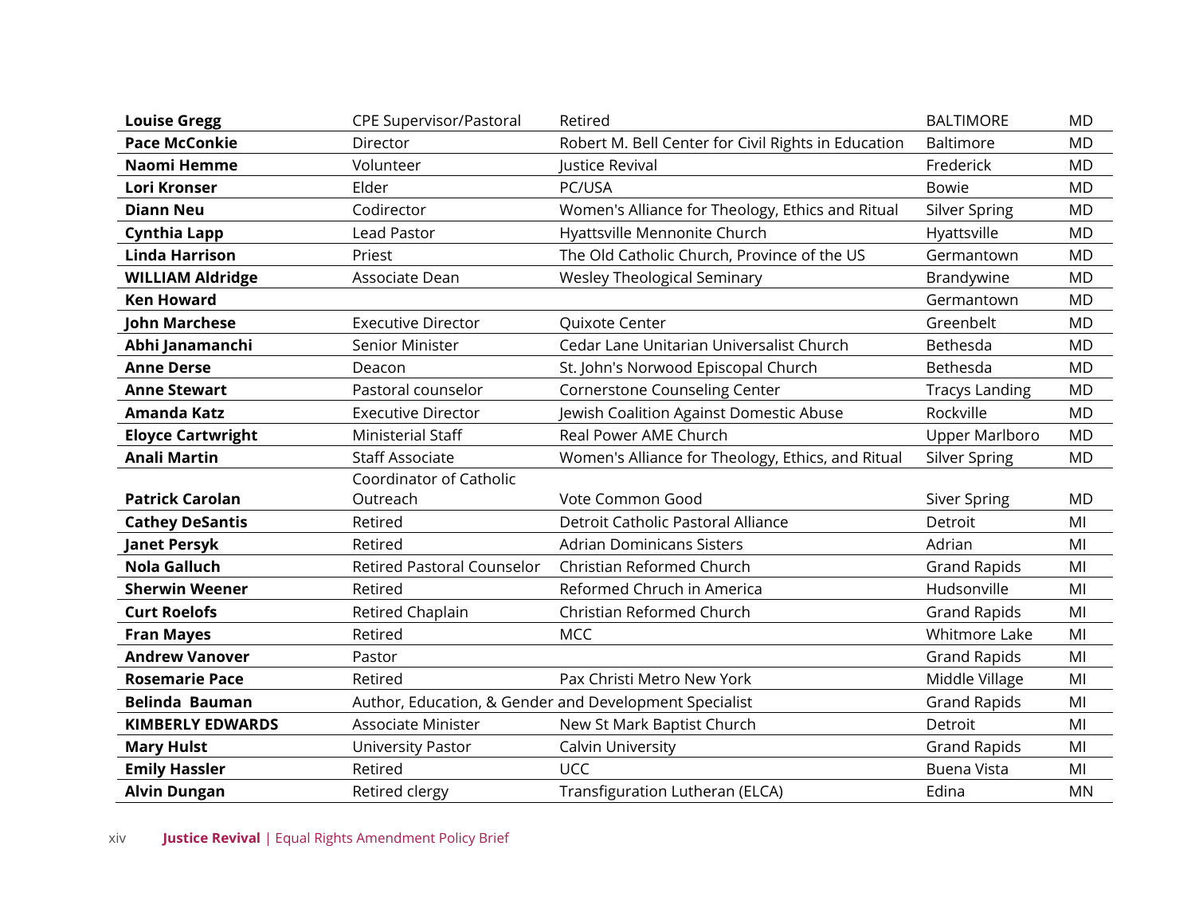| | | | | |
|---|---|---|---|---|
| **Louise Gregg** | CPE Supervisor/Pastoral | Retired | BALTIMORE | MD |
| **Pace McConkie** | Director | Robert M. Bell Center for Civil Rights in Education | Baltimore | MD |
| **Naomi Hemme** | Volunteer | Justice Revival | Frederick | MD |
| **Lori Kronser** | Elder | PC/USA | Bowie | MD |
| **Diann Neu** | Codirector | Women's Alliance for Theology, Ethics and Ritual | Silver Spring | MD |
| **Cynthia Lapp** | Lead Pastor | Hyattsville Mennonite Church | Hyattsville | MD |
| **Linda Harrison** | Priest | The Old Catholic Church, Province of the US | Germantown | MD |
| **WILLIAM Aldridge** | Associate Dean | Wesley Theological Seminary | Brandywine | MD |
| **Ken Howard** | | | Germantown | MD |
| **John Marchese** | Executive Director | Quixote Center | Greenbelt | MD |
| **Abhi Janamanchi** | Senior Minister | Cedar Lane Unitarian Universalist Church | Bethesda | MD |
| **Anne Derse** | Deacon | St. John's Norwood Episcopal Church | Bethesda | MD |
| **Anne Stewart** | Pastoral counselor | Cornerstone Counseling Center | Tracys Landing | MD |
| **Amanda Katz** | Executive Director | Jewish Coalition Against Domestic Abuse | Rockville | MD |
| **Eloyce Cartwright** | Ministerial Staff | Real Power AME Church | Upper Marlboro | MD |
| **Anali Martin** | Staff Associate | Women's Alliance for Theology, Ethics, and Ritual | Silver Spring | MD |
| **Patrick Carolan** | Coordinator of Catholic Outreach | Vote Common Good | Siver Spring | MD |
| **Cathey DeSantis** | Retired | Detroit Catholic Pastoral Alliance | Detroit | MI |
| **Janet Persyk** | Retired | Adrian Dominicans Sisters | Adrian | MI |
| **Nola Galluch** | Retired Pastoral Counselor | Christian Reformed Church | Grand Rapids | MI |
| **Sherwin Weener** | Retired | Reformed Chruch in America | Hudsonville | MI |
| **Curt Roelofs** | Retired Chaplain | Christian Reformed Church | Grand Rapids | MI |
| **Fran Mayes** | Retired | MCC | Whitmore Lake | MI |
| **Andrew Vanover** | Pastor | | Grand Rapids | MI |
| **Rosemarie Pace** | Retired | Pax Christi Metro New York | Middle Village | MI |
| **Belinda Bauman** | Author, Education, & Gender and Development Specialist | | Grand Rapids | MI |
| **KIMBERLY EDWARDS** | Associate Minister | New St Mark Baptist Church | Detroit | MI |
| **Mary Hulst** | University Pastor | Calvin University | Grand Rapids | MI |
| **Emily Hassler** | Retired | UCC | Buena Vista | MI |
| **Alvin Dungan** | Retired clergy | Transfiguration Lutheran (ELCA) | Edina | MN |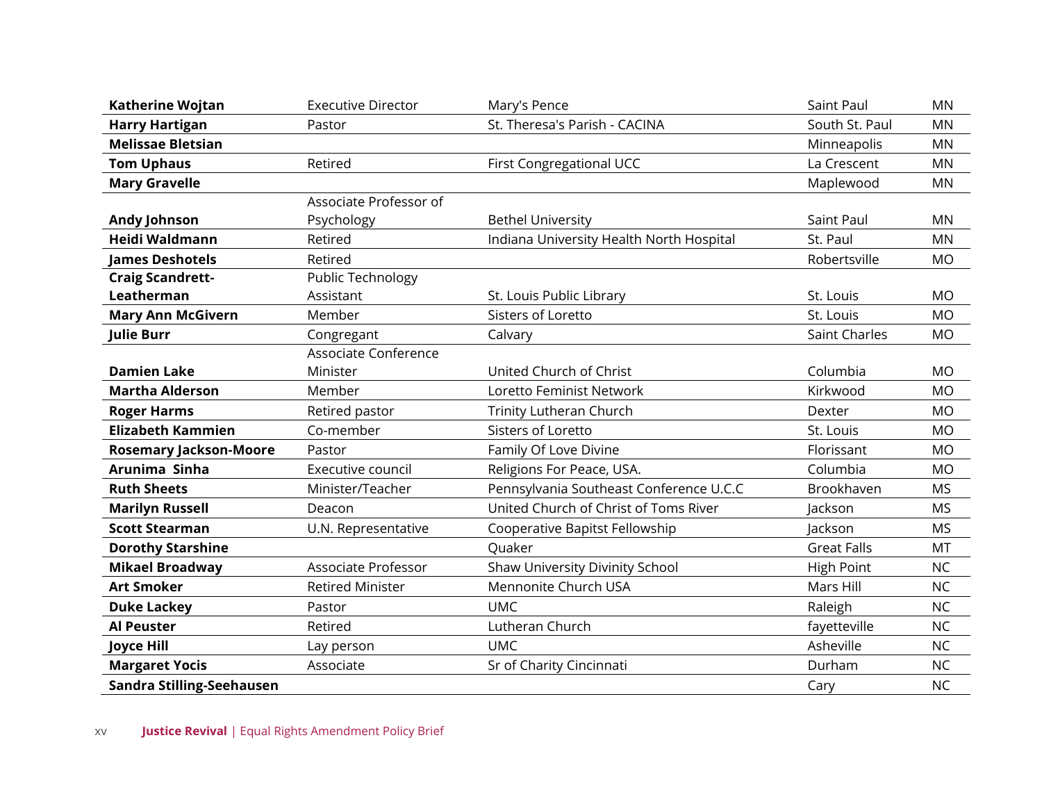| | | | | |
|---|---|---|---|---|
| **Katherine Wojtan** | Executive Director | Mary's Pence | Saint Paul | MN |
| **Harry Hartigan** | Pastor | St. Theresa's Parish - CACINA | South St. Paul | MN |
| **Melissae Bletsian** | | | Minneapolis | MN |
| **Tom Uphaus** | Retired | First Congregational UCC | La Crescent | MN |
| **Mary Gravelle** | | | Maplewood | MN |
| **Andy Johnson** | Associate Professor of Psychology | Bethel University | Saint Paul | MN |
| **Heidi Waldmann** | Retired | Indiana University Health North Hospital | St. Paul | MN |
| **James Deshotels** | Retired | | Robertsville | MO |
| **Craig Scandrett-Leatherman** | Public Technology Assistant | St. Louis Public Library | St. Louis | MO |
| **Mary Ann McGivern** | Member | Sisters of Loretto | St. Louis | MO |
| **Julie Burr** | Congregant | Calvary | Saint Charles | MO |
| **Damien Lake** | Associate Conference Minister | United Church of Christ | Columbia | MO |
| **Martha Alderson** | Member | Loretto Feminist Network | Kirkwood | MO |
| **Roger Harms** | Retired pastor | Trinity Lutheran Church | Dexter | MO |
| **Elizabeth Kammien** | Co-member | Sisters of Loretto | St. Louis | MO |
| **Rosemary Jackson-Moore** | Pastor | Family Of Love Divine | Florissant | MO |
| **Arunima Sinha** | Executive council | Religions For Peace, USA. | Columbia | MO |
| **Ruth Sheets** | Minister/Teacher | Pennsylvania Southeast Conference U.C.C | Brookhaven | MS |
| **Marilyn Russell** | Deacon | United Church of Christ of Toms River | Jackson | MS |
| **Scott Stearman** | U.N. Representative | Cooperative Bapitst Fellowship | Jackson | MS |
| **Dorothy Starshine** | | Quaker | Great Falls | MT |
| **Mikael Broadway** | Associate Professor | Shaw University Divinity School | High Point | NC |
| **Art Smoker** | Retired Minister | Mennonite Church USA | Mars Hill | NC |
| **Duke Lackey** | Pastor | UMC | Raleigh | NC |
| **Al Peuster** | Retired | Lutheran Church | fayetteville | NC |
| **Joyce Hill** | Lay person | UMC | Asheville | NC |
| **Margaret Yocis** | Associate | Sr of Charity Cincinnati | Durham | NC |
| **Sandra Stilling-Seehausen** | | | Cary | NC |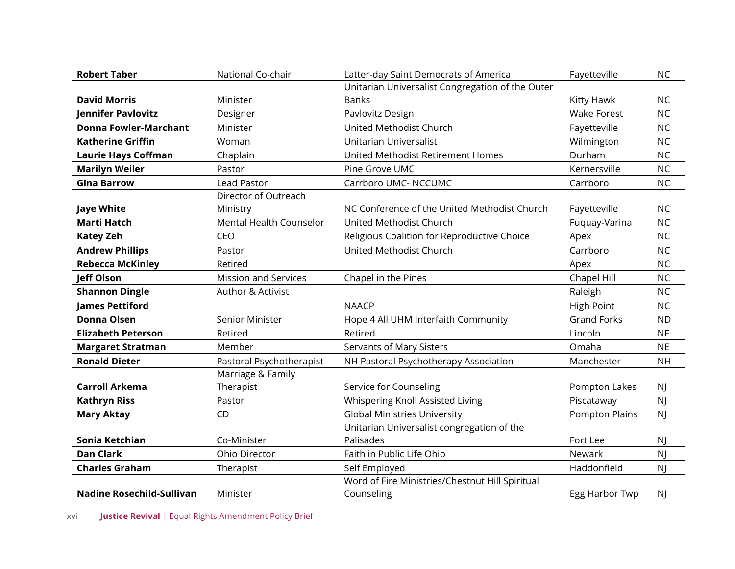| | | | | |
|---|---|---|---|---|
| **Robert Taber** | National Co-chair | Latter-day Saint Democrats of America | Fayetteville | NC |
| **David Morris** | Minister | Unitarian Universalist Congregation of the Outer Banks | Kitty Hawk | NC |
| **Jennifer Pavlovitz** | Designer | Pavlovitz Design | Wake Forest | NC |
| **Donna Fowler-Marchant** | Minister | United Methodist Church | Fayetteville | NC |
| **Katherine Griffin** | Woman | Unitarian Universalist | Wilmington | NC |
| **Laurie Hays Coffman** | Chaplain | United Methodist Retirement Homes | Durham | NC |
| **Marilyn Weiler** | Pastor | Pine Grove UMC | Kernersville | NC |
| **Gina Barrow** | Lead Pastor | Carrboro UMC- NCCUMC | Carrboro | NC |
| **Jaye White** | Director of Outreach Ministry | NC Conference of the United Methodist Church | Fayetteville | NC |
| **Marti Hatch** | Mental Health Counselor | United Methodist Church | Fuquay-Varina | NC |
| **Katey Zeh** | CEO | Religious Coalition for Reproductive Choice | Apex | NC |
| **Andrew Phillips** | Pastor | United Methodist Church | Carrboro | NC |
| **Rebecca McKinley** | Retired | | Apex | NC |
| **Jeff Olson** | Mission and Services | Chapel in the Pines | Chapel Hill | NC |
| **Shannon Dingle** | Author & Activist | | Raleigh | NC |
| **James Pettiford** | | NAACP | High Point | NC |
| **Donna Olsen** | Senior Minister | Hope 4 All UHM Interfaith Community | Grand Forks | ND |
| **Elizabeth Peterson** | Retired | Retired | Lincoln | NE |
| **Margaret Stratman** | Member | Servants of Mary Sisters | Omaha | NE |
| **Ronald Dieter** | Pastoral Psychotherapist | NH Pastoral Psychotherapy Association | Manchester | NH |
| **Carroll Arkema** | Marriage & Family Therapist | Service for Counseling | Pompton Lakes | NJ |
| **Kathryn Riss** | Pastor | Whispering Knoll Assisted Living | Piscataway | NJ |
| **Mary Aktay** | CD | Global Ministries University | Pompton Plains | NJ |
| **Sonia Ketchian** | Co-Minister | Unitarian Universalist congregation of the Palisades | Fort Lee | NJ |
| **Dan Clark** | Ohio Director | Faith in Public Life Ohio | Newark | NJ |
| **Charles Graham** | Therapist | Self Employed | Haddonfield | NJ |
| **Nadine Rosechild-Sullivan** | Minister | Word of Fire Ministries/Chestnut Hill Spiritual Counseling | Egg Harbor Twp | NJ |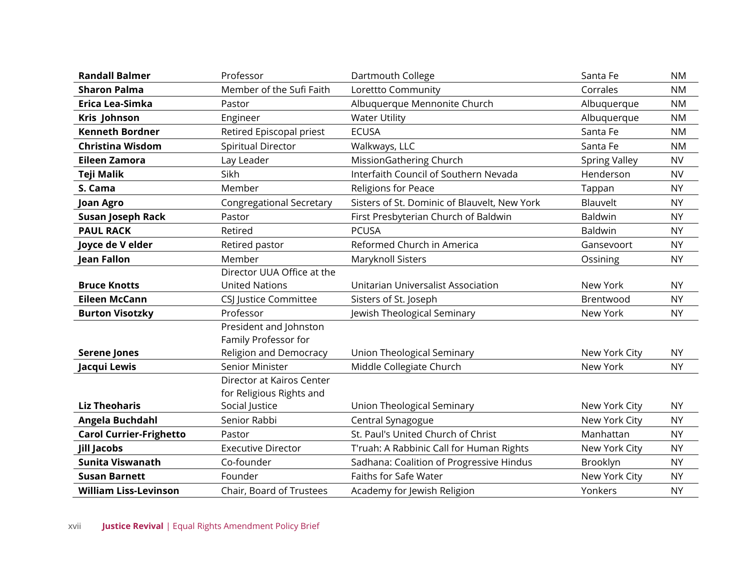| | | | | |
|---|---|---|---|---|
| **Randall Balmer** | Professor | Dartmouth College | Santa Fe | NM |
| **Sharon Palma** | Member of the Sufi Faith | Lorettto Community | Corrales | NM |
| **Erica Lea-Simka** | Pastor | Albuquerque Mennonite Church | Albuquerque | NM |
| **Kris Johnson** | Engineer | Water Utility | Albuquerque | NM |
| **Kenneth Bordner** | Retired Episcopal priest | ECUSA | Santa Fe | NM |
| **Christina Wisdom** | Spiritual Director | Walkways, LLC | Santa Fe | NM |
| **Eileen Zamora** | Lay Leader | MissionGathering Church | Spring Valley | NV |
| **Teji Malik** | Sikh | Interfaith Council of Southern Nevada | Henderson | NV |
| **S. Cama** | Member | Religions for Peace | Tappan | NY |
| **Joan Agro** | Congregational Secretary | Sisters of St. Dominic of Blauvelt, New York | Blauvelt | NY |
| **Susan Joseph Rack** | Pastor | First Presbyterian Church of Baldwin | Baldwin | NY |
| **PAUL RACK** | Retired | PCUSA | Baldwin | NY |
| **Joyce de V elder** | Retired pastor | Reformed Church in America | Gansevoort | NY |
| **Jean Fallon** | Member | Maryknoll Sisters | Ossining | NY |
| **Bruce Knotts** | Director UUA Office at the United Nations | Unitarian Universalist Association | New York | NY |
| **Eileen McCann** | CSJ Justice Committee | Sisters of St. Joseph | Brentwood | NY |
| **Burton Visotzky** | Professor | Jewish Theological Seminary | New York | NY |
| **Serene Jones** | President and Johnston Family Professor for Religion and Democracy | Union Theological Seminary | New York City | NY |
| **Jacqui Lewis** | Senior Minister | Middle Collegiate Church | New York | NY |
| **Liz Theoharis** | Director at Kairos Center for Religious Rights and Social Justice | Union Theological Seminary | New York City | NY |
| **Angela Buchdahl** | Senior Rabbi | Central Synagogue | New York City | NY |
| **Carol Currier-Frighetto** | Pastor | St. Paul's United Church of Christ | Manhattan | NY |
| **Jill Jacobs** | Executive Director | T'ruah: A Rabbinic Call for Human Rights | New York City | NY |
| **Sunita Viswanath** | Co-founder | Sadhana: Coalition of Progressive Hindus | Brooklyn | NY |
| **Susan Barnett** | Founder | Faiths for Safe Water | New York City | NY |
| **William Liss-Levinson** | Chair, Board of Trustees | Academy for Jewish Religion | Yonkers | NY |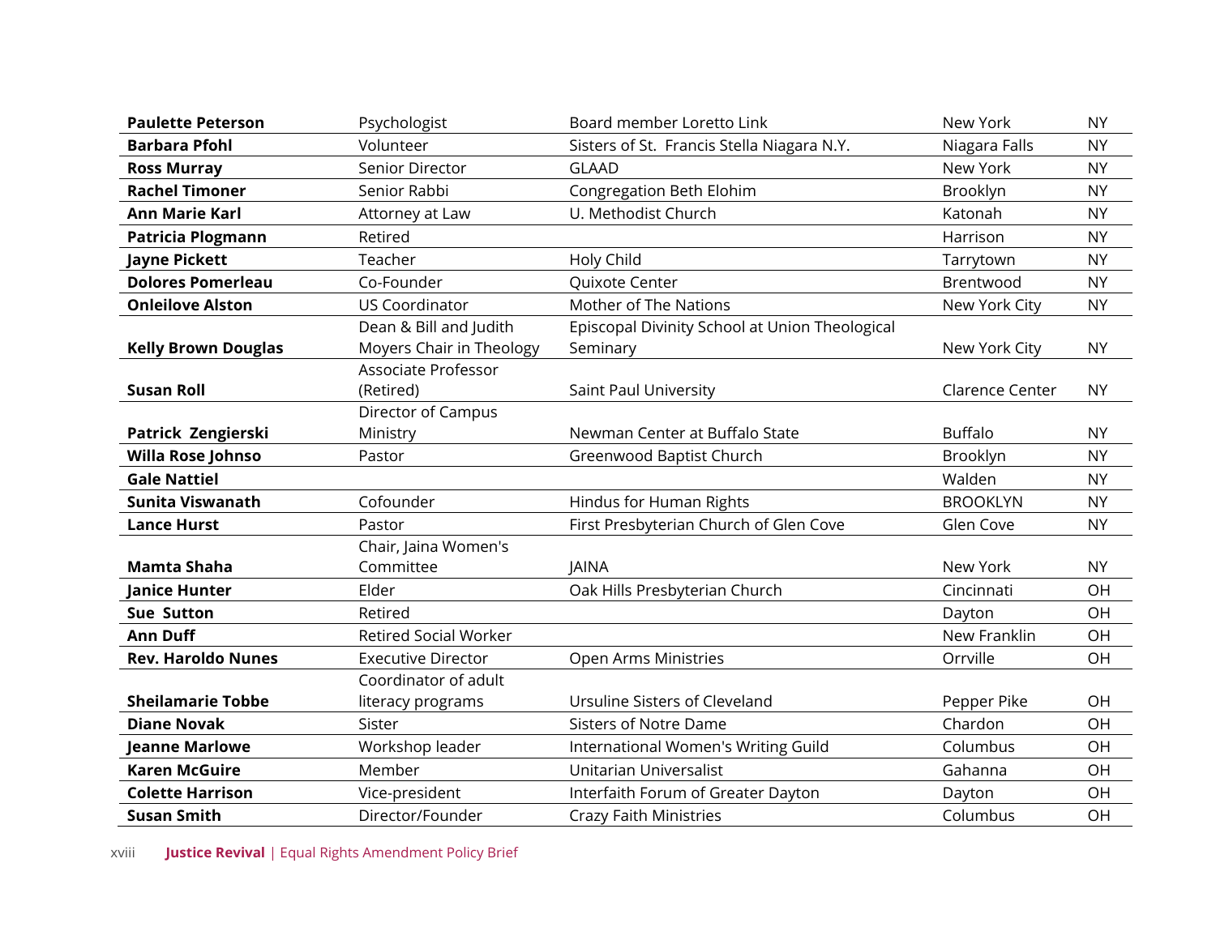| | | | | |
|---|---|---|---|---|
| **Paulette Peterson** | Psychologist | Board member Loretto Link | New York | NY |
| **Barbara Pfohl** | Volunteer | Sisters of St. Francis Stella Niagara N.Y. | Niagara Falls | NY |
| **Ross Murray** | Senior Director | GLAAD | New York | NY |
| **Rachel Timoner** | Senior Rabbi | Congregation Beth Elohim | Brooklyn | NY |
| **Ann Marie Karl** | Attorney at Law | U. Methodist Church | Katonah | NY |
| **Patricia Plogmann** | Retired | | Harrison | NY |
| **Jayne Pickett** | Teacher | Holy Child | Tarrytown | NY |
| **Dolores Pomerleau** | Co-Founder | Quixote Center | Brentwood | NY |
| **Onleilove Alston** | US Coordinator | Mother of The Nations | New York City | NY |
| **Kelly Brown Douglas** | Dean & Bill and Judith Moyers Chair in Theology | Episcopal Divinity School at Union Theological Seminary | New York City | NY |
| **Susan Roll** | Associate Professor (Retired) | Saint Paul University | Clarence Center | NY |
| **Patrick Zengierski** | Director of Campus Ministry | Newman Center at Buffalo State | Buffalo | NY |
| **Willa Rose Johnso** | Pastor | Greenwood Baptist Church | Brooklyn | NY |
| **Gale Nattiel** | | | Walden | NY |
| **Sunita Viswanath** | Cofounder | Hindus for Human Rights | BROOKLYN | NY |
| **Lance Hurst** | Pastor | First Presbyterian Church of Glen Cove | Glen Cove | NY |
| **Mamta Shaha** | Chair, Jaina Women's Committee | JAINA | New York | NY |
| **Janice Hunter** | Elder | Oak Hills Presbyterian Church | Cincinnati | OH |
| **Sue Sutton** | Retired | | Dayton | OH |
| **Ann Duff** | Retired Social Worker | | New Franklin | OH |
| **Rev. Haroldo Nunes** | Executive Director | Open Arms Ministries | Orrville | OH |
| **Sheilamarie Tobbe** | Coordinator of adult literacy programs | Ursuline Sisters of Cleveland | Pepper Pike | OH |
| **Diane Novak** | Sister | Sisters of Notre Dame | Chardon | OH |
| **Jeanne Marlowe** | Workshop leader | International Women's Writing Guild | Columbus | OH |
| **Karen McGuire** | Member | Unitarian Universalist | Gahanna | OH |
| **Colette Harrison** | Vice-president | Interfaith Forum of Greater Dayton | Dayton | OH |
| **Susan Smith** | Director/Founder | Crazy Faith Ministries | Columbus | OH |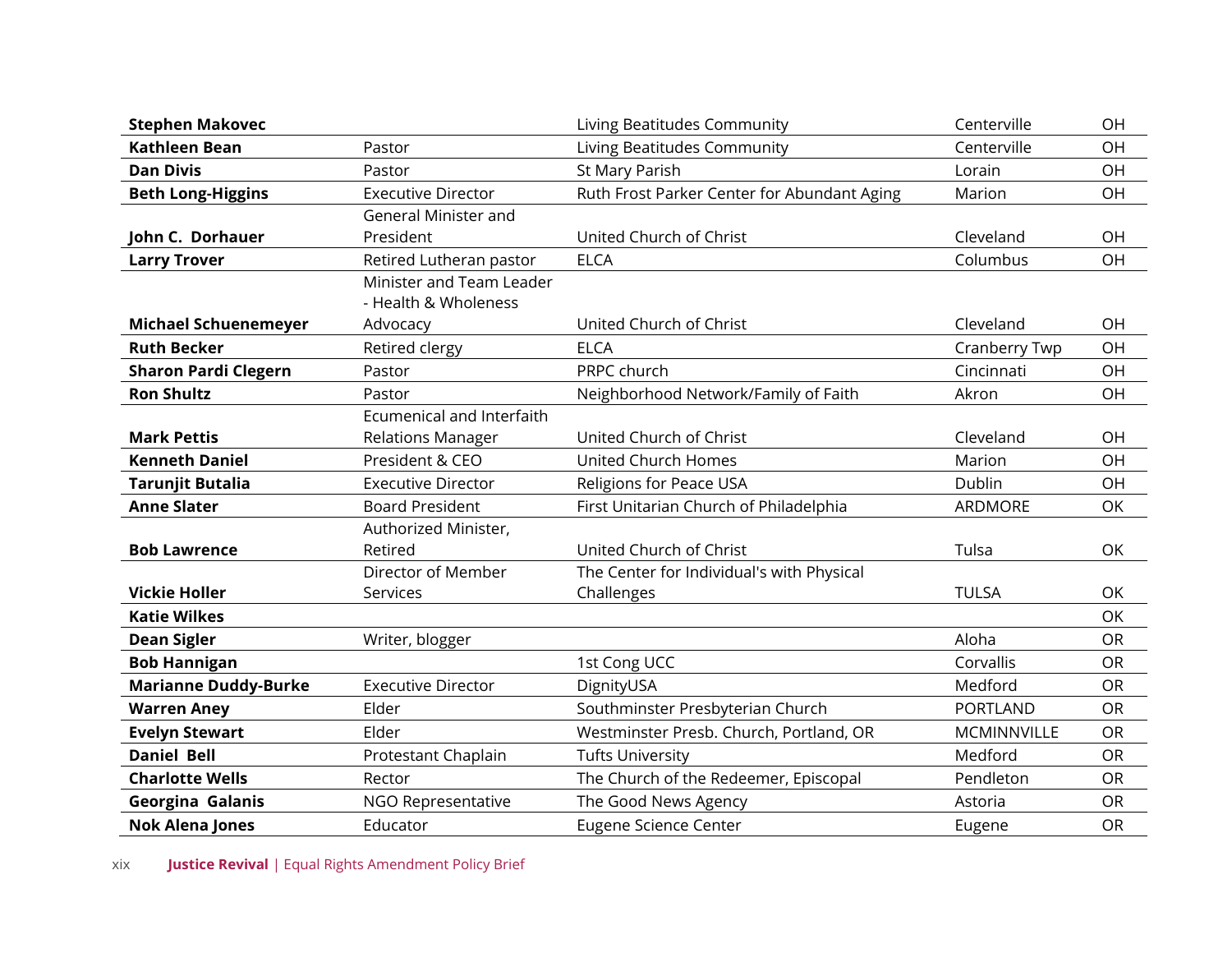| | | | | |
|---|---|---|---|---|
| **Stephen Makovec** | | Living Beatitudes Community | Centerville | OH |
| **Kathleen Bean** | Pastor | Living Beatitudes Community | Centerville | OH |
| **Dan Divis** | Pastor | St Mary Parish | Lorain | OH |
| **Beth Long-Higgins** | Executive Director | Ruth Frost Parker Center for Abundant Aging | Marion | OH |
| **John C. Dorhauer** | General Minister and President | United Church of Christ | Cleveland | OH |
| **Larry Trover** | Retired Lutheran pastor | ELCA | Columbus | OH |
| **Michael Schuenemeyer** | Minister and Team Leader - Health & Wholeness Advocacy | United Church of Christ | Cleveland | OH |
| **Ruth Becker** | Retired clergy | ELCA | Cranberry Twp | OH |
| **Sharon Pardi Clegern** | Pastor | PRPC church | Cincinnati | OH |
| **Ron Shultz** | Pastor | Neighborhood Network/Family of Faith | Akron | OH |
| **Mark Pettis** | Ecumenical and Interfaith Relations Manager | United Church of Christ | Cleveland | OH |
| **Kenneth Daniel** | President & CEO | United Church Homes | Marion | OH |
| **Tarunjit Butalia** | Executive Director | Religions for Peace USA | Dublin | OH |
| **Anne Slater** | Board President | First Unitarian Church of Philadelphia | ARDMORE | OK |
| **Bob Lawrence** | Authorized Minister, Retired | United Church of Christ | Tulsa | OK |
| **Vickie Holler** | Director of Member Services | The Center for Individual's with Physical Challenges | TULSA | OK |
| **Katie Wilkes** | | | | OK |
| **Dean Sigler** | Writer, blogger | | Aloha | OR |
| **Bob Hannigan** | | 1st Cong UCC | Corvallis | OR |
| **Marianne Duddy-Burke** | Executive Director | DignityUSA | Medford | OR |
| **Warren Aney** | Elder | Southminster Presbyterian Church | PORTLAND | OR |
| **Evelyn Stewart** | Elder | Westminster Presb. Church, Portland, OR | MCMINNVILLE | OR |
| **Daniel Bell** | Protestant Chaplain | Tufts University | Medford | OR |
| **Charlotte Wells** | Rector | The Church of the Redeemer, Episcopal | Pendleton | OR |
| **Georgina Galanis** | NGO Representative | The Good News Agency | Astoria | OR |
| **Nok Alena Jones** | Educator | Eugene Science Center | Eugene | OR |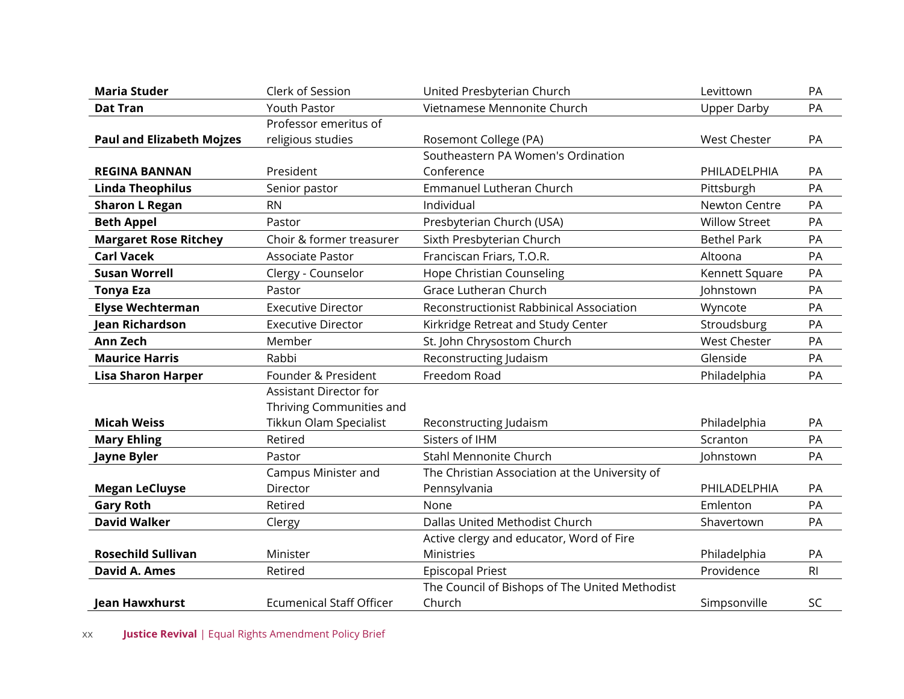| | | | | |
|---|---|---|---|---|
| **Maria Studer** | Clerk of Session | United Presbyterian Church | Levittown | PA |
| **Dat Tran** | Youth Pastor | Vietnamese Mennonite Church | Upper Darby | PA |
| **Paul and Elizabeth Mojzes** | Professor emeritus of religious studies | Rosemont College (PA) | West Chester | PA |
| **REGINA BANNAN** | President | Southeastern PA Women's Ordination Conference | PHILADELPHIA | PA |
| **Linda Theophilus** | Senior pastor | Emmanuel Lutheran Church | Pittsburgh | PA |
| **Sharon L Regan** | RN | Individual | Newton Centre | PA |
| **Beth Appel** | Pastor | Presbyterian Church (USA) | Willow Street | PA |
| **Margaret Rose Ritchey** | Choir & former treasurer | Sixth Presbyterian Church | Bethel Park | PA |
| **Carl Vacek** | Associate Pastor | Franciscan Friars, T.O.R. | Altoona | PA |
| **Susan Worrell** | Clergy - Counselor | Hope Christian Counseling | Kennett Square | PA |
| **Tonya Eza** | Pastor | Grace Lutheran Church | Johnstown | PA |
| **Elyse Wechterman** | Executive Director | Reconstructionist Rabbinical Association | Wyncote | PA |
| **Jean Richardson** | Executive Director | Kirkridge Retreat and Study Center | Stroudsburg | PA |
| **Ann Zech** | Member | St. John Chrysostom Church | West Chester | PA |
| **Maurice Harris** | Rabbi | Reconstructing Judaism | Glenside | PA |
| **Lisa Sharon Harper** | Founder & President | Freedom Road | Philadelphia | PA |
| **Micah Weiss** | Assistant Director for Thriving Communities and Tikkun Olam Specialist | Reconstructing Judaism | Philadelphia | PA |
| **Mary Ehling** | Retired | Sisters of IHM | Scranton | PA |
| **Jayne Byler** | Pastor | Stahl Mennonite Church | Johnstown | PA |
| **Megan LeCluyse** | Campus Minister and Director | The Christian Association at the University of Pennsylvania | PHILADELPHIA | PA |
| **Gary Roth** | Retired | None | Emlenton | PA |
| **David Walker** | Clergy | Dallas United Methodist Church | Shavertown | PA |
| **Rosechild Sullivan** | Minister | Active clergy and educator, Word of Fire Ministries | Philadelphia | PA |
| **David A. Ames** | Retired | Episcopal Priest | Providence | RI |
| **Jean Hawxhurst** | Ecumenical Staff Officer | The Council of Bishops of The United Methodist Church | Simpsonville | SC |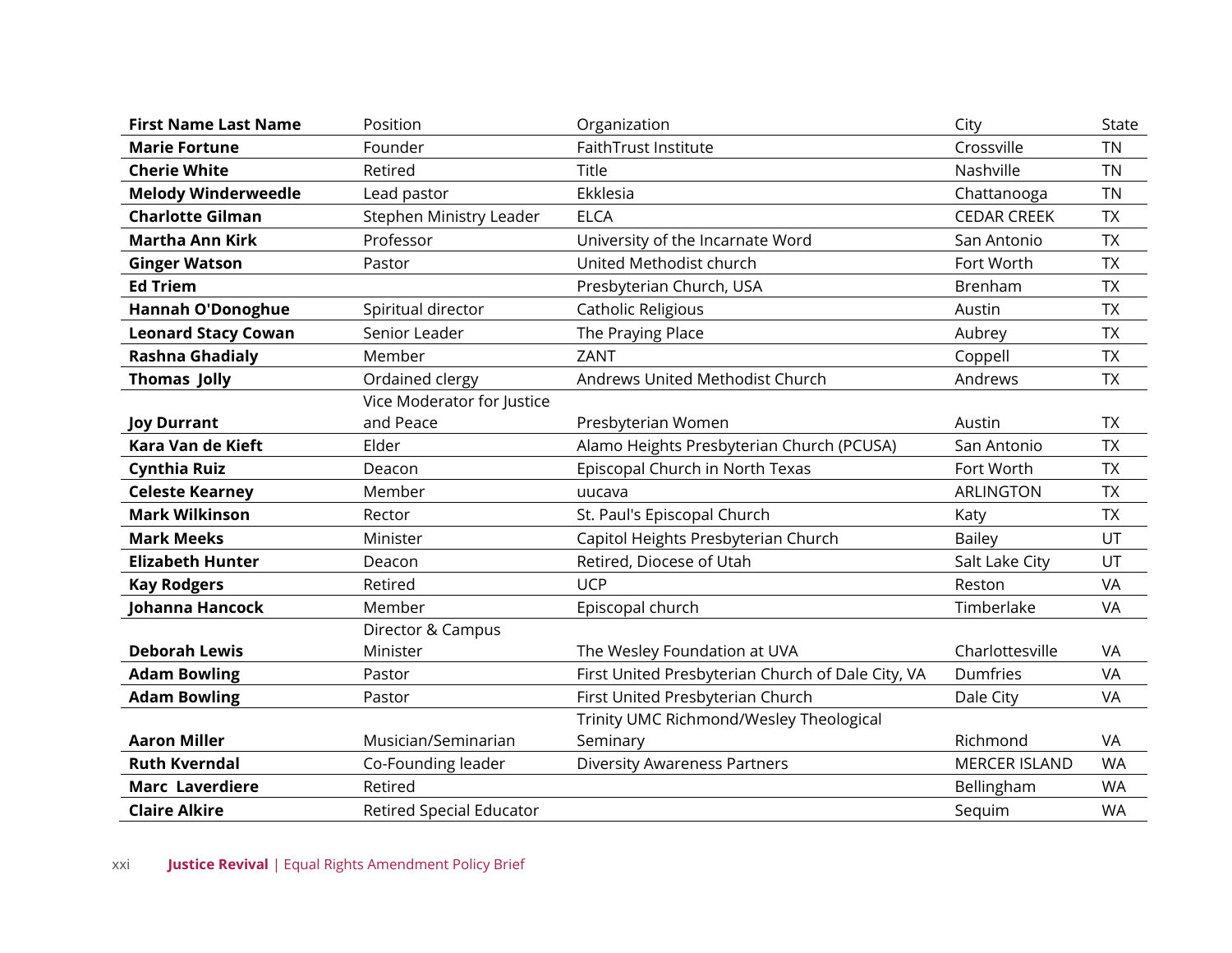| First Name Last Name | Position | Organization | City | State |
|---|---|---|---|---|
| **Marie Fortune** | Founder | FaithTrust Institute | Crossville | TN |
| **Cherie White** | Retired | Title | Nashville | TN |
| **Melody Winderweedle** | Lead pastor | Ekklesia | Chattanooga | TN |
| **Charlotte Gilman** | Stephen Ministry Leader | ELCA | CEDAR CREEK | TX |
| **Martha Ann Kirk** | Professor | University of the Incarnate Word | San Antonio | TX |
| **Ginger Watson** | Pastor | United Methodist church | Fort Worth | TX |
| **Ed Triem** | | Presbyterian Church, USA | Brenham | TX |
| **Hannah O'Donoghue** | Spiritual director | Catholic Religious | Austin | TX |
| **Leonard Stacy Cowan** | Senior Leader | The Praying Place | Aubrey | TX |
| **Rashna Ghadialy** | Member | ZANT | Coppell | TX |
| **Thomas Jolly** | Ordained clergy | Andrews United Methodist Church | Andrews | TX |
| **Joy Durrant** | Vice Moderator for Justice and Peace | Presbyterian Women | Austin | TX |
| **Kara Van de Kieft** | Elder | Alamo Heights Presbyterian Church (PCUSA) | San Antonio | TX |
| **Cynthia Ruiz** | Deacon | Episcopal Church in North Texas | Fort Worth | TX |
| **Celeste Kearney** | Member | uucava | ARLINGTON | TX |
| **Mark Wilkinson** | Rector | St. Paul's Episcopal Church | Katy | TX |
| **Mark Meeks** | Minister | Capitol Heights Presbyterian Church | Bailey | UT |
| **Elizabeth Hunter** | Deacon | Retired, Diocese of Utah | Salt Lake City | UT |
| **Kay Rodgers** | Retired | UCP | Reston | VA |
| **Johanna Hancock** | Member | Episcopal church | Timberlake | VA |
| **Deborah Lewis** | Director & Campus Minister | The Wesley Foundation at UVA | Charlottesville | VA |
| **Adam Bowling** | Pastor | First United Presbyterian Church of Dale City, VA | Dumfries | VA |
| **Adam Bowling** | Pastor | First United Presbyterian Church | Dale City | VA |
| **Aaron Miller** | Musician/Seminarian | Trinity UMC Richmond/Wesley Theological Seminary | Richmond | VA |
| **Ruth Kverndal** | Co-Founding leader | Diversity Awareness Partners | MERCER ISLAND | WA |
| **Marc Laverdiere** | Retired | | Bellingham | WA |
| **Claire Alkire** | Retired Special Educator | | Sequim | WA |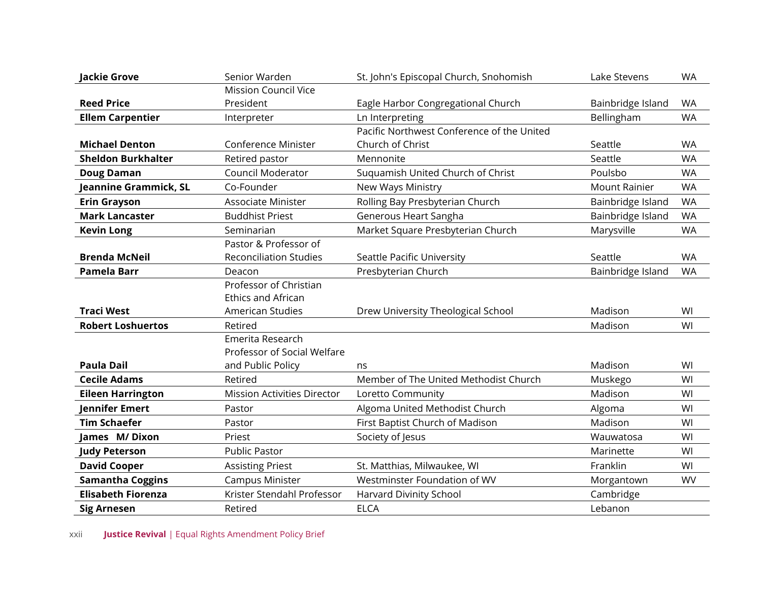| | | | | |
|---|---|---|---|---|
| **Jackie Grove** | Senior Warden | St. John's Episcopal Church, Snohomish | Lake Stevens | WA |
| **Reed Price** | Mission Council Vice President | Eagle Harbor Congregational Church | Bainbridge Island | WA |
| **Ellem Carpentier** | Interpreter | Ln Interpreting | Bellingham | WA |
| **Michael Denton** | Conference Minister | Pacific Northwest Conference of the United Church of Christ | Seattle | WA |
| **Sheldon Burkhalter** | Retired pastor | Mennonite | Seattle | WA |
| **Doug Daman** | Council Moderator | Suquamish United Church of Christ | Poulsbo | WA |
| **Jeannine Grammick, SL** | Co-Founder | New Ways Ministry | Mount Rainier | WA |
| **Erin Grayson** | Associate Minister | Rolling Bay Presbyterian Church | Bainbridge Island | WA |
| **Mark Lancaster** | Buddhist Priest | Generous Heart Sangha | Bainbridge Island | WA |
| **Kevin Long** | Seminarian | Market Square Presbyterian Church | Marysville | WA |
| **Brenda McNeil** | Pastor & Professor of Reconciliation Studies | Seattle Pacific University | Seattle | WA |
| **Pamela Barr** | Deacon | Presbyterian Church | Bainbridge Island | WA |
| **Traci West** | Professor of Christian Ethics and African American Studies | Drew University Theological School | Madison | WI |
| **Robert Loshuertos** | Retired | | Madison | WI |
| **Paula Dail** | Emerita Research Professor of Social Welfare and Public Policy | ns | Madison | WI |
| **Cecile Adams** | Retired | Member of The United Methodist Church | Muskego | WI |
| **Eileen Harrington** | Mission Activities Director | Loretto Community | Madison | WI |
| **Jennifer Emert** | Pastor | Algoma United Methodist Church | Algoma | WI |
| **Tim Schaefer** | Pastor | First Baptist Church of Madison | Madison | WI |
| **James M/ Dixon** | Priest | Society of Jesus | Wauwatosa | WI |
| **Judy Peterson** | Public Pastor | | Marinette | WI |
| **David Cooper** | Assisting Priest | St. Matthias, Milwaukee, WI | Franklin | WI |
| **Samantha Coggins** | Campus Minister | Westminster Foundation of WV | Morgantown | WV |
| **Elisabeth Fiorenza** | Krister Stendahl Professor | Harvard Divinity School | Cambridge | |
| **Sig Arnesen** | Retired | ELCA | Lebanon | |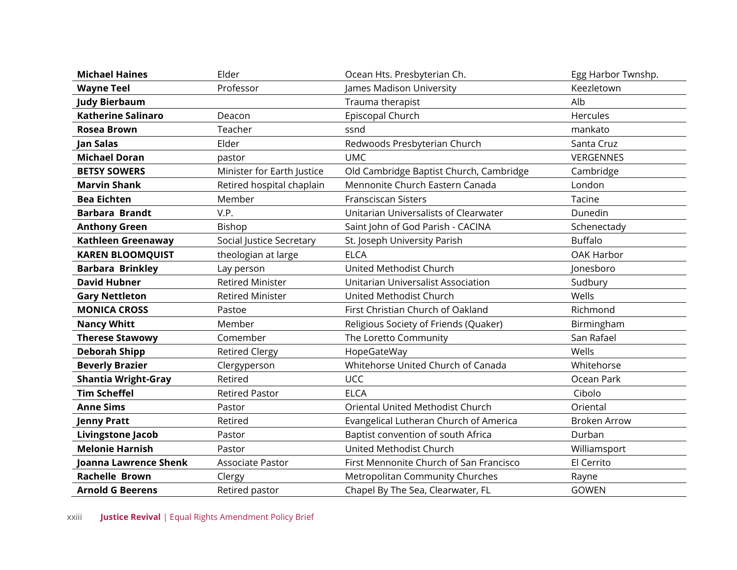| | | | |
|---|---|---|---|
| **Michael Haines** | Elder | Ocean Hts. Presbyterian Ch. | Egg Harbor Twnshp. |
| **Wayne Teel** | Professor | James Madison University | Keezletown |
| **Judy Bierbaum** | | Trauma therapist | Alb |
| **Katherine Salinaro** | Deacon | Episcopal Church | Hercules |
| **Rosea Brown** | Teacher | ssnd | mankato |
| **Jan Salas** | Elder | Redwoods Presbyterian Church | Santa Cruz |
| **Michael Doran** | pastor | UMC | VERGENNES |
| **BETSY SOWERS** | Minister for Earth Justice | Old Cambridge Baptist Church, Cambridge | Cambridge |
| **Marvin Shank** | Retired hospital chaplain | Mennonite Church Eastern Canada | London |
| **Bea Eichten** | Member | Fransciscan Sisters | Tacine |
| **Barbara Brandt** | V.P. | Unitarian Universalists of Clearwater | Dunedin |
| **Anthony Green** | Bishop | Saint John of God Parish - CACINA | Schenectady |
| **Kathleen Greenaway** | Social Justice Secretary | St. Joseph University Parish | Buffalo |
| **KAREN BLOOMQUIST** | theologian at large | ELCA | OAK Harbor |
| **Barbara Brinkley** | Lay person | United Methodist Church | Jonesboro |
| **David Hubner** | Retired Minister | Unitarian Universalist Association | Sudbury |
| **Gary Nettleton** | Retired Minister | United Methodist Church | Wells |
| **MONICA CROSS** | Pastoe | First Christian Church of Oakland | Richmond |
| **Nancy Whitt** | Member | Religious Society of Friends (Quaker) | Birmingham |
| **Therese Stawowy** | Comember | The Loretto Community | San Rafael |
| **Deborah Shipp** | Retired Clergy | HopeGateWay | Wells |
| **Beverly Brazier** | Clergyperson | Whitehorse United Church of Canada | Whitehorse |
| **Shantia Wright-Gray** | Retired | UCC | Ocean Park |
| **Tim Scheffel** | Retired Pastor | ELCA | Cibolo |
| **Anne Sims** | Pastor | Oriental United Methodist Church | Oriental |
| **Jenny Pratt** | Retired | Evangelical Lutheran Church of America | Broken Arrow |
| **Livingstone Jacob** | Pastor | Baptist convention of south Africa | Durban |
| **Melonie Harnish** | Pastor | United Methodist Church | Williamsport |
| **Joanna Lawrence Shenk** | Associate Pastor | First Mennonite Church of San Francisco | El Cerrito |
| **Rachelle Brown** | Clergy | Metropolitan Community Churches | Rayne |
| **Arnold G Beerens** | Retired pastor | Chapel By The Sea, Clearwater, FL | GOWEN |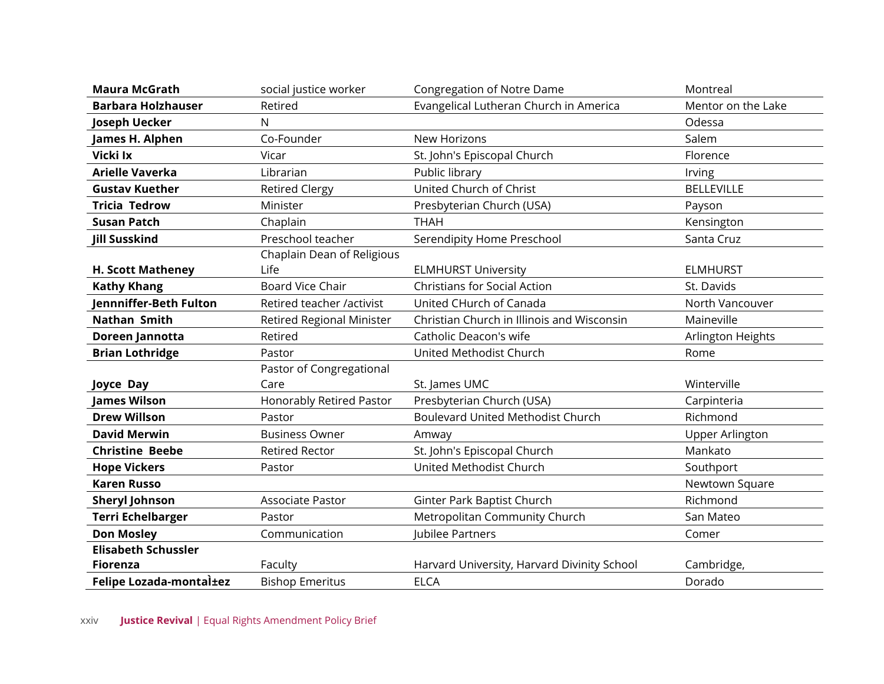| | | | |
|---|---|---|---|
| **Maura McGrath** | social justice worker | Congregation of Notre Dame | Montreal |
| **Barbara Holzhauser** | Retired | Evangelical Lutheran Church in America | Mentor on the Lake |
| **Joseph Uecker** | N | | Odessa |
| **James H. Alphen** | Co-Founder | New Horizons | Salem |
| **Vicki Ix** | Vicar | St. John's Episcopal Church | Florence |
| **Arielle Vaverka** | Librarian | Public library | Irving |
| **Gustav Kuether** | Retired Clergy | United Church of Christ | BELLEVILLE |
| **Tricia Tedrow** | Minister | Presbyterian Church (USA) | Payson |
| **Susan Patch** | Chaplain | THAH | Kensington |
| **Jill Susskind** | Preschool teacher | Serendipity Home Preschool | Santa Cruz |
| **H. Scott Matheney** | Chaplain Dean of Religious Life | ELMHURST University | ELMHURST |
| **Kathy Khang** | Board Vice Chair | Christians for Social Action | St. Davids |
| **Jennniffer-Beth Fulton** | Retired teacher /activist | United CHurch of Canada | North Vancouver |
| **Nathan Smith** | Retired Regional Minister | Christian Church in Illinois and Wisconsin | Maineville |
| **Doreen Jannotta** | Retired | Catholic Deacon's wife | Arlington Heights |
| **Brian Lothridge** | Pastor | United Methodist Church | Rome |
| **Joyce Day** | Pastor of Congregational Care | St. James UMC | Winterville |
| **James Wilson** | Honorably Retired Pastor | Presbyterian Church (USA) | Carpinteria |
| **Drew Willson** | Pastor | Boulevard United Methodist Church | Richmond |
| **David Merwin** | Business Owner | Amway | Upper Arlington |
| **Christine Beebe** | Retired Rector | St. John's Episcopal Church | Mankato |
| **Hope Vickers** | Pastor | United Methodist Church | Southport |
| **Karen Russo** | | | Newtown Square |
| **Sheryl Johnson** | Associate Pastor | Ginter Park Baptist Church | Richmond |
| **Terri Echelbarger** | Pastor | Metropolitan Community Church | San Mateo |
| **Don Mosley** | Communication | Jubilee Partners | Comer |
| **Elisabeth Schussler Fiorenza** | Faculty | Harvard University, Harvard Divinity School | Cambridge, |
| **Felipe Lozada-montaÌ±ez** | Bishop Emeritus | ELCA | Dorado |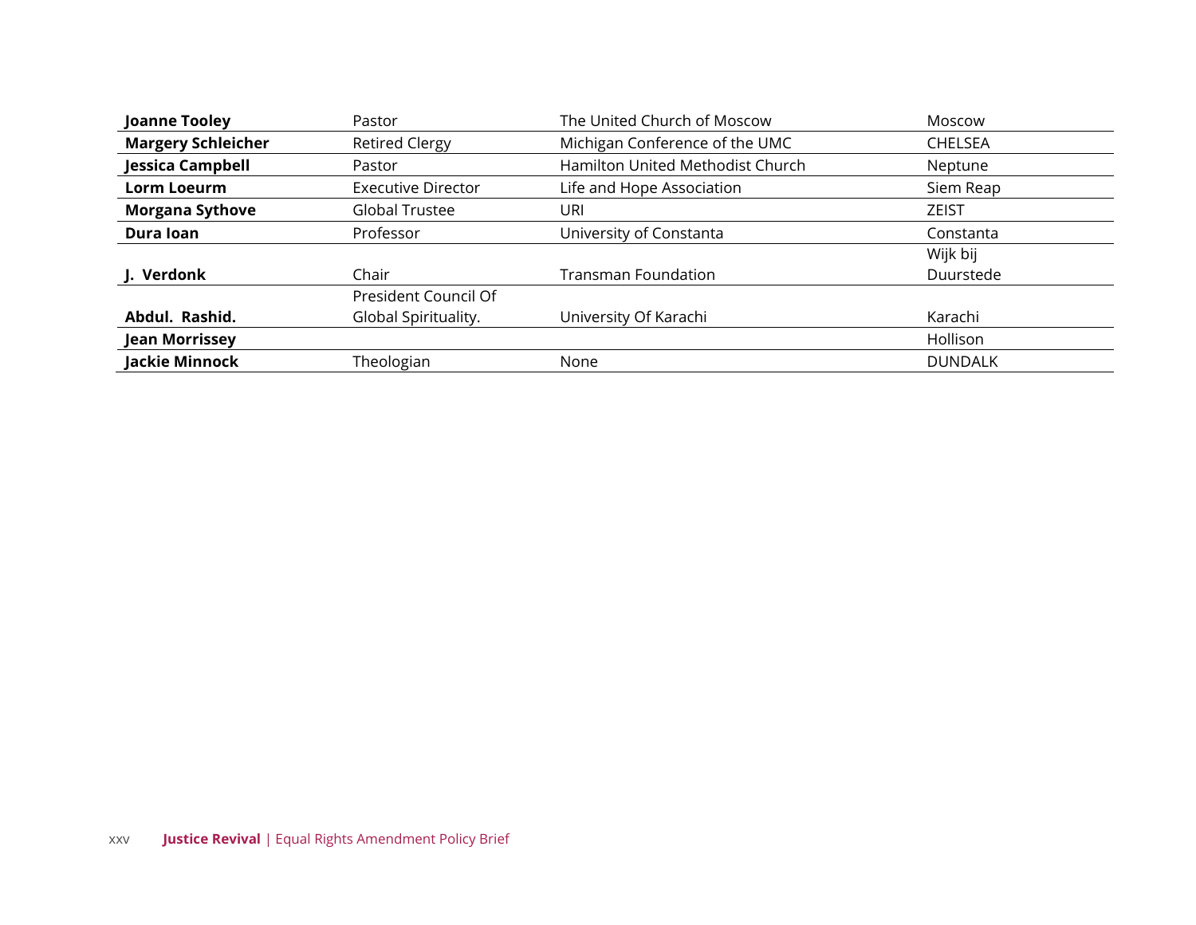| | | | |
|---|---|---|---|
| **Joanne Tooley** | Pastor | The United Church of Moscow | Moscow |
| **Margery Schleicher** | Retired Clergy | Michigan Conference of the UMC | CHELSEA |
| **Jessica Campbell** | Pastor | Hamilton United Methodist Church | Neptune |
| **Lorm Loeurm** | Executive Director | Life and Hope Association | Siem Reap |
| **Morgana Sythove** | Global Trustee | URI | ZEIST |
| **Dura Ioan** | Professor | University of Constanta | Constanta |
| **J. Verdonk** | Chair | Transman Foundation | Wijk bij Duurstede |
| **Abdul. Rashid.** | President Council Of Global Spirituality. | University Of Karachi | Karachi |
| **Jean Morrissey** | | | Hollison |
| **Jackie Minnock** | Theologian | None | DUNDALK |